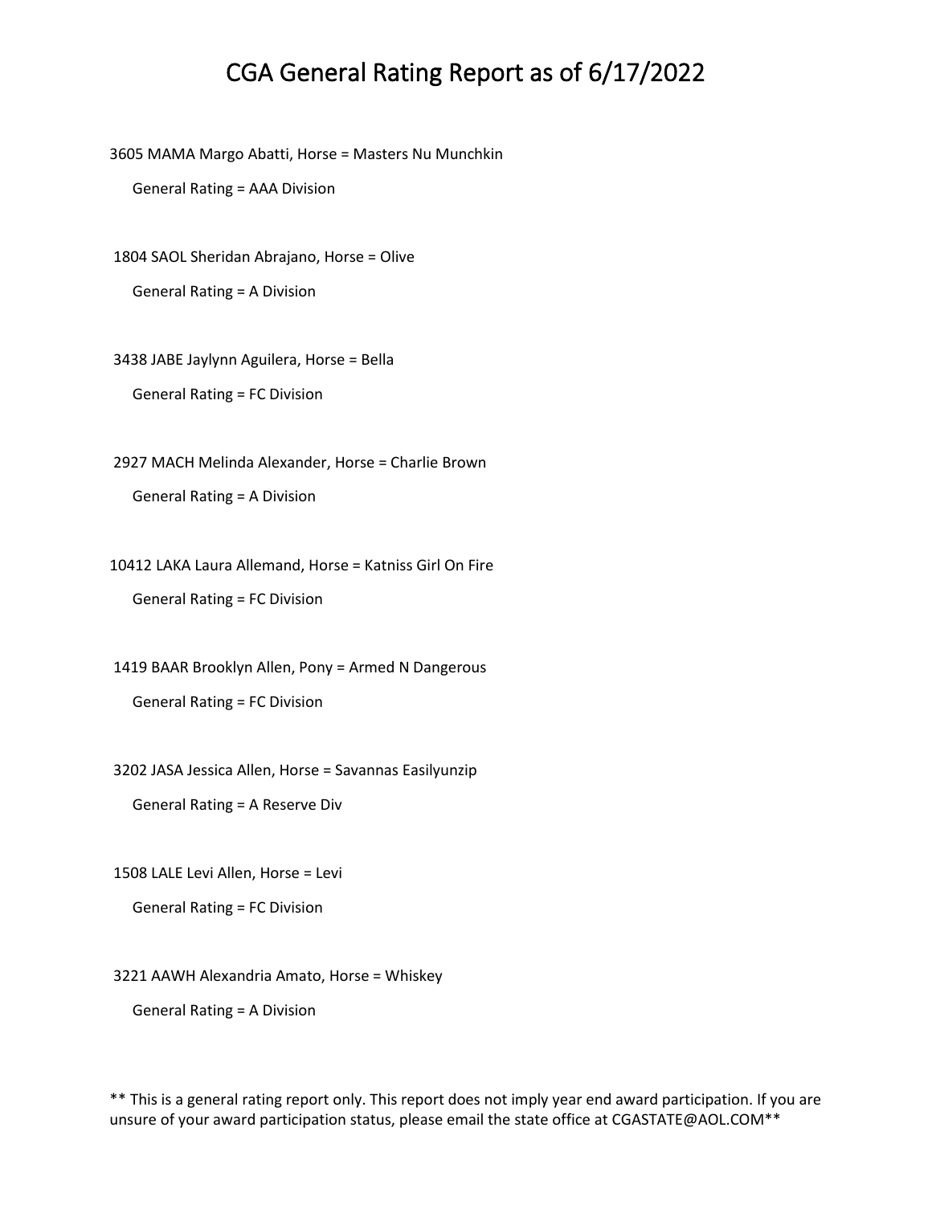# CGA General Rating Report as of 6/17/2022

3605 MAMA Margo Abatti, Horse = Masters Nu Munchkin

General Rating = AAA Division

1804 SAOL Sheridan Abrajano, Horse = Olive

General Rating = A Division

3438 JABE Jaylynn Aguilera, Horse = Bella

General Rating = FC Division

2927 MACH Melinda Alexander, Horse = Charlie Brown

General Rating = A Division

10412 LAKA Laura Allemand, Horse = Katniss Girl On Fire

General Rating = FC Division

1419 BAAR Brooklyn Allen, Pony = Armed N Dangerous

General Rating = FC Division

3202 JASA Jessica Allen, Horse = Savannas Easilyunzip

General Rating = A Reserve Div

1508 LALE Levi Allen, Horse = Levi

General Rating = FC Division

3221 AAWH Alexandria Amato, Horse = Whiskey

General Rating = A Division

** This is a general rating report only. This report does not imply year end award participation. If you are unsure of your award participation status, please email the state office at CGASTATE@AOL.COM**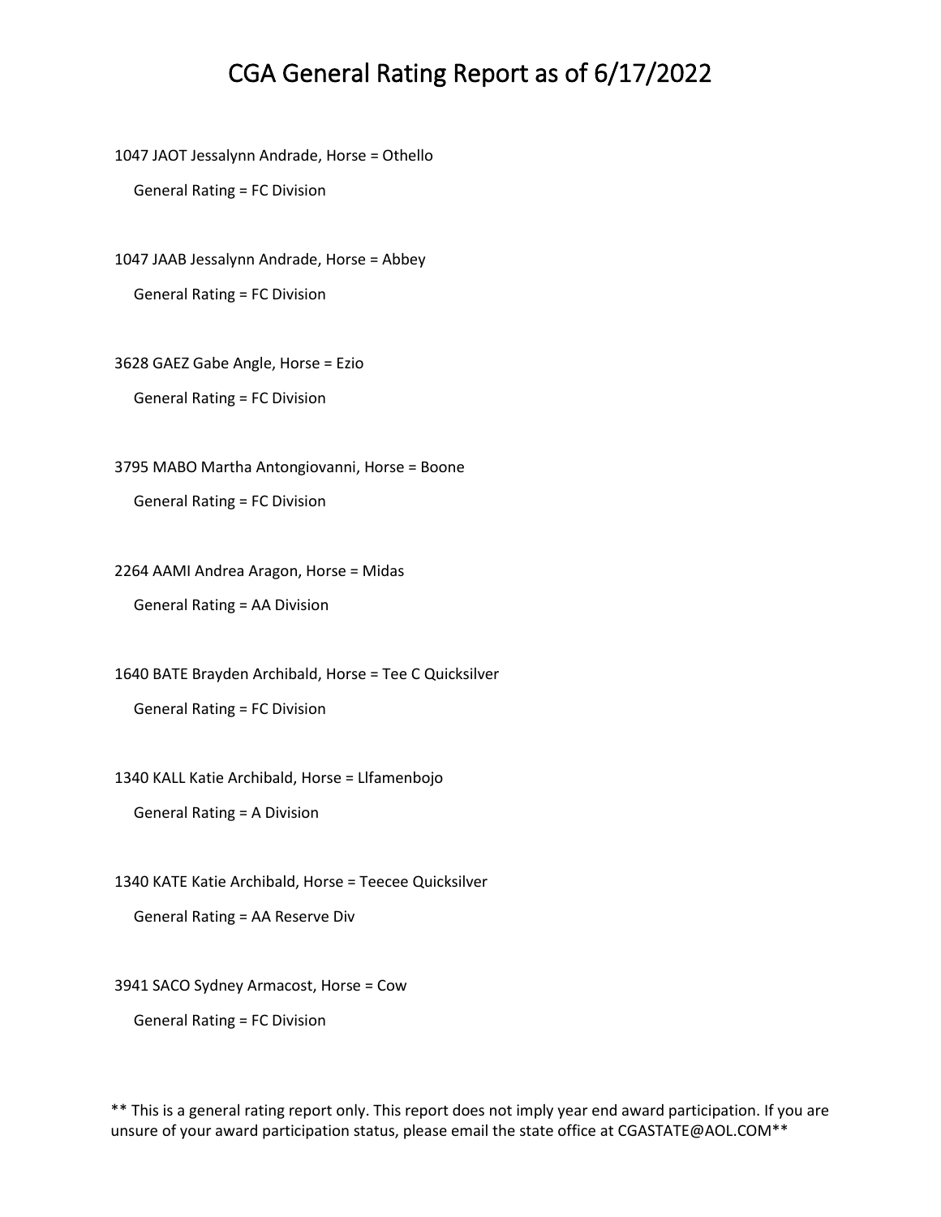# CGA General Rating Report as of 6/17/2022

1047 JAOT Jessalynn Andrade, Horse = Othello

General Rating = FC Division

1047 JAAB Jessalynn Andrade, Horse = Abbey

General Rating = FC Division

3628 GAEZ Gabe Angle, Horse = Ezio

General Rating = FC Division

3795 MABO Martha Antongiovanni, Horse = Boone

General Rating = FC Division

2264 AAMI Andrea Aragon, Horse = Midas

General Rating = AA Division

1640 BATE Brayden Archibald, Horse = Tee C Quicksilver

General Rating = FC Division

1340 KALL Katie Archibald, Horse = Llfamenbojo

General Rating = A Division

1340 KATE Katie Archibald, Horse = Teecee Quicksilver

General Rating = AA Reserve Div

3941 SACO Sydney Armacost, Horse = Cow

General Rating = FC Division

** This is a general rating report only. This report does not imply year end award participation. If you are unsure of your award participation status, please email the state office at CGASTATE@AOL.COM**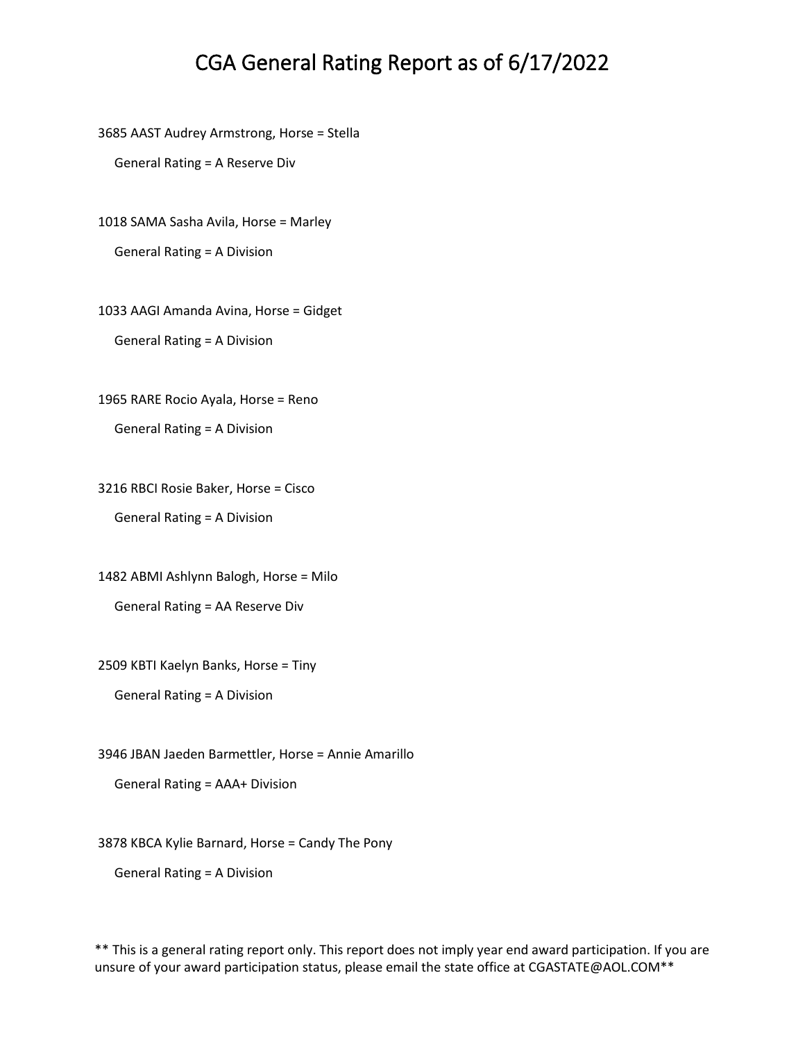# CGA General Rating Report as of 6/17/2022

3685 AAST Audrey Armstrong, Horse = Stella

General Rating = A Reserve Div

1018 SAMA Sasha Avila, Horse = Marley

General Rating = A Division

1033 AAGI Amanda Avina, Horse = Gidget

General Rating = A Division

1965 RARE Rocio Ayala, Horse = Reno

General Rating = A Division

3216 RBCI Rosie Baker, Horse = Cisco

General Rating = A Division

1482 ABMI Ashlynn Balogh, Horse = Milo

General Rating = AA Reserve Div

2509 KBTI Kaelyn Banks, Horse = Tiny

General Rating = A Division

3946 JBAN Jaeden Barmettler, Horse = Annie Amarillo

General Rating = AAA+ Division

3878 KBCA Kylie Barnard, Horse = Candy The Pony

General Rating = A Division

** This is a general rating report only. This report does not imply year end award participation. If you are unsure of your award participation status, please email the state office at CGASTATE@AOL.COM**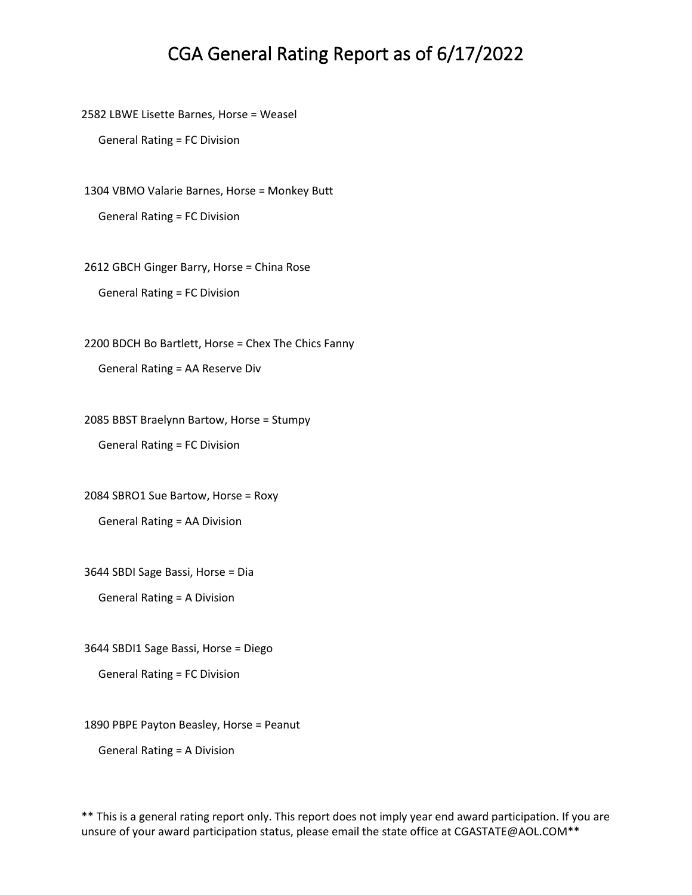# CGA General Rating Report as of 6/17/2022

2582 LBWE Lisette Barnes, Horse = Weasel

General Rating = FC Division

1304 VBMO Valarie Barnes, Horse = Monkey Butt

General Rating = FC Division

2612 GBCH Ginger Barry, Horse = China Rose

General Rating = FC Division

2200 BDCH Bo Bartlett, Horse = Chex The Chics Fanny

General Rating = AA Reserve Div

2085 BBST Braelynn Bartow, Horse = Stumpy

General Rating = FC Division

2084 SBRO1 Sue Bartow, Horse = Roxy

General Rating = AA Division

3644 SBDI Sage Bassi, Horse = Dia

General Rating = A Division

3644 SBDI1 Sage Bassi, Horse = Diego

General Rating = FC Division

1890 PBPE Payton Beasley, Horse = Peanut

General Rating = A Division

** This is a general rating report only. This report does not imply year end award participation. If you are unsure of your award participation status, please email the state office at CGASTATE@AOL.COM**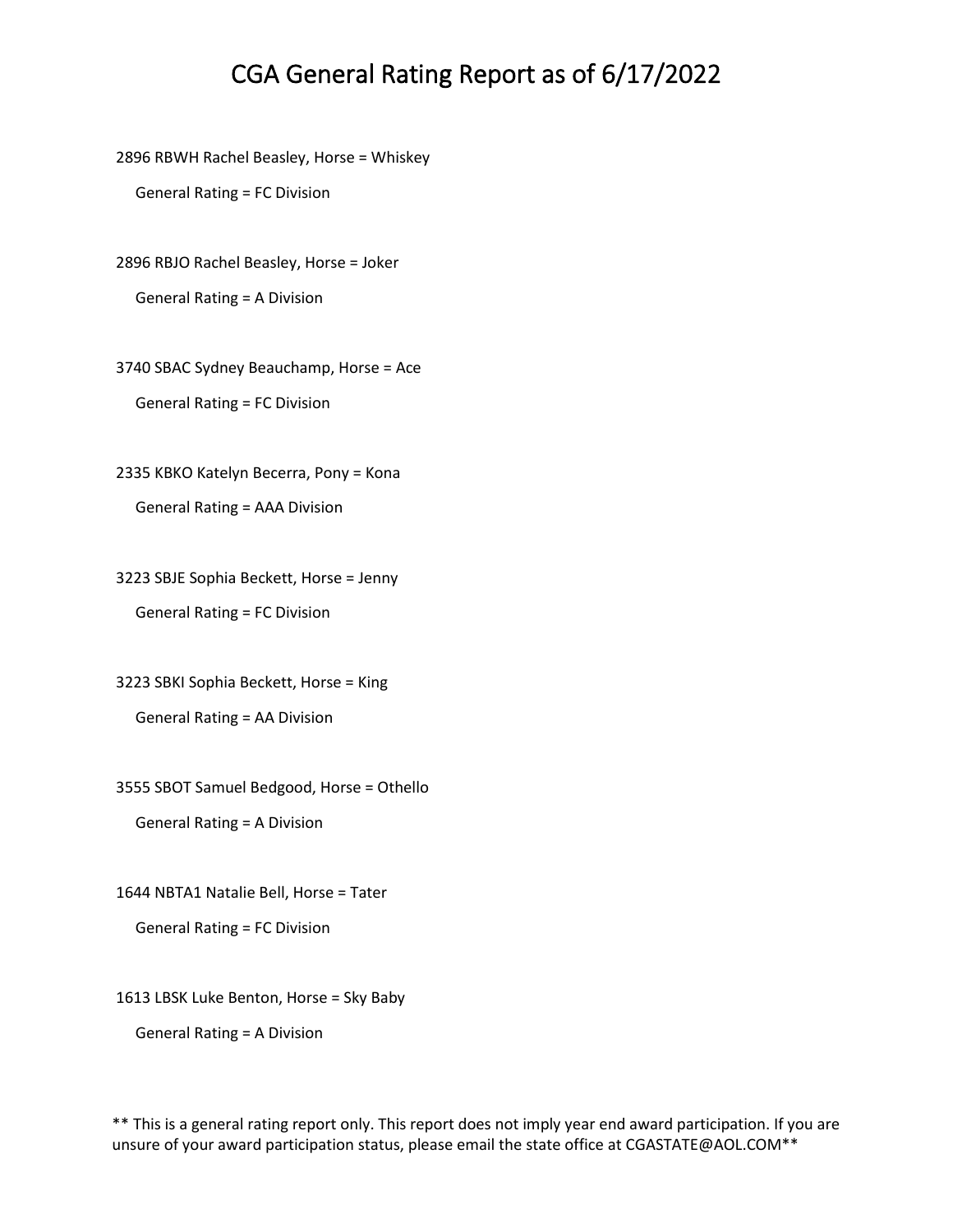# CGA General Rating Report as of 6/17/2022

2896 RBWH Rachel Beasley, Horse = Whiskey

General Rating = FC Division

2896 RBJO Rachel Beasley, Horse = Joker

General Rating = A Division

3740 SBAC Sydney Beauchamp, Horse = Ace

General Rating = FC Division

2335 KBKO Katelyn Becerra, Pony = Kona

General Rating = AAA Division

3223 SBJE Sophia Beckett, Horse = Jenny

General Rating = FC Division

3223 SBKI Sophia Beckett, Horse = King

General Rating = AA Division

3555 SBOT Samuel Bedgood, Horse = Othello

General Rating = A Division

1644 NBTA1 Natalie Bell, Horse = Tater

General Rating = FC Division

1613 LBSK Luke Benton, Horse = Sky Baby

General Rating = A Division

** This is a general rating report only. This report does not imply year end award participation. If you are unsure of your award participation status, please email the state office at CGASTATE@AOL.COM**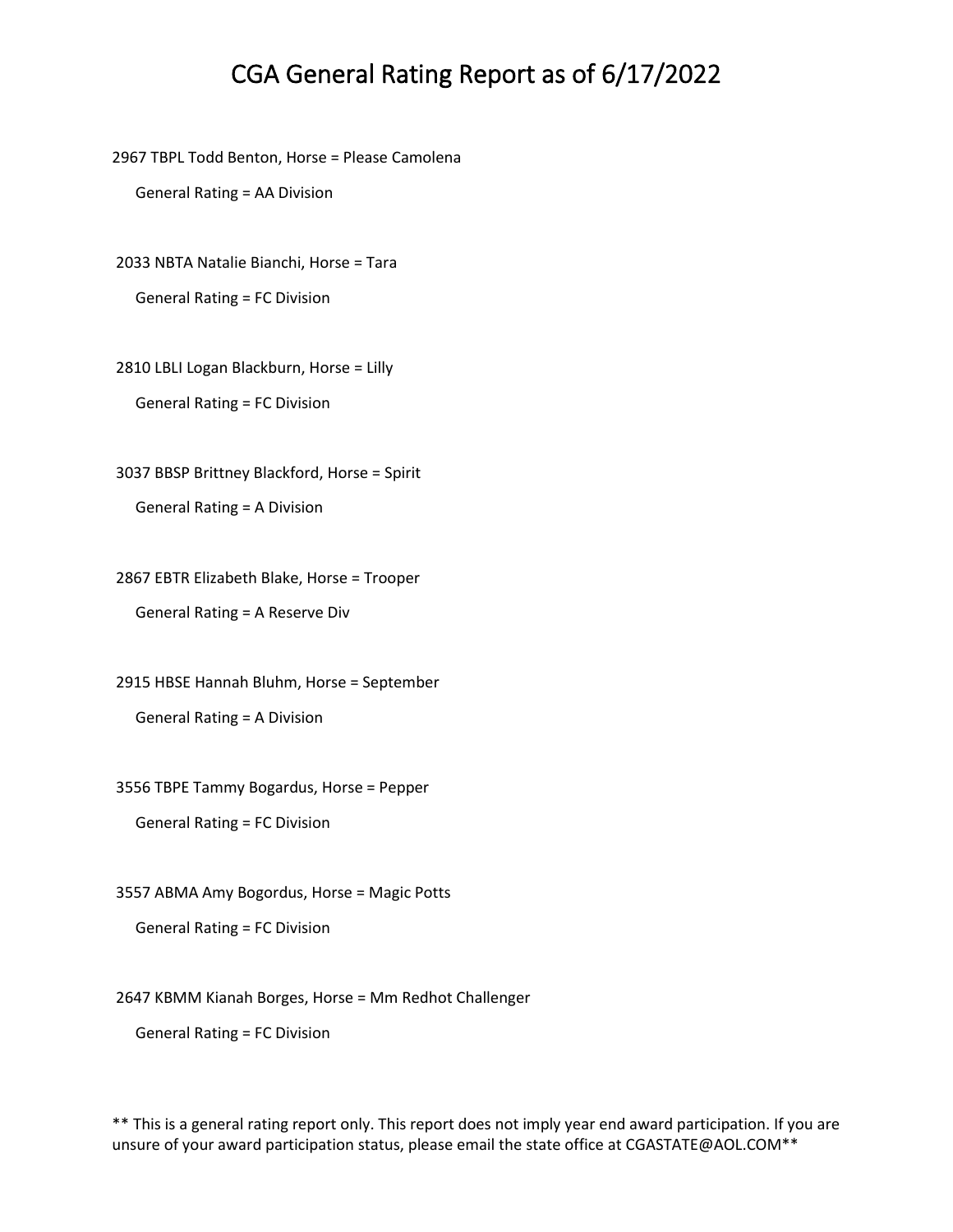# CGA General Rating Report as of 6/17/2022

2967 TBPL Todd Benton, Horse = Please Camolena

General Rating = AA Division

2033 NBTA Natalie Bianchi, Horse = Tara

General Rating = FC Division

2810 LBLI Logan Blackburn, Horse = Lilly

General Rating = FC Division

3037 BBSP Brittney Blackford, Horse = Spirit

General Rating = A Division

2867 EBTR Elizabeth Blake, Horse = Trooper

General Rating = A Reserve Div

2915 HBSE Hannah Bluhm, Horse = September

General Rating = A Division

3556 TBPE Tammy Bogardus, Horse = Pepper

General Rating = FC Division

3557 ABMA Amy Bogordus, Horse = Magic Potts

General Rating = FC Division

2647 KBMM Kianah Borges, Horse = Mm Redhot Challenger

General Rating = FC Division

** This is a general rating report only. This report does not imply year end award participation. If you are unsure of your award participation status, please email the state office at CGASTATE@AOL.COM**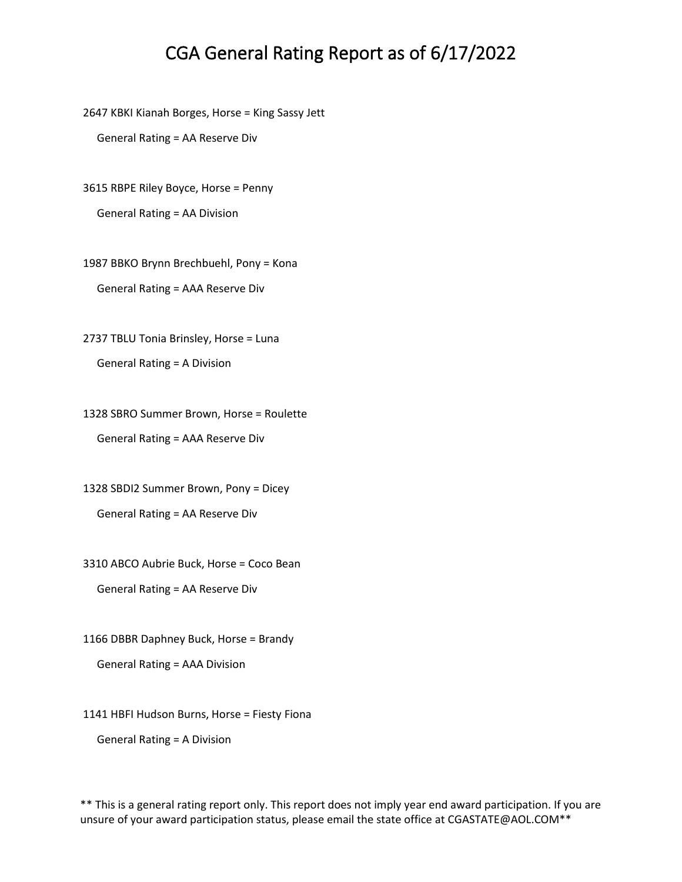# CGA General Rating Report as of 6/17/2022

2647 KBKI Kianah Borges, Horse = King Sassy Jett

General Rating = AA Reserve Div

3615 RBPE Riley Boyce, Horse = Penny

General Rating = AA Division

1987 BBKO Brynn Brechbuehl, Pony = Kona

General Rating = AAA Reserve Div

2737 TBLU Tonia Brinsley, Horse = Luna

General Rating = A Division

1328 SBRO Summer Brown, Horse = Roulette

General Rating = AAA Reserve Div

1328 SBDI2 Summer Brown, Pony = Dicey

General Rating = AA Reserve Div

3310 ABCO Aubrie Buck, Horse = Coco Bean

General Rating = AA Reserve Div

1166 DBBR Daphney Buck, Horse = Brandy

General Rating = AAA Division

1141 HBFI Hudson Burns, Horse = Fiesty Fiona

General Rating = A Division

** This is a general rating report only. This report does not imply year end award participation. If you are unsure of your award participation status, please email the state office at CGASTATE@AOL.COM**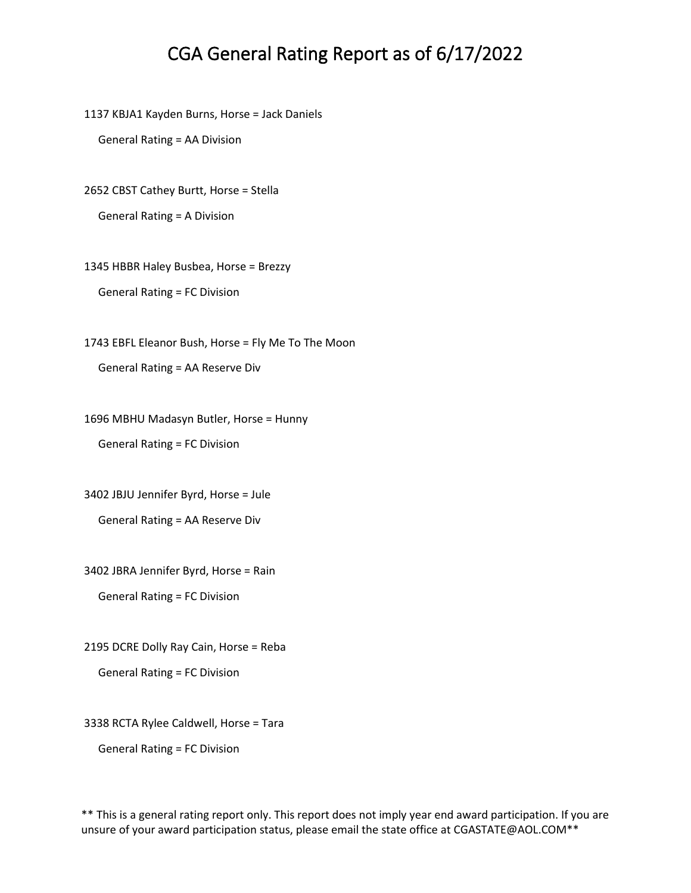# CGA General Rating Report as of 6/17/2022

1137 KBJA1 Kayden Burns, Horse = Jack Daniels

General Rating = AA Division

2652 CBST Cathey Burtt, Horse = Stella

General Rating = A Division

1345 HBBR Haley Busbea, Horse = Brezzy

General Rating = FC Division

1743 EBFL Eleanor Bush, Horse = Fly Me To The Moon

General Rating = AA Reserve Div

1696 MBHU Madasyn Butler, Horse = Hunny

General Rating = FC Division

3402 JBJU Jennifer Byrd, Horse = Jule

General Rating = AA Reserve Div

3402 JBRA Jennifer Byrd, Horse = Rain

General Rating = FC Division

2195 DCRE Dolly Ray Cain, Horse = Reba

General Rating = FC Division

3338 RCTA Rylee Caldwell, Horse = Tara

General Rating = FC Division

** This is a general rating report only. This report does not imply year end award participation. If you are unsure of your award participation status, please email the state office at CGASTATE@AOL.COM**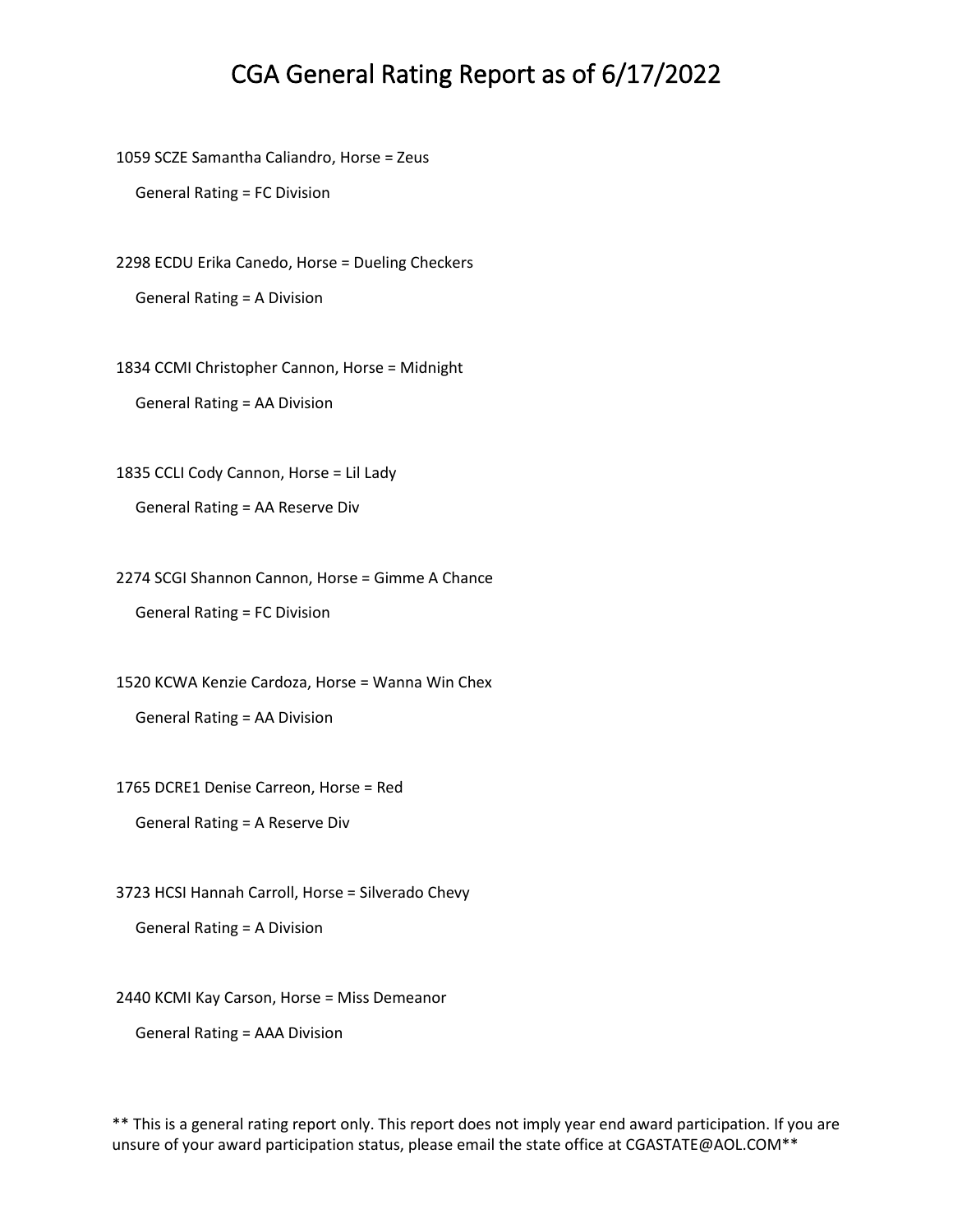# CGA General Rating Report as of 6/17/2022

1059 SCZE Samantha Caliandro, Horse = Zeus

General Rating = FC Division

2298 ECDU Erika Canedo, Horse = Dueling Checkers

General Rating = A Division

1834 CCMI Christopher Cannon, Horse = Midnight

General Rating = AA Division

1835 CCLI Cody Cannon, Horse = Lil Lady

General Rating = AA Reserve Div

2274 SCGI Shannon Cannon, Horse = Gimme A Chance

General Rating = FC Division

1520 KCWA Kenzie Cardoza, Horse = Wanna Win Chex

General Rating = AA Division

1765 DCRE1 Denise Carreon, Horse = Red

General Rating = A Reserve Div

3723 HCSI Hannah Carroll, Horse = Silverado Chevy

General Rating = A Division

2440 KCMI Kay Carson, Horse = Miss Demeanor

General Rating = AAA Division

** This is a general rating report only. This report does not imply year end award participation. If you are unsure of your award participation status, please email the state office at CGASTATE@AOL.COM**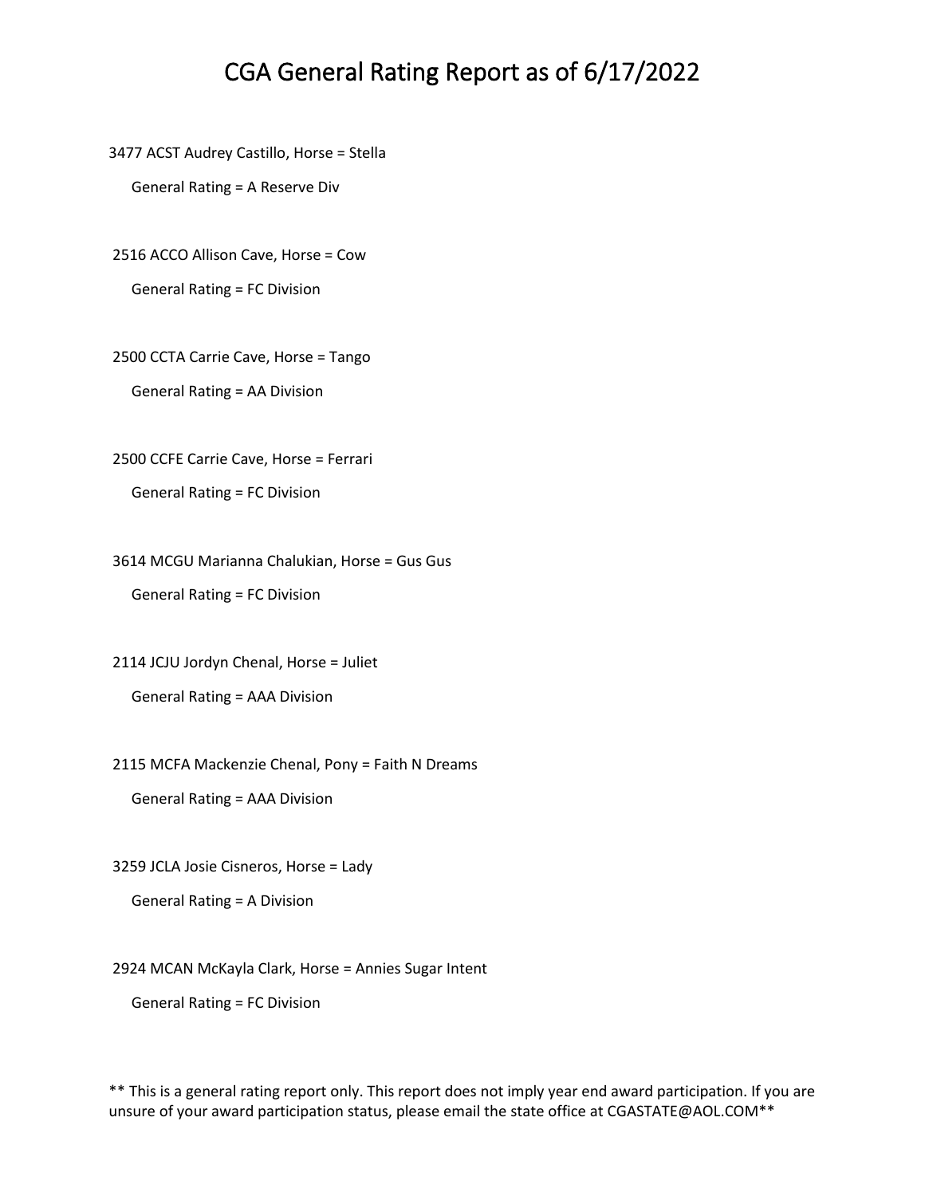# CGA General Rating Report as of 6/17/2022

3477 ACST Audrey Castillo, Horse = Stella

General Rating = A Reserve Div

2516 ACCO Allison Cave, Horse = Cow

General Rating = FC Division

2500 CCTA Carrie Cave, Horse = Tango

General Rating = AA Division

2500 CCFE Carrie Cave, Horse = Ferrari

General Rating = FC Division

3614 MCGU Marianna Chalukian, Horse = Gus Gus

General Rating = FC Division

2114 JCJU Jordyn Chenal, Horse = Juliet

General Rating = AAA Division

2115 MCFA Mackenzie Chenal, Pony = Faith N Dreams

General Rating = AAA Division

3259 JCLA Josie Cisneros, Horse = Lady

General Rating = A Division

2924 MCAN McKayla Clark, Horse = Annies Sugar Intent

General Rating = FC Division

** This is a general rating report only. This report does not imply year end award participation. If you are unsure of your award participation status, please email the state office at CGASTATE@AOL.COM**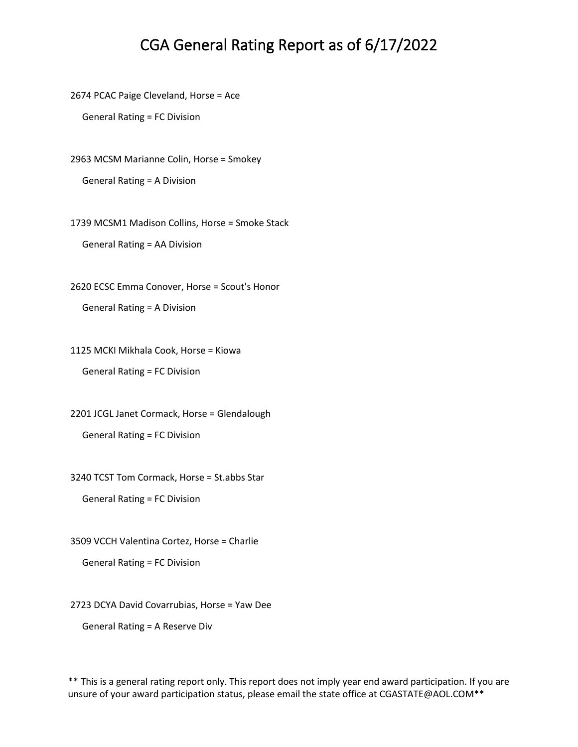# CGA General Rating Report as of 6/17/2022

2674 PCAC Paige Cleveland, Horse = Ace

General Rating = FC Division

2963 MCSM Marianne Colin, Horse = Smokey

General Rating = A Division

1739 MCSM1 Madison Collins, Horse = Smoke Stack

General Rating = AA Division

2620 ECSC Emma Conover, Horse = Scout's Honor

General Rating = A Division

1125 MCKI Mikhala Cook, Horse = Kiowa

General Rating = FC Division

2201 JCGL Janet Cormack, Horse = Glendalough

General Rating = FC Division

3240 TCST Tom Cormack, Horse = St.abbs Star

General Rating = FC Division

3509 VCCH Valentina Cortez, Horse = Charlie

General Rating = FC Division

2723 DCYA David Covarrubias, Horse = Yaw Dee

General Rating = A Reserve Div

** This is a general rating report only. This report does not imply year end award participation. If you are unsure of your award participation status, please email the state office at CGASTATE@AOL.COM**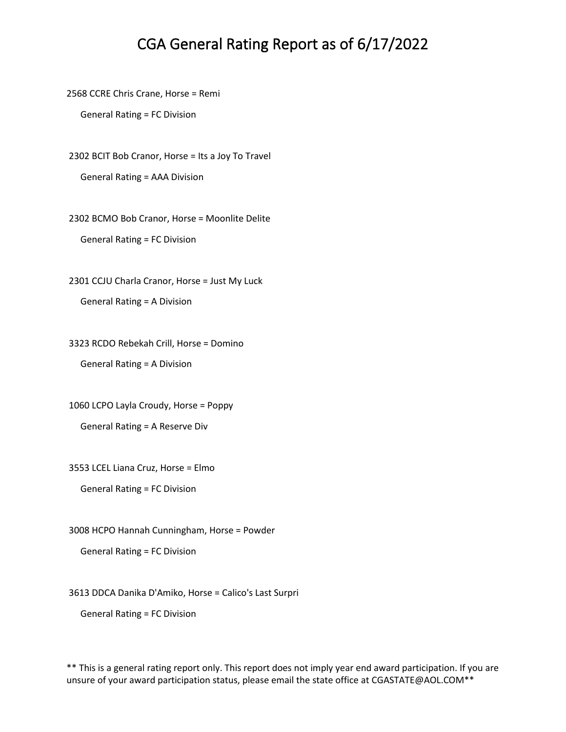# CGA General Rating Report as of 6/17/2022

2568 CCRE Chris Crane, Horse = Remi

General Rating = FC Division

2302 BCIT Bob Cranor, Horse = Its a Joy To Travel

General Rating = AAA Division

2302 BCMO Bob Cranor, Horse = Moonlite Delite

General Rating = FC Division

2301 CCJU Charla Cranor, Horse = Just My Luck

General Rating = A Division

3323 RCDO Rebekah Crill, Horse = Domino

General Rating = A Division

1060 LCPO Layla Croudy, Horse = Poppy

General Rating = A Reserve Div

3553 LCEL Liana Cruz, Horse = Elmo

General Rating = FC Division

3008 HCPO Hannah Cunningham, Horse = Powder

General Rating = FC Division

3613 DDCA Danika D'Amiko, Horse = Calico's Last Surpri

General Rating = FC Division

** This is a general rating report only. This report does not imply year end award participation. If you are unsure of your award participation status, please email the state office at CGASTATE@AOL.COM**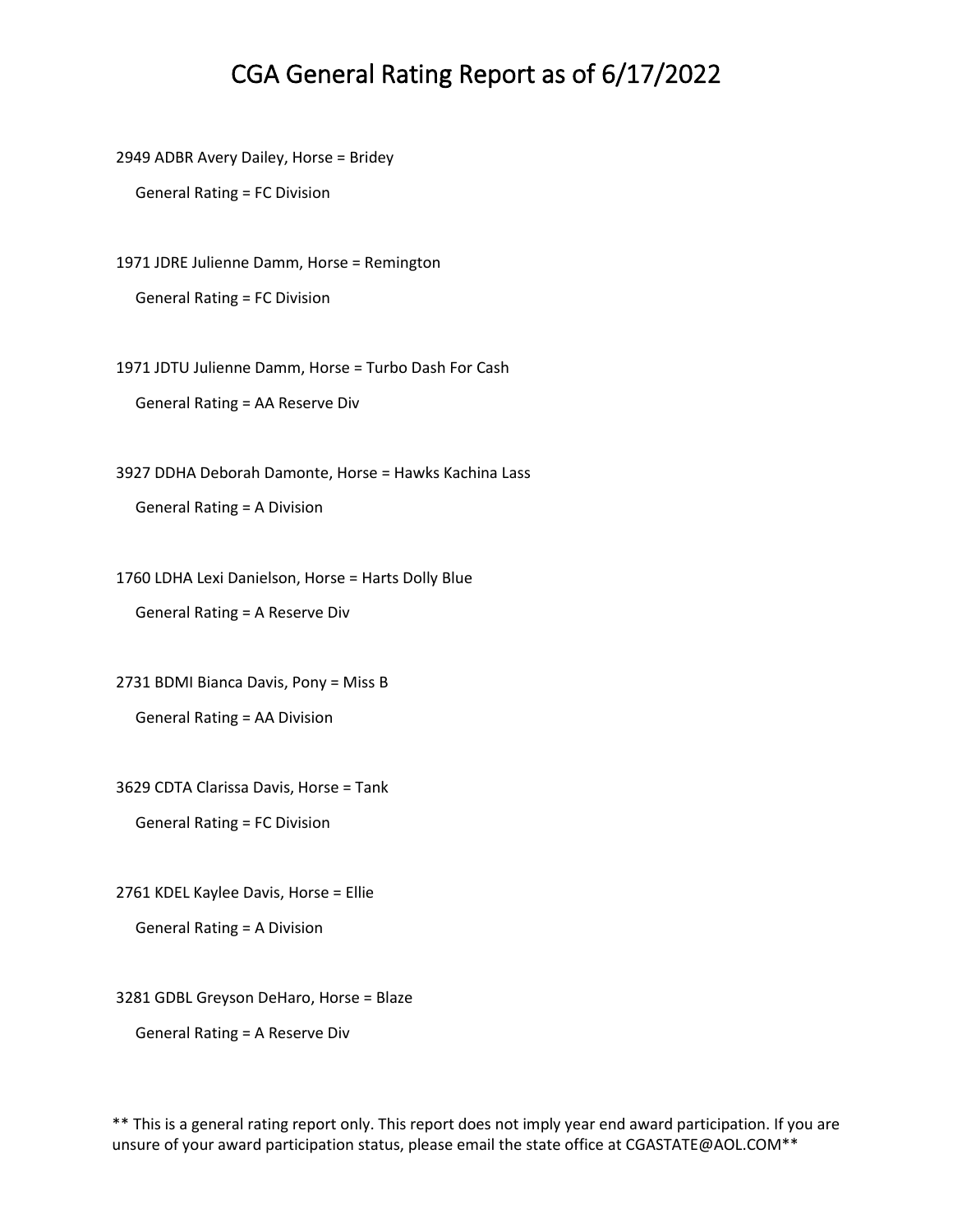# CGA General Rating Report as of 6/17/2022

2949 ADBR Avery Dailey, Horse = Bridey

General Rating = FC Division

1971 JDRE Julienne Damm, Horse = Remington

General Rating = FC Division

1971 JDTU Julienne Damm, Horse = Turbo Dash For Cash

General Rating = AA Reserve Div

3927 DDHA Deborah Damonte, Horse = Hawks Kachina Lass

General Rating = A Division

1760 LDHA Lexi Danielson, Horse = Harts Dolly Blue

General Rating = A Reserve Div

2731 BDMI Bianca Davis, Pony = Miss B

General Rating = AA Division

3629 CDTA Clarissa Davis, Horse = Tank

General Rating = FC Division

2761 KDEL Kaylee Davis, Horse = Ellie

General Rating = A Division

3281 GDBL Greyson DeHaro, Horse = Blaze

General Rating = A Reserve Div

** This is a general rating report only. This report does not imply year end award participation. If you are unsure of your award participation status, please email the state office at CGASTATE@AOL.COM**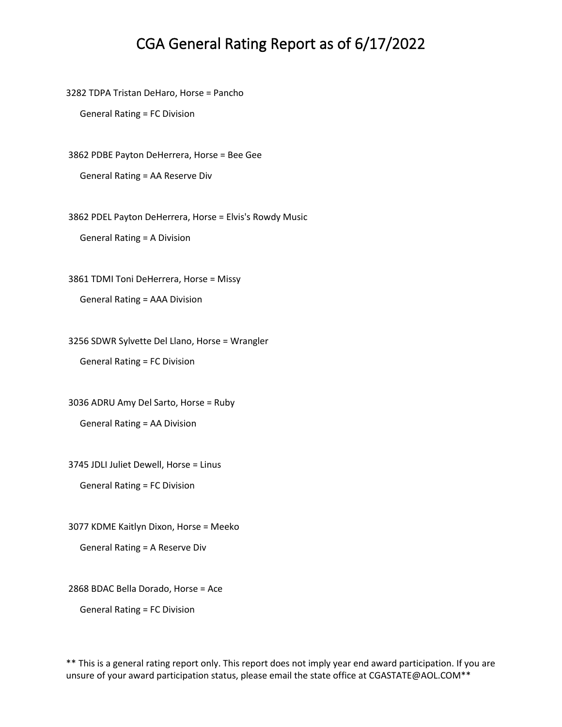# CGA General Rating Report as of 6/17/2022

3282 TDPA Tristan DeHaro, Horse = Pancho

General Rating = FC Division

3862 PDBE Payton DeHerrera, Horse = Bee Gee

General Rating = AA Reserve Div

3862 PDEL Payton DeHerrera, Horse = Elvis's Rowdy Music

General Rating = A Division

3861 TDMI Toni DeHerrera, Horse = Missy

General Rating = AAA Division

3256 SDWR Sylvette Del Llano, Horse = Wrangler

General Rating = FC Division

3036 ADRU Amy Del Sarto, Horse = Ruby

General Rating = AA Division

3745 JDLI Juliet Dewell, Horse = Linus

General Rating = FC Division

3077 KDME Kaitlyn Dixon, Horse = Meeko

General Rating = A Reserve Div

2868 BDAC Bella Dorado, Horse = Ace

General Rating = FC Division

** This is a general rating report only. This report does not imply year end award participation. If you are unsure of your award participation status, please email the state office at CGASTATE@AOL.COM**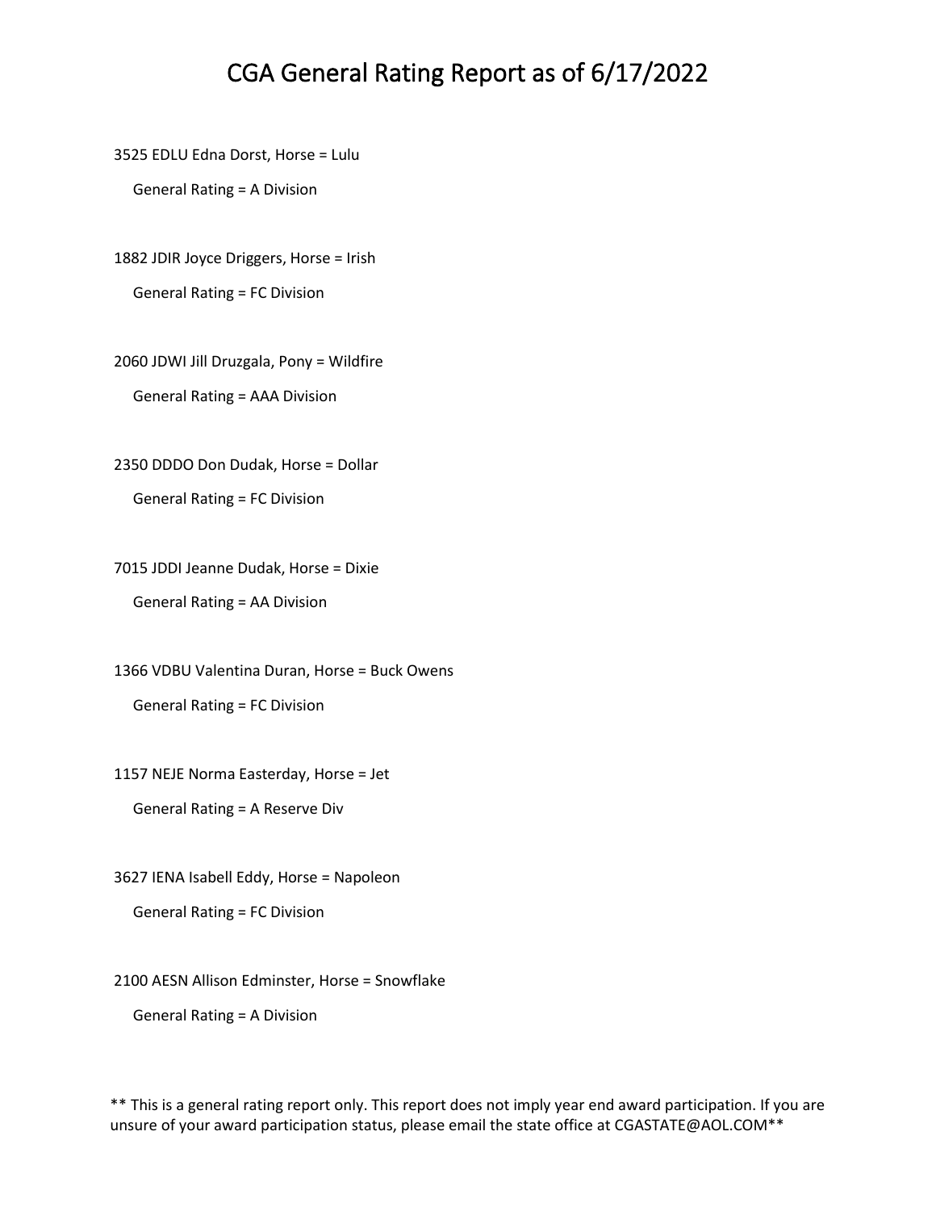# CGA General Rating Report as of 6/17/2022

3525 EDLU Edna Dorst, Horse = Lulu

General Rating = A Division

1882 JDIR Joyce Driggers, Horse = Irish

General Rating = FC Division

2060 JDWI Jill Druzgala, Pony = Wildfire

General Rating = AAA Division

2350 DDDO Don Dudak, Horse = Dollar

General Rating = FC Division

7015 JDDI Jeanne Dudak, Horse = Dixie

General Rating = AA Division

1366 VDBU Valentina Duran, Horse = Buck Owens

General Rating = FC Division

1157 NEJE Norma Easterday, Horse = Jet

General Rating = A Reserve Div

3627 IENA Isabell Eddy, Horse = Napoleon

General Rating = FC Division

2100 AESN Allison Edminster, Horse = Snowflake

General Rating = A Division

** This is a general rating report only. This report does not imply year end award participation. If you are unsure of your award participation status, please email the state office at CGASTATE@AOL.COM**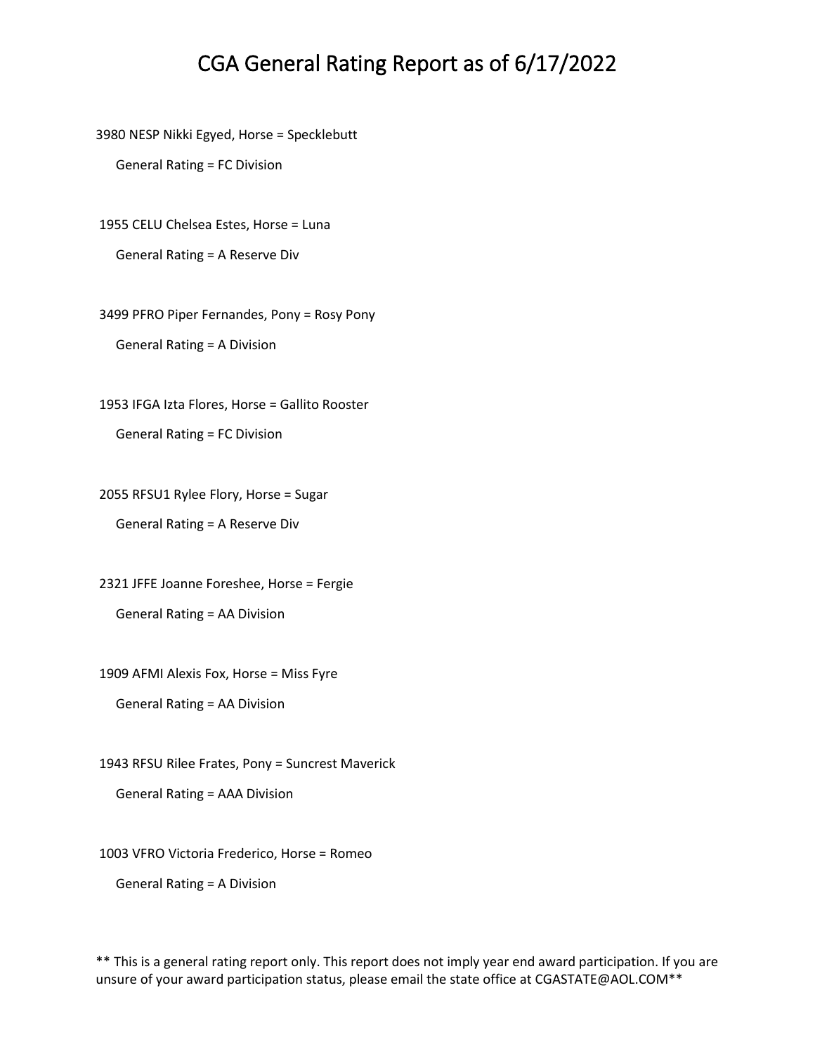# CGA General Rating Report as of 6/17/2022

3980 NESP Nikki Egyed, Horse = Specklebutt

General Rating = FC Division

1955 CELU Chelsea Estes, Horse = Luna

General Rating = A Reserve Div

3499 PFRO Piper Fernandes, Pony = Rosy Pony

General Rating = A Division

1953 IFGA Izta Flores, Horse = Gallito Rooster

General Rating = FC Division

2055 RFSU1 Rylee Flory, Horse = Sugar

General Rating = A Reserve Div

2321 JFFE Joanne Foreshee, Horse = Fergie

General Rating = AA Division

1909 AFMI Alexis Fox, Horse = Miss Fyre

General Rating = AA Division

1943 RFSU Rilee Frates, Pony = Suncrest Maverick

General Rating = AAA Division

1003 VFRO Victoria Frederico, Horse = Romeo

General Rating = A Division

** This is a general rating report only. This report does not imply year end award participation. If you are unsure of your award participation status, please email the state office at CGASTATE@AOL.COM**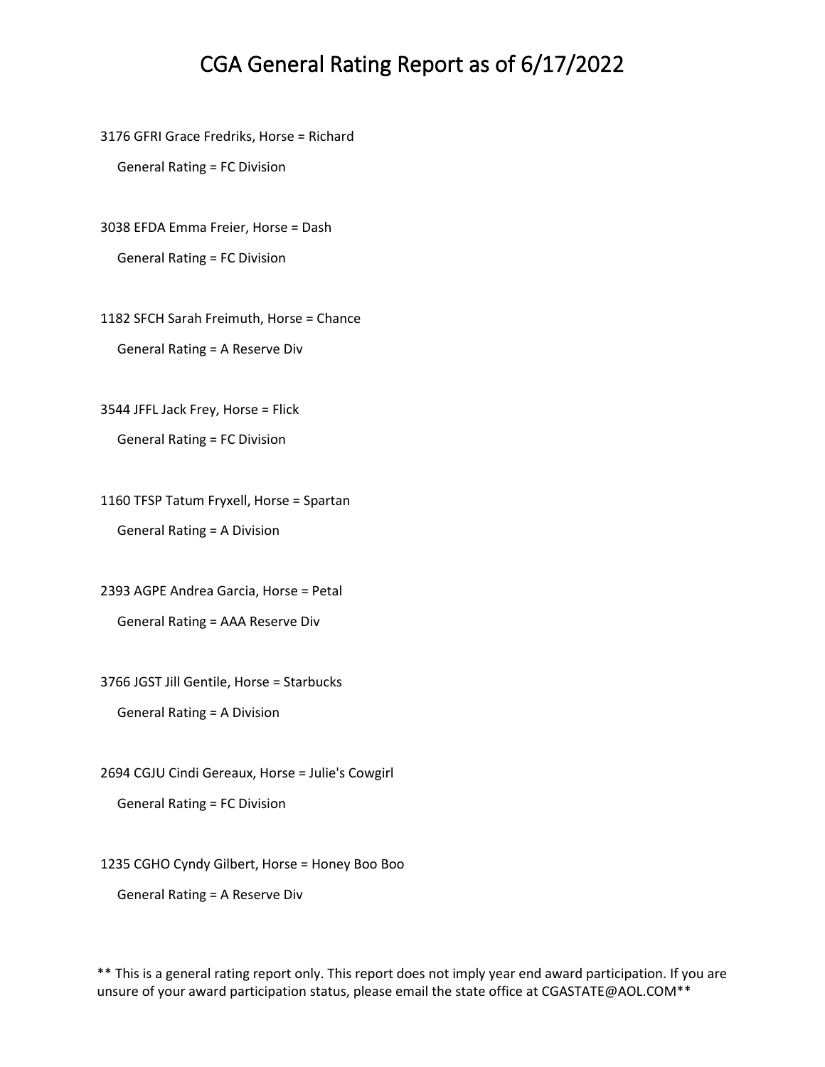# CGA General Rating Report as of 6/17/2022

3176 GFRI Grace Fredriks, Horse = Richard

General Rating = FC Division

3038 EFDA Emma Freier, Horse = Dash

General Rating = FC Division

1182 SFCH Sarah Freimuth, Horse = Chance

General Rating = A Reserve Div

3544 JFFL Jack Frey, Horse = Flick

General Rating = FC Division

1160 TFSP Tatum Fryxell, Horse = Spartan

General Rating = A Division

2393 AGPE Andrea Garcia, Horse = Petal

General Rating = AAA Reserve Div

3766 JGST Jill Gentile, Horse = Starbucks

General Rating = A Division

2694 CGJU Cindi Gereaux, Horse = Julie's Cowgirl

General Rating = FC Division

1235 CGHO Cyndy Gilbert, Horse = Honey Boo Boo

General Rating = A Reserve Div

** This is a general rating report only. This report does not imply year end award participation. If you are unsure of your award participation status, please email the state office at CGASTATE@AOL.COM**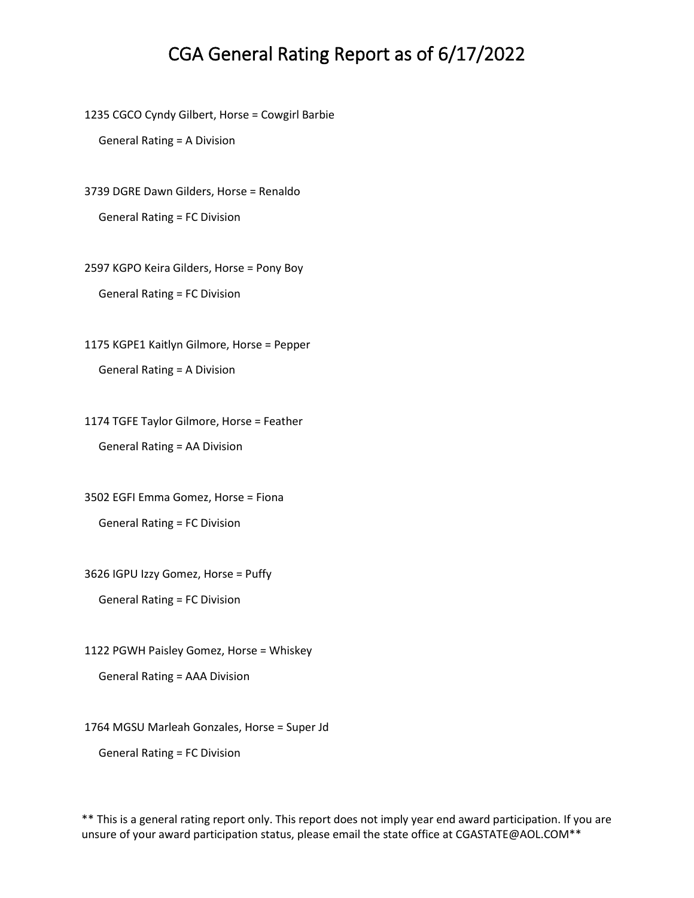# CGA General Rating Report as of 6/17/2022

1235 CGCO Cyndy Gilbert, Horse = Cowgirl Barbie

General Rating = A Division

3739 DGRE Dawn Gilders, Horse = Renaldo

General Rating = FC Division

2597 KGPO Keira Gilders, Horse = Pony Boy

General Rating = FC Division

1175 KGPE1 Kaitlyn Gilmore, Horse = Pepper

General Rating = A Division

1174 TGFE Taylor Gilmore, Horse = Feather

General Rating = AA Division

3502 EGFI Emma Gomez, Horse = Fiona

General Rating = FC Division

3626 IGPU Izzy Gomez, Horse = Puffy

General Rating = FC Division

1122 PGWH Paisley Gomez, Horse = Whiskey

General Rating = AAA Division

1764 MGSU Marleah Gonzales, Horse = Super Jd

General Rating = FC Division

** This is a general rating report only. This report does not imply year end award participation. If you are unsure of your award participation status, please email the state office at CGASTATE@AOL.COM**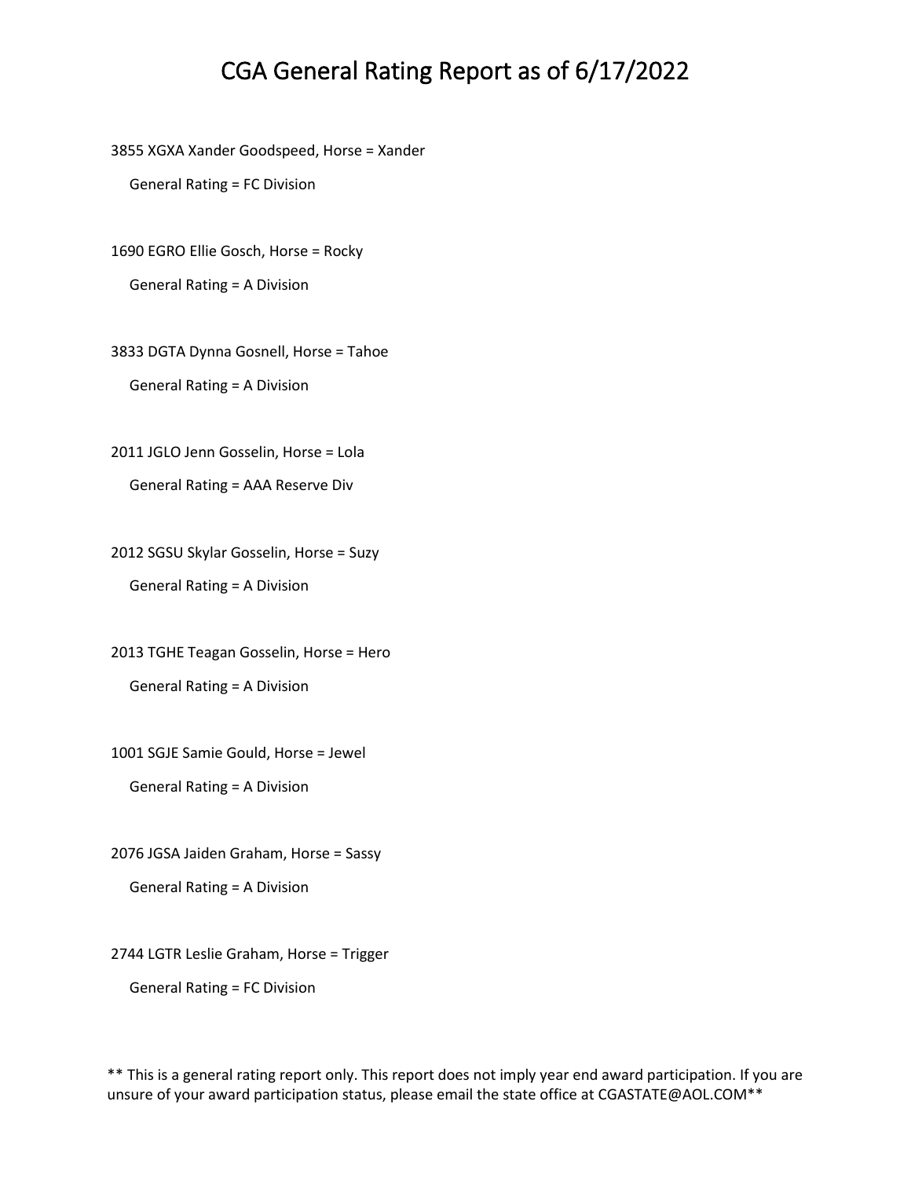# CGA General Rating Report as of 6/17/2022

3855 XGXA Xander Goodspeed, Horse = Xander

General Rating = FC Division

1690 EGRO Ellie Gosch, Horse = Rocky

General Rating = A Division

3833 DGTA Dynna Gosnell, Horse = Tahoe

General Rating = A Division

2011 JGLO Jenn Gosselin, Horse = Lola

General Rating = AAA Reserve Div

2012 SGSU Skylar Gosselin, Horse = Suzy

General Rating = A Division

2013 TGHE Teagan Gosselin, Horse = Hero

General Rating = A Division

1001 SGJE Samie Gould, Horse = Jewel

General Rating = A Division

2076 JGSA Jaiden Graham, Horse = Sassy

General Rating = A Division

2744 LGTR Leslie Graham, Horse = Trigger

General Rating = FC Division

** This is a general rating report only. This report does not imply year end award participation. If you are unsure of your award participation status, please email the state office at CGASTATE@AOL.COM**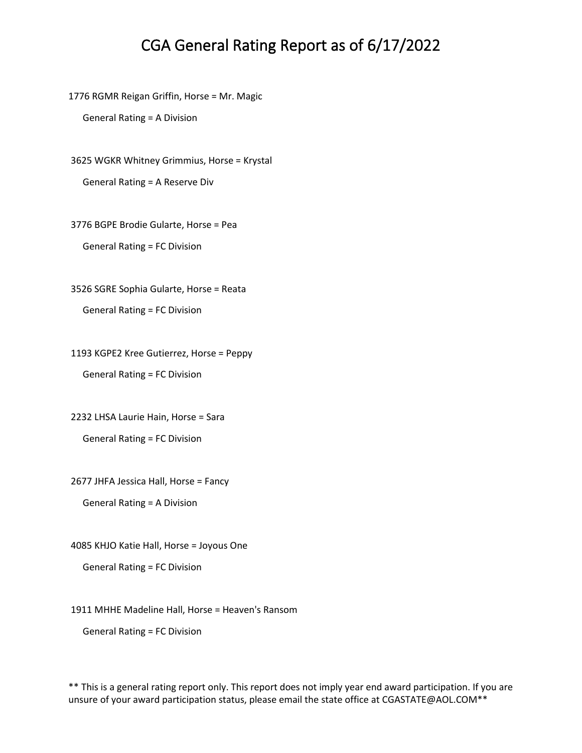# CGA General Rating Report as of 6/17/2022

1776 RGMR Reigan Griffin, Horse = Mr. Magic

General Rating = A Division

3625 WGKR Whitney Grimmius, Horse = Krystal

General Rating = A Reserve Div

3776 BGPE Brodie Gularte, Horse = Pea

General Rating = FC Division

3526 SGRE Sophia Gularte, Horse = Reata

General Rating = FC Division

1193 KGPE2 Kree Gutierrez, Horse = Peppy

General Rating = FC Division

2232 LHSA Laurie Hain, Horse = Sara

General Rating = FC Division

2677 JHFA Jessica Hall, Horse = Fancy

General Rating = A Division

4085 KHJO Katie Hall, Horse = Joyous One

General Rating = FC Division

1911 MHHE Madeline Hall, Horse = Heaven's Ransom

General Rating = FC Division

** This is a general rating report only. This report does not imply year end award participation. If you are unsure of your award participation status, please email the state office at CGASTATE@AOL.COM**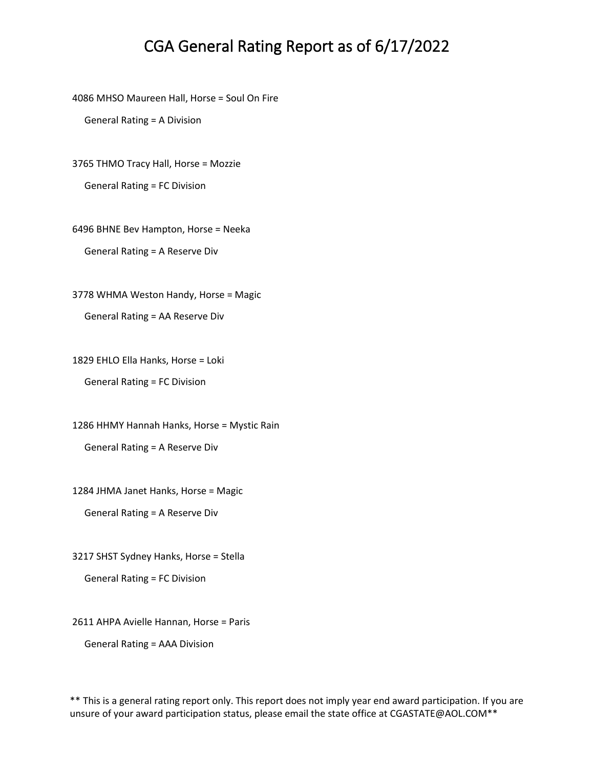# CGA General Rating Report as of 6/17/2022

4086 MHSO Maureen Hall, Horse = Soul On Fire

General Rating = A Division

3765 THMO Tracy Hall, Horse = Mozzie

General Rating = FC Division

6496 BHNE Bev Hampton, Horse = Neeka

General Rating = A Reserve Div

3778 WHMA Weston Handy, Horse = Magic

General Rating = AA Reserve Div

1829 EHLO Ella Hanks, Horse = Loki

General Rating = FC Division

1286 HHMY Hannah Hanks, Horse = Mystic Rain

General Rating = A Reserve Div

1284 JHMA Janet Hanks, Horse = Magic

General Rating = A Reserve Div

3217 SHST Sydney Hanks, Horse = Stella

General Rating = FC Division

2611 AHPA Avielle Hannan, Horse = Paris

General Rating = AAA Division

** This is a general rating report only. This report does not imply year end award participation. If you are unsure of your award participation status, please email the state office at CGASTATE@AOL.COM**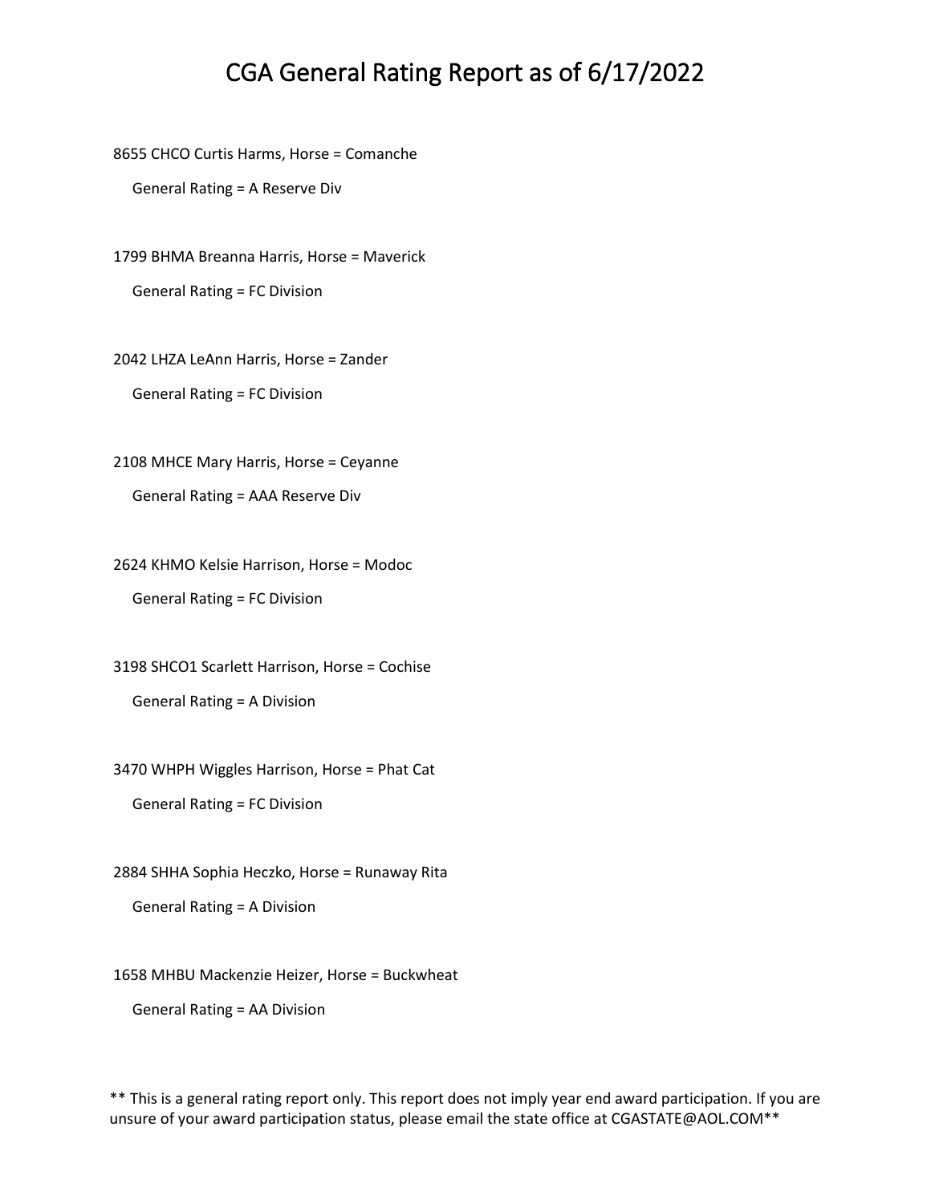# CGA General Rating Report as of 6/17/2022

8655 CHCO Curtis Harms, Horse = Comanche

General Rating = A Reserve Div

1799 BHMA Breanna Harris, Horse = Maverick

General Rating = FC Division

2042 LHZA LeAnn Harris, Horse = Zander

General Rating = FC Division

2108 MHCE Mary Harris, Horse = Ceyanne

General Rating = AAA Reserve Div

2624 KHMO Kelsie Harrison, Horse = Modoc

General Rating = FC Division

3198 SHCO1 Scarlett Harrison, Horse = Cochise

General Rating = A Division

3470 WHPH Wiggles Harrison, Horse = Phat Cat

General Rating = FC Division

2884 SHHA Sophia Heczko, Horse = Runaway Rita

General Rating = A Division

1658 MHBU Mackenzie Heizer, Horse = Buckwheat

General Rating = AA Division

** This is a general rating report only. This report does not imply year end award participation. If you are unsure of your award participation status, please email the state office at CGASTATE@AOL.COM**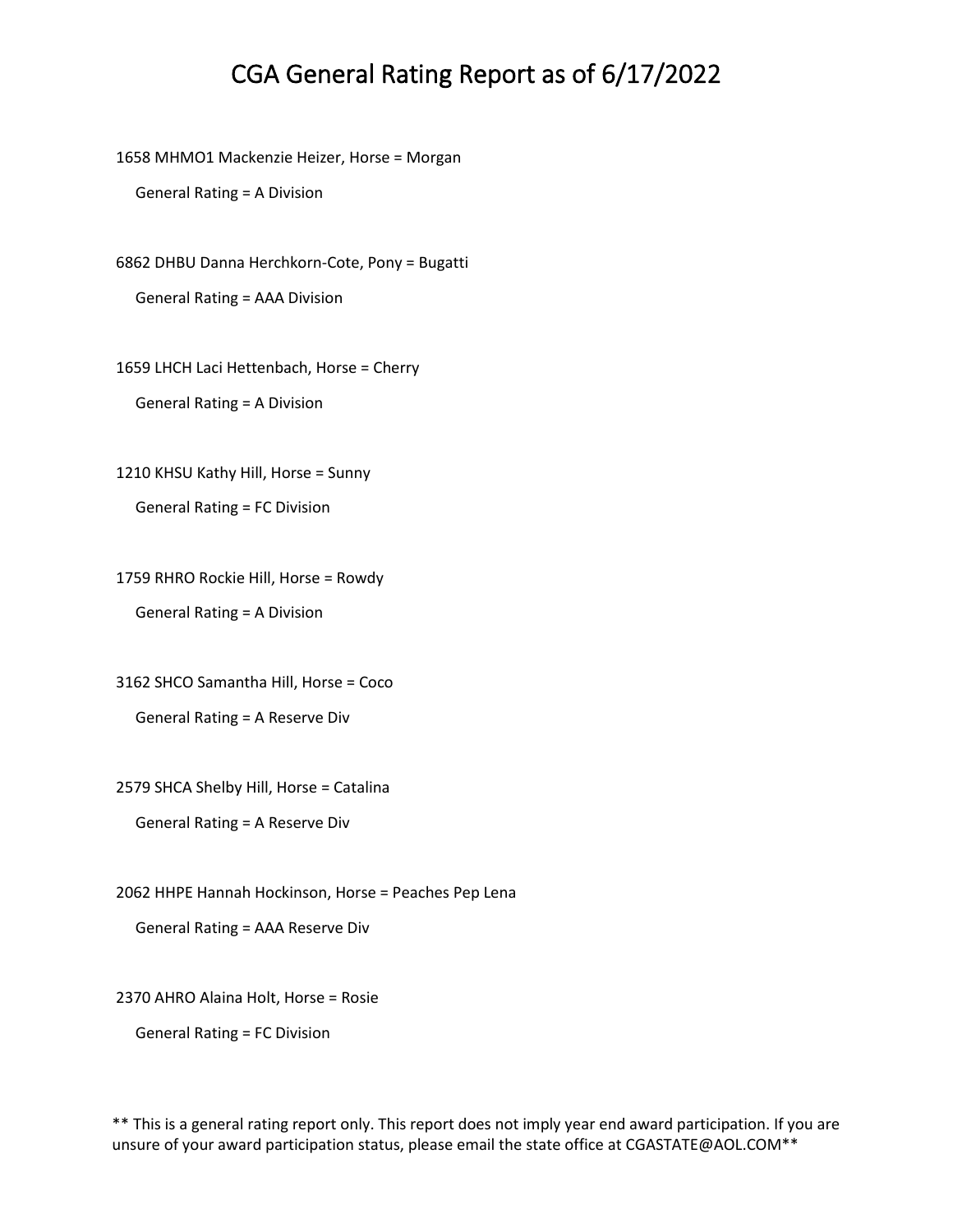# CGA General Rating Report as of 6/17/2022

1658 MHMO1 Mackenzie Heizer, Horse = Morgan

General Rating = A Division

6862 DHBU Danna Herchkorn-Cote, Pony = Bugatti

General Rating = AAA Division

1659 LHCH Laci Hettenbach, Horse = Cherry

General Rating = A Division

1210 KHSU Kathy Hill, Horse = Sunny

General Rating = FC Division

1759 RHRO Rockie Hill, Horse = Rowdy

General Rating = A Division

3162 SHCO Samantha Hill, Horse = Coco

General Rating = A Reserve Div

2579 SHCA Shelby Hill, Horse = Catalina

General Rating = A Reserve Div

2062 HHPE Hannah Hockinson, Horse = Peaches Pep Lena

General Rating = AAA Reserve Div

2370 AHRO Alaina Holt, Horse = Rosie

General Rating = FC Division

** This is a general rating report only. This report does not imply year end award participation. If you are unsure of your award participation status, please email the state office at CGASTATE@AOL.COM**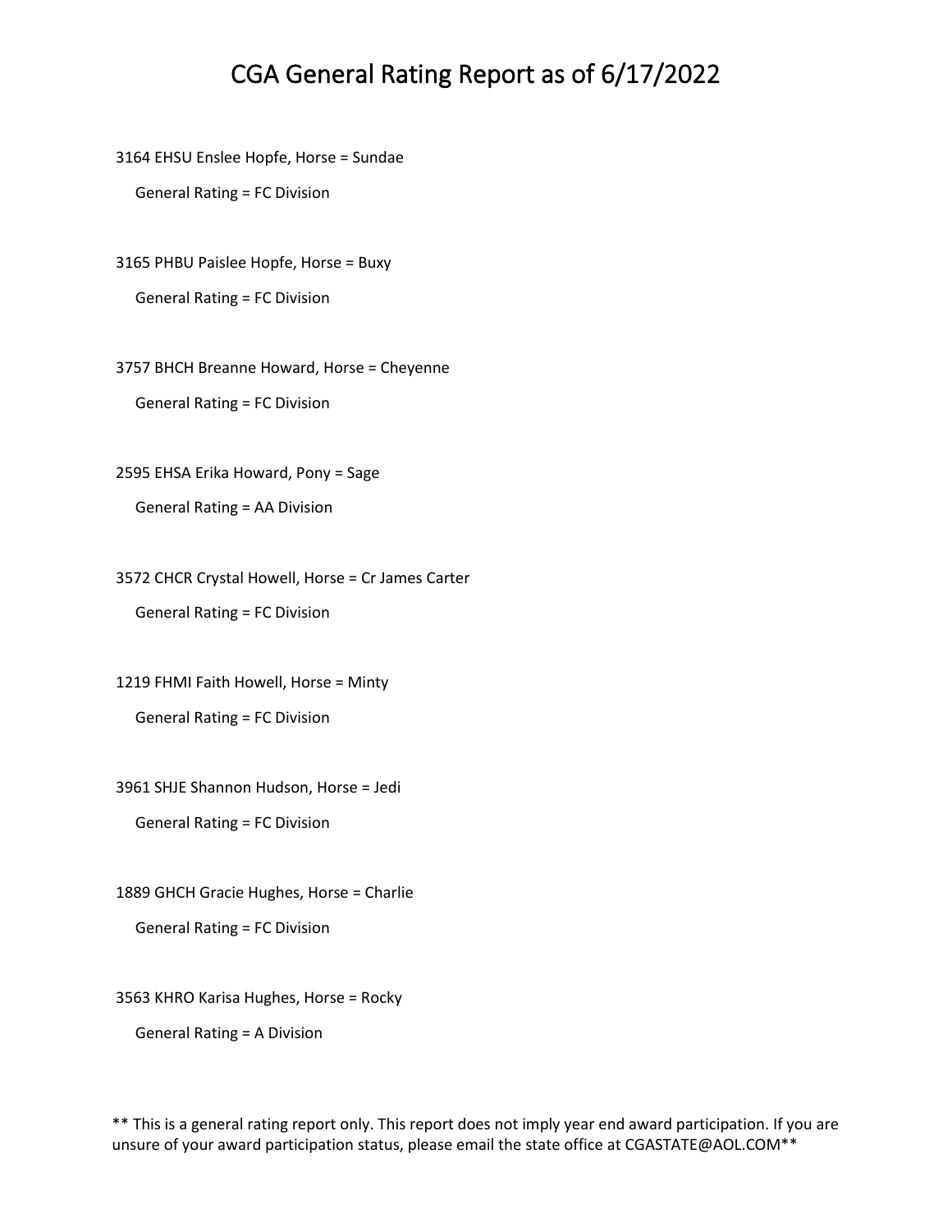# CGA General Rating Report as of 6/17/2022

3164 EHSU Enslee Hopfe, Horse = Sundae

General Rating = FC Division

3165 PHBU Paislee Hopfe, Horse = Buxy

General Rating = FC Division

3757 BHCH Breanne Howard, Horse = Cheyenne

General Rating = FC Division

2595 EHSA Erika Howard, Pony = Sage

General Rating = AA Division

3572 CHCR Crystal Howell, Horse = Cr James Carter

General Rating = FC Division

1219 FHMI Faith Howell, Horse = Minty

General Rating = FC Division

3961 SHJE Shannon Hudson, Horse = Jedi

General Rating = FC Division

1889 GHCH Gracie Hughes, Horse = Charlie

General Rating = FC Division

3563 KHRO Karisa Hughes, Horse = Rocky

General Rating = A Division

** This is a general rating report only. This report does not imply year end award participation. If you are unsure of your award participation status, please email the state office at CGASTATE@AOL.COM**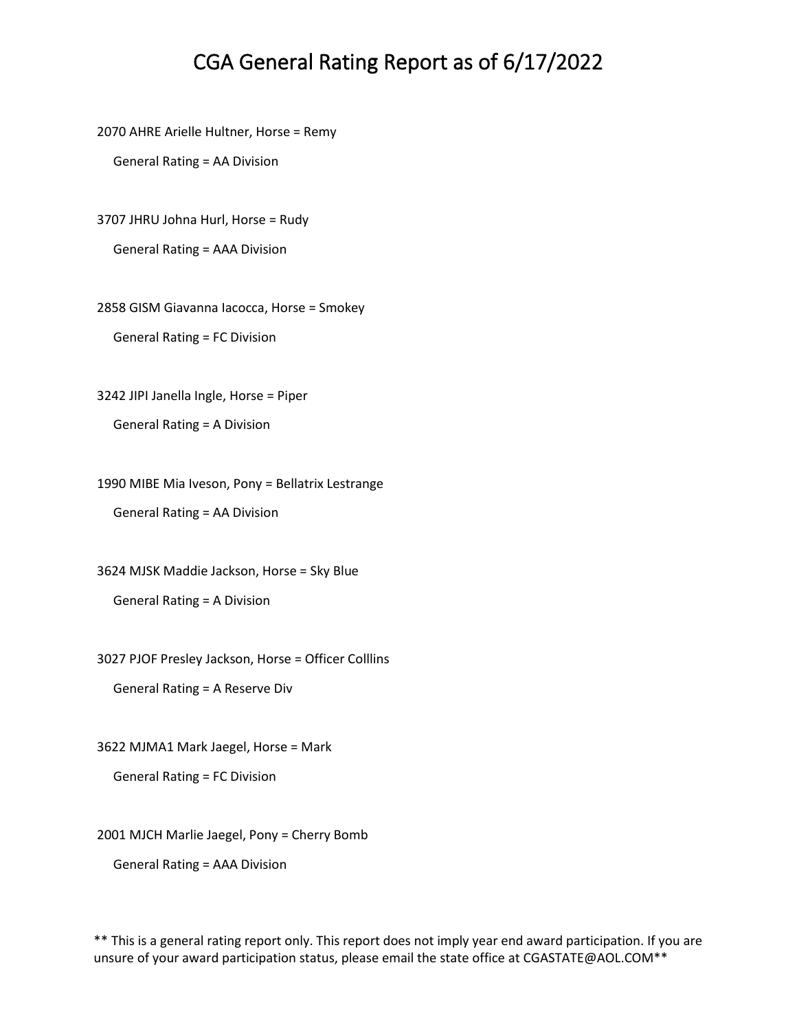# CGA General Rating Report as of 6/17/2022

2070 AHRE Arielle Hultner, Horse = Remy

General Rating = AA Division

3707 JHRU Johna Hurl, Horse = Rudy

General Rating = AAA Division

2858 GISM Giavanna Iacocca, Horse = Smokey

General Rating = FC Division

3242 JIPI Janella Ingle, Horse = Piper

General Rating = A Division

1990 MIBE Mia Iveson, Pony = Bellatrix Lestrange

General Rating = AA Division

3624 MJSK Maddie Jackson, Horse = Sky Blue

General Rating = A Division

3027 PJOF Presley Jackson, Horse = Officer Colllins

General Rating = A Reserve Div

3622 MJMA1 Mark Jaegel, Horse = Mark

General Rating = FC Division

2001 MJCH Marlie Jaegel, Pony = Cherry Bomb

General Rating = AAA Division

** This is a general rating report only. This report does not imply year end award participation. If you are unsure of your award participation status, please email the state office at CGASTATE@AOL.COM**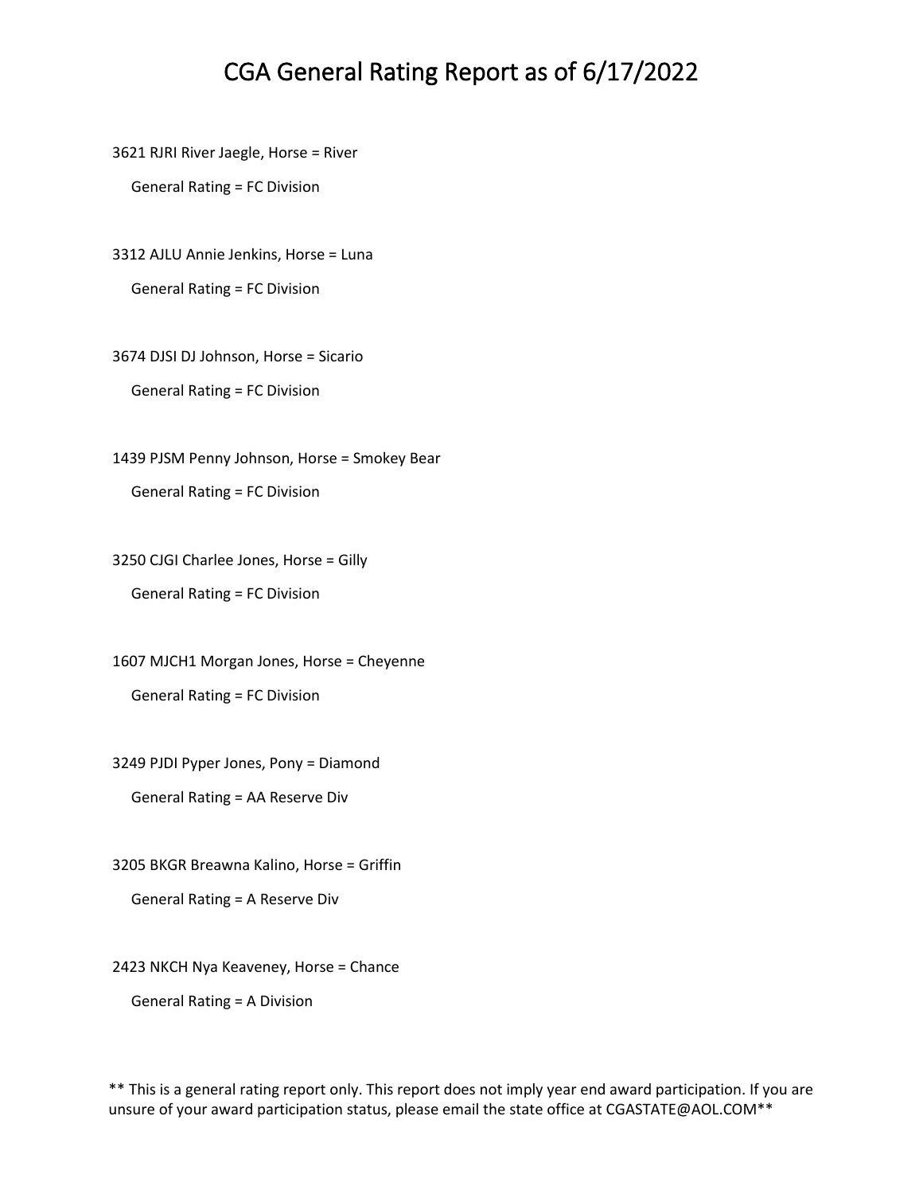# CGA General Rating Report as of 6/17/2022

3621 RJRI River Jaegle, Horse = River

General Rating = FC Division

3312 AJLU Annie Jenkins, Horse = Luna

General Rating = FC Division

3674 DJSI DJ Johnson, Horse = Sicario

General Rating = FC Division

1439 PJSM Penny Johnson, Horse = Smokey Bear

General Rating = FC Division

3250 CJGI Charlee Jones, Horse = Gilly

General Rating = FC Division

1607 MJCH1 Morgan Jones, Horse = Cheyenne

General Rating = FC Division

3249 PJDI Pyper Jones, Pony = Diamond

General Rating = AA Reserve Div

3205 BKGR Breawna Kalino, Horse = Griffin

General Rating = A Reserve Div

2423 NKCH Nya Keaveney, Horse = Chance

General Rating = A Division

** This is a general rating report only. This report does not imply year end award participation. If you are unsure of your award participation status, please email the state office at CGASTATE@AOL.COM**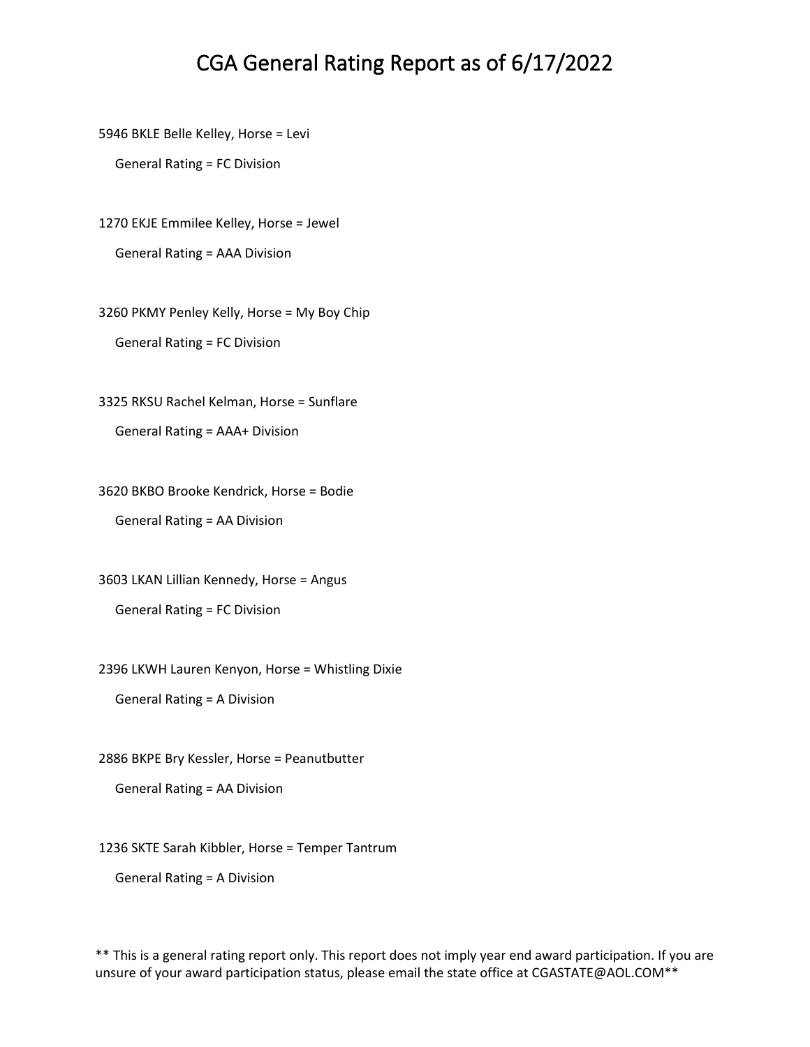# CGA General Rating Report as of 6/17/2022

5946 BKLE Belle Kelley, Horse = Levi

General Rating = FC Division

1270 EKJE Emmilee Kelley, Horse = Jewel

General Rating = AAA Division

3260 PKMY Penley Kelly, Horse = My Boy Chip

General Rating = FC Division

3325 RKSU Rachel Kelman, Horse = Sunflare

General Rating = AAA+ Division

3620 BKBO Brooke Kendrick, Horse = Bodie

General Rating = AA Division

3603 LKAN Lillian Kennedy, Horse = Angus

General Rating = FC Division

2396 LKWH Lauren Kenyon, Horse = Whistling Dixie

General Rating = A Division

2886 BKPE Bry Kessler, Horse = Peanutbutter

General Rating = AA Division

1236 SKTE Sarah Kibbler, Horse = Temper Tantrum

General Rating = A Division

** This is a general rating report only. This report does not imply year end award participation. If you are unsure of your award participation status, please email the state office at CGASTATE@AOL.COM**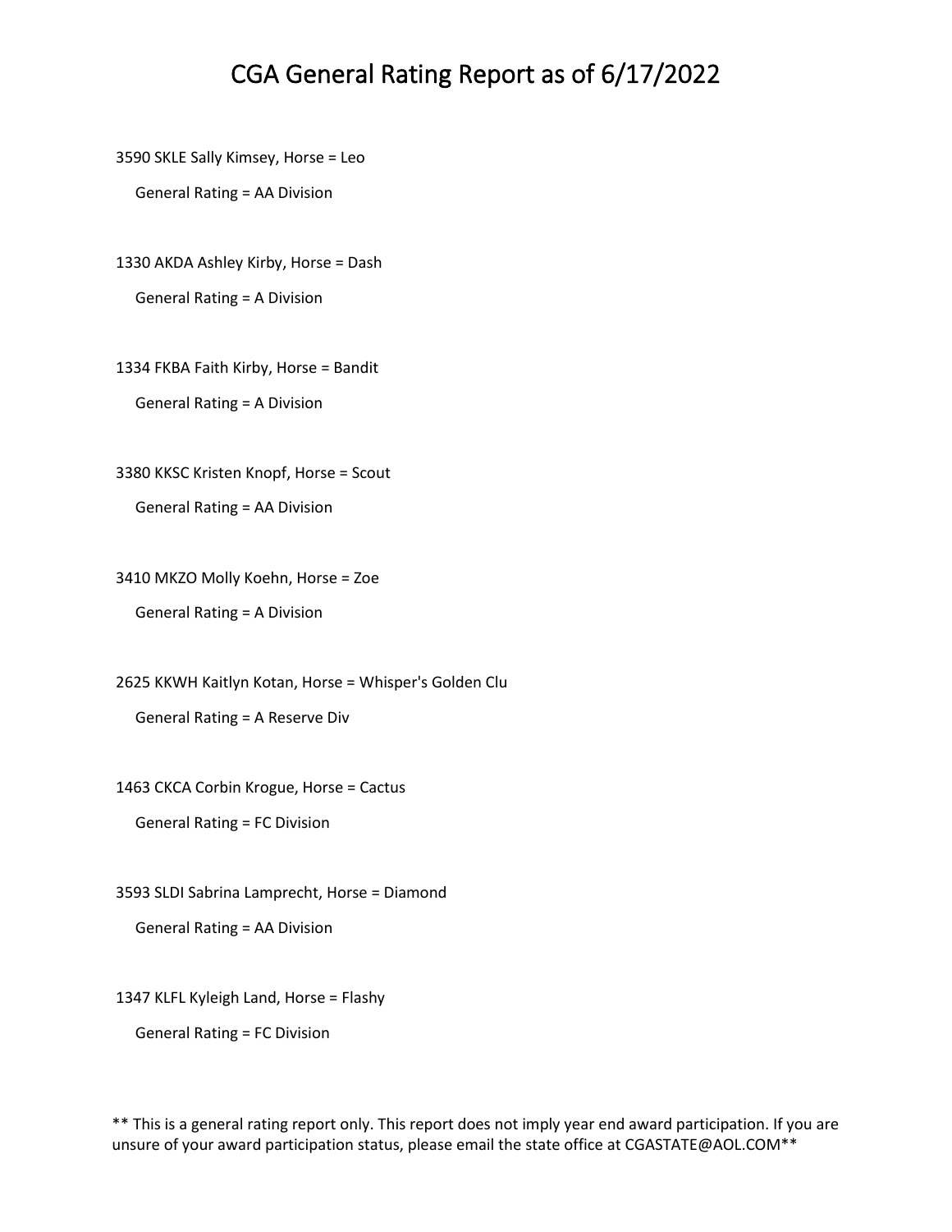# CGA General Rating Report as of 6/17/2022

3590 SKLE Sally Kimsey, Horse = Leo

General Rating = AA Division

1330 AKDA Ashley Kirby, Horse = Dash

General Rating = A Division

1334 FKBA Faith Kirby, Horse = Bandit

General Rating = A Division

3380 KKSC Kristen Knopf, Horse = Scout

General Rating = AA Division

3410 MKZO Molly Koehn, Horse = Zoe

General Rating = A Division

2625 KKWH Kaitlyn Kotan, Horse = Whisper's Golden Clu

General Rating = A Reserve Div

1463 CKCA Corbin Krogue, Horse = Cactus

General Rating = FC Division

3593 SLDI Sabrina Lamprecht, Horse = Diamond

General Rating = AA Division

1347 KLFL Kyleigh Land, Horse = Flashy

General Rating = FC Division

** This is a general rating report only. This report does not imply year end award participation. If you are unsure of your award participation status, please email the state office at CGASTATE@AOL.COM**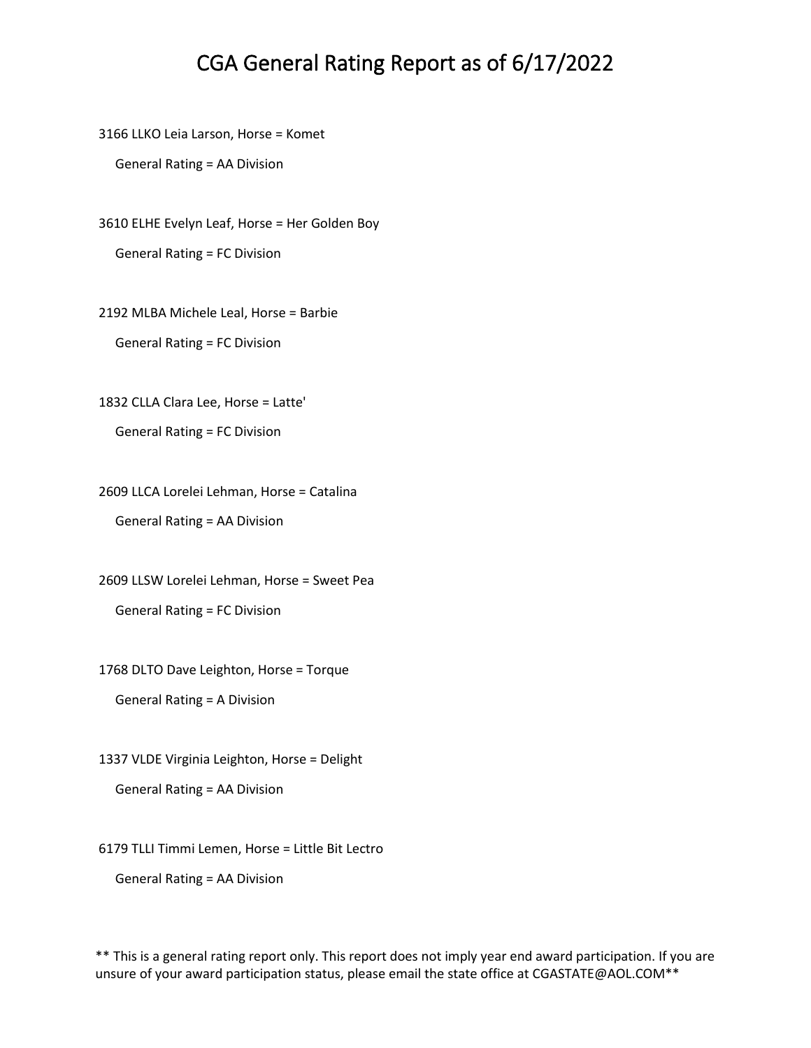# CGA General Rating Report as of 6/17/2022

3166 LLKO Leia Larson, Horse = Komet

General Rating = AA Division

3610 ELHE Evelyn Leaf, Horse = Her Golden Boy

General Rating = FC Division

2192 MLBA Michele Leal, Horse = Barbie

General Rating = FC Division

1832 CLLA Clara Lee, Horse = Latte'

General Rating = FC Division

2609 LLCA Lorelei Lehman, Horse = Catalina

General Rating = AA Division

2609 LLSW Lorelei Lehman, Horse = Sweet Pea

General Rating = FC Division

1768 DLTO Dave Leighton, Horse = Torque

General Rating = A Division

1337 VLDE Virginia Leighton, Horse = Delight

General Rating = AA Division

6179 TLLI Timmi Lemen, Horse = Little Bit Lectro

General Rating = AA Division

** This is a general rating report only. This report does not imply year end award participation. If you are unsure of your award participation status, please email the state office at CGASTATE@AOL.COM**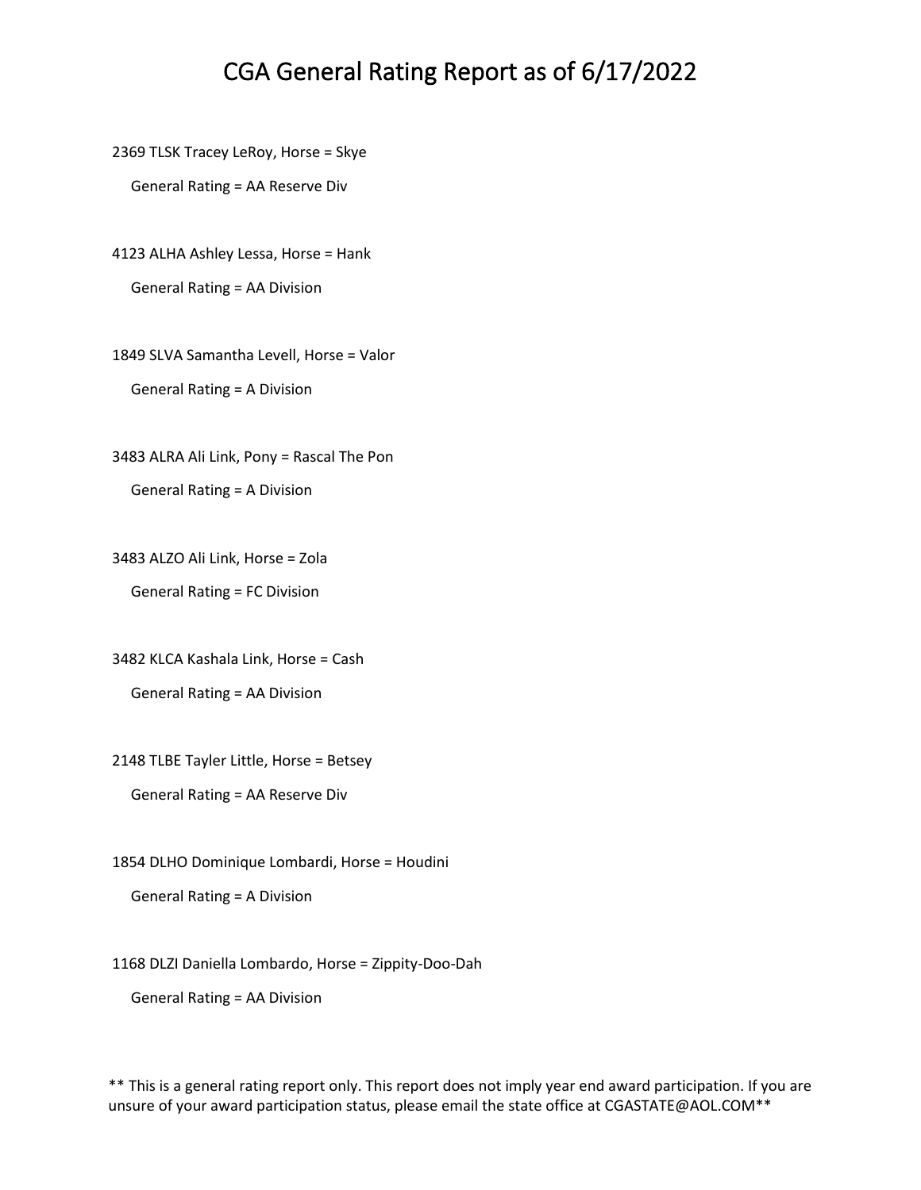# CGA General Rating Report as of 6/17/2022

2369 TLSK Tracey LeRoy, Horse = Skye

General Rating = AA Reserve Div

4123 ALHA Ashley Lessa, Horse = Hank

General Rating = AA Division

1849 SLVA Samantha Levell, Horse = Valor

General Rating = A Division

3483 ALRA Ali Link, Pony = Rascal The Pon

General Rating = A Division

3483 ALZO Ali Link, Horse = Zola

General Rating = FC Division

3482 KLCA Kashala Link, Horse = Cash

General Rating = AA Division

2148 TLBE Tayler Little, Horse = Betsey

General Rating = AA Reserve Div

1854 DLHO Dominique Lombardi, Horse = Houdini

General Rating = A Division

1168 DLZI Daniella Lombardo, Horse = Zippity-Doo-Dah

General Rating = AA Division

** This is a general rating report only. This report does not imply year end award participation. If you are unsure of your award participation status, please email the state office at CGASTATE@AOL.COM**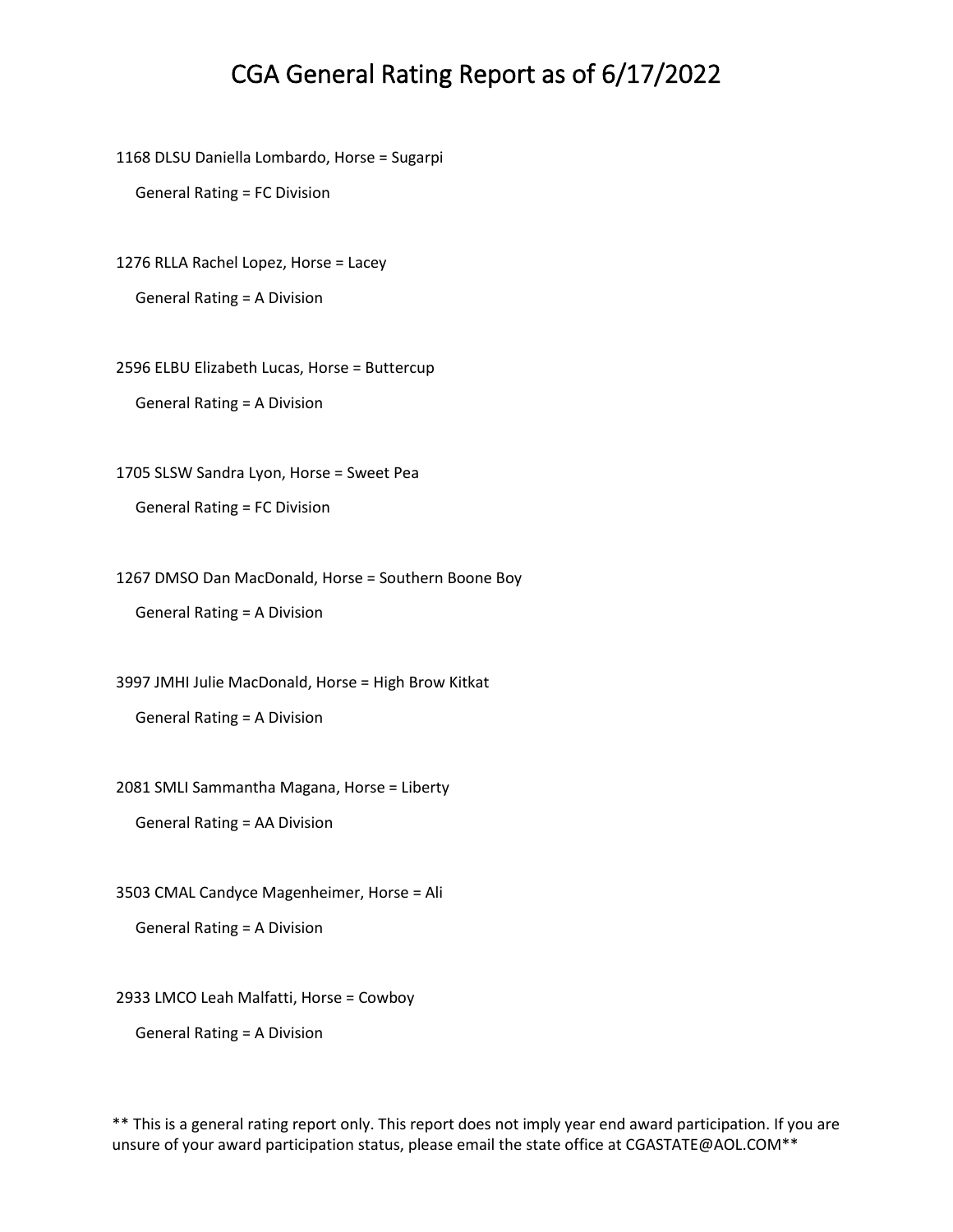# CGA General Rating Report as of 6/17/2022

1168 DLSU Daniella Lombardo, Horse = Sugarpi

General Rating = FC Division

1276 RLLA Rachel Lopez, Horse = Lacey

General Rating = A Division

2596 ELBU Elizabeth Lucas, Horse = Buttercup

General Rating = A Division

1705 SLSW Sandra Lyon, Horse = Sweet Pea

General Rating = FC Division

1267 DMSO Dan MacDonald, Horse = Southern Boone Boy

General Rating = A Division

3997 JMHI Julie MacDonald, Horse = High Brow Kitkat

General Rating = A Division

2081 SMLI Sammantha Magana, Horse = Liberty

General Rating = AA Division

3503 CMAL Candyce Magenheimer, Horse = Ali

General Rating = A Division

2933 LMCO Leah Malfatti, Horse = Cowboy

General Rating = A Division

** This is a general rating report only. This report does not imply year end award participation. If you are unsure of your award participation status, please email the state office at CGASTATE@AOL.COM**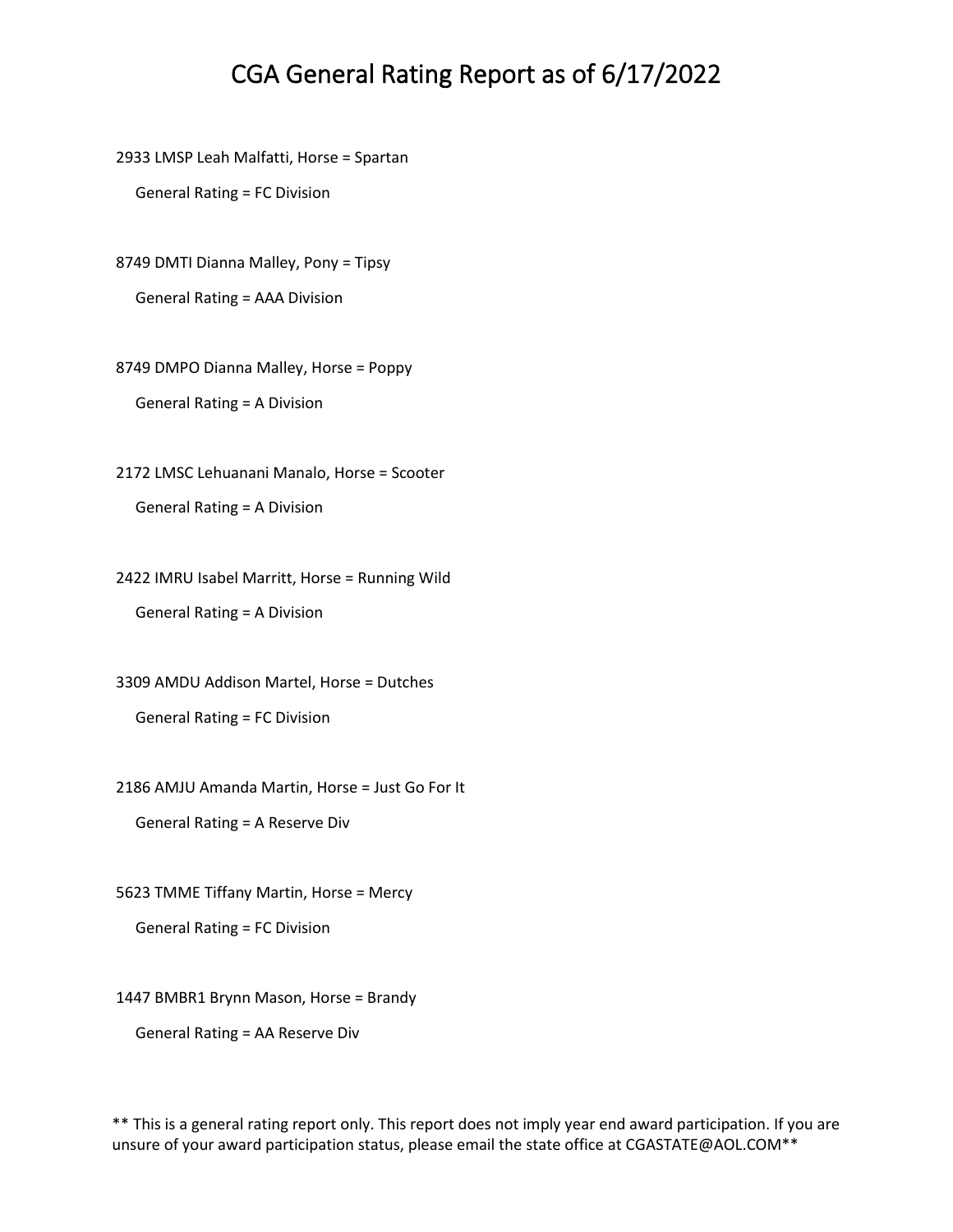# CGA General Rating Report as of 6/17/2022

2933 LMSP Leah Malfatti, Horse = Spartan

General Rating = FC Division

8749 DMTI Dianna Malley, Pony = Tipsy

General Rating = AAA Division

8749 DMPO Dianna Malley, Horse = Poppy

General Rating = A Division

2172 LMSC Lehuanani Manalo, Horse = Scooter

General Rating = A Division

2422 IMRU Isabel Marritt, Horse = Running Wild

General Rating = A Division

3309 AMDU Addison Martel, Horse = Dutches

General Rating = FC Division

2186 AMJU Amanda Martin, Horse = Just Go For It

General Rating = A Reserve Div

5623 TMME Tiffany Martin, Horse = Mercy

General Rating = FC Division

1447 BMBR1 Brynn Mason, Horse = Brandy

General Rating = AA Reserve Div

** This is a general rating report only. This report does not imply year end award participation. If you are unsure of your award participation status, please email the state office at CGASTATE@AOL.COM**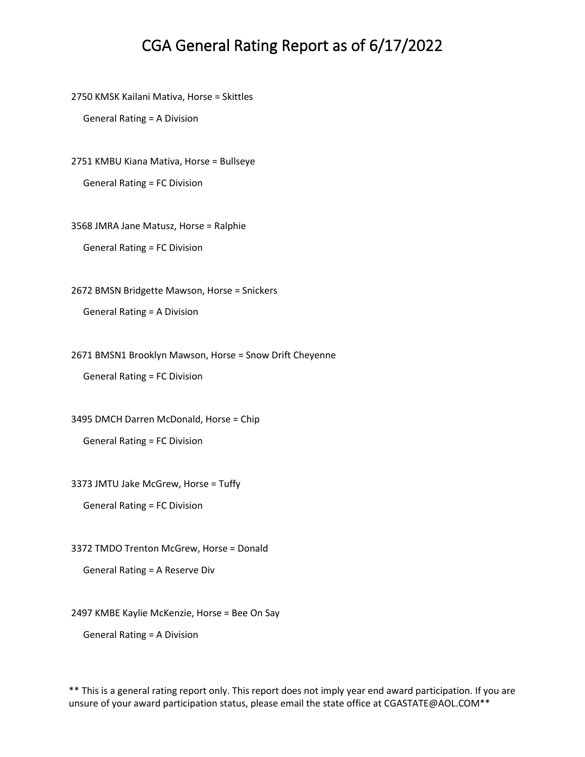# CGA General Rating Report as of 6/17/2022

2750 KMSK Kailani Mativa, Horse = Skittles

General Rating = A Division

2751 KMBU Kiana Mativa, Horse = Bullseye

General Rating = FC Division

3568 JMRA Jane Matusz, Horse = Ralphie

General Rating = FC Division

2672 BMSN Bridgette Mawson, Horse = Snickers

General Rating = A Division

2671 BMSN1 Brooklyn Mawson, Horse = Snow Drift Cheyenne

General Rating = FC Division

3495 DMCH Darren McDonald, Horse = Chip

General Rating = FC Division

3373 JMTU Jake McGrew, Horse = Tuffy

General Rating = FC Division

3372 TMDO Trenton McGrew, Horse = Donald

General Rating = A Reserve Div

2497 KMBE Kaylie McKenzie, Horse = Bee On Say

General Rating = A Division

** This is a general rating report only. This report does not imply year end award participation. If you are unsure of your award participation status, please email the state office at CGASTATE@AOL.COM**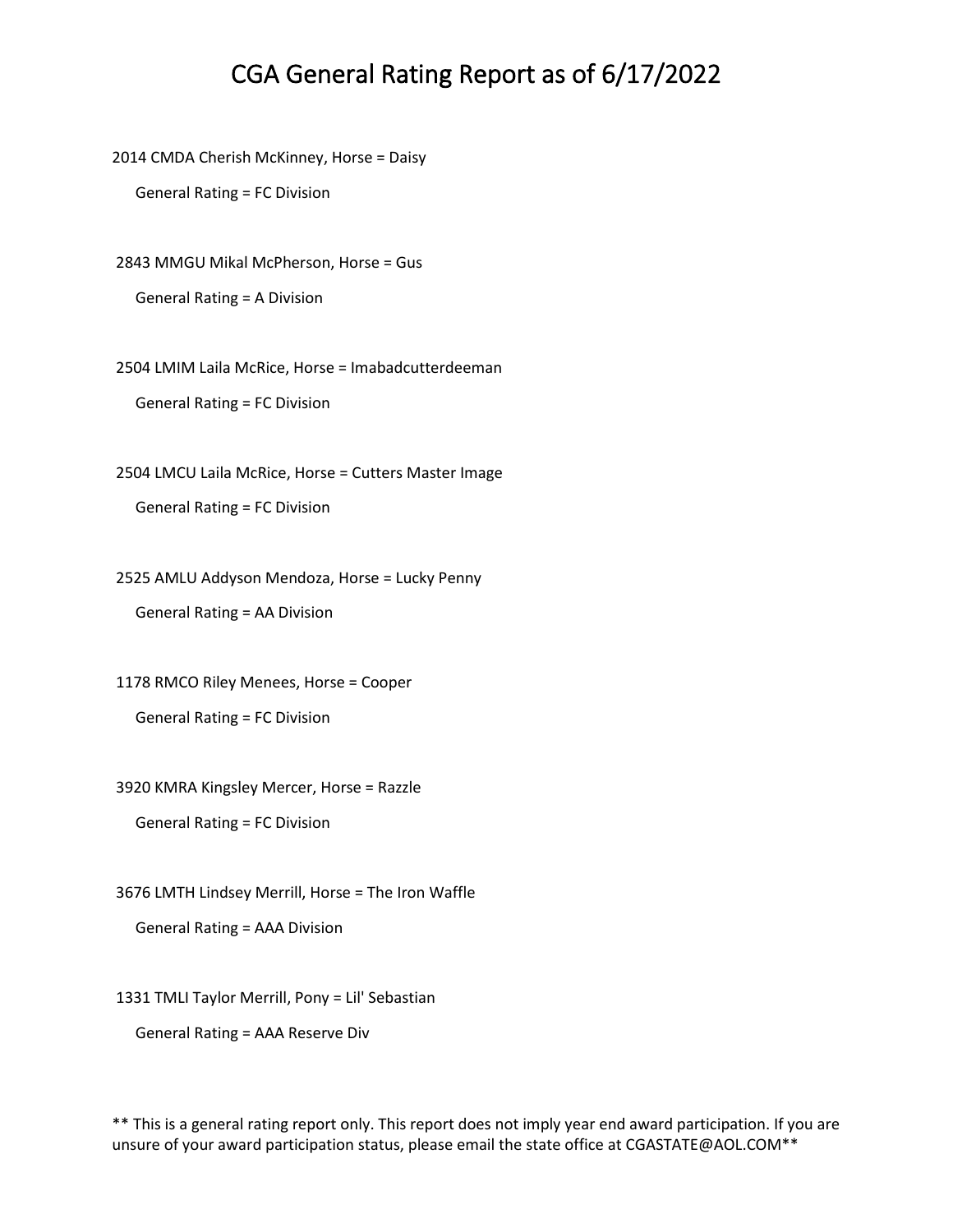# CGA General Rating Report as of 6/17/2022

2014 CMDA Cherish McKinney, Horse = Daisy

General Rating = FC Division

2843 MMGU Mikal McPherson, Horse = Gus

General Rating = A Division

2504 LMIM Laila McRice, Horse = Imabadcutterdeeman

General Rating = FC Division

2504 LMCU Laila McRice, Horse = Cutters Master Image

General Rating = FC Division

2525 AMLU Addyson Mendoza, Horse = Lucky Penny

General Rating = AA Division

1178 RMCO Riley Menees, Horse = Cooper

General Rating = FC Division

3920 KMRA Kingsley Mercer, Horse = Razzle

General Rating = FC Division

3676 LMTH Lindsey Merrill, Horse = The Iron Waffle

General Rating = AAA Division

1331 TMLI Taylor Merrill, Pony = Lil' Sebastian

General Rating = AAA Reserve Div

** This is a general rating report only. This report does not imply year end award participation. If you are unsure of your award participation status, please email the state office at CGASTATE@AOL.COM**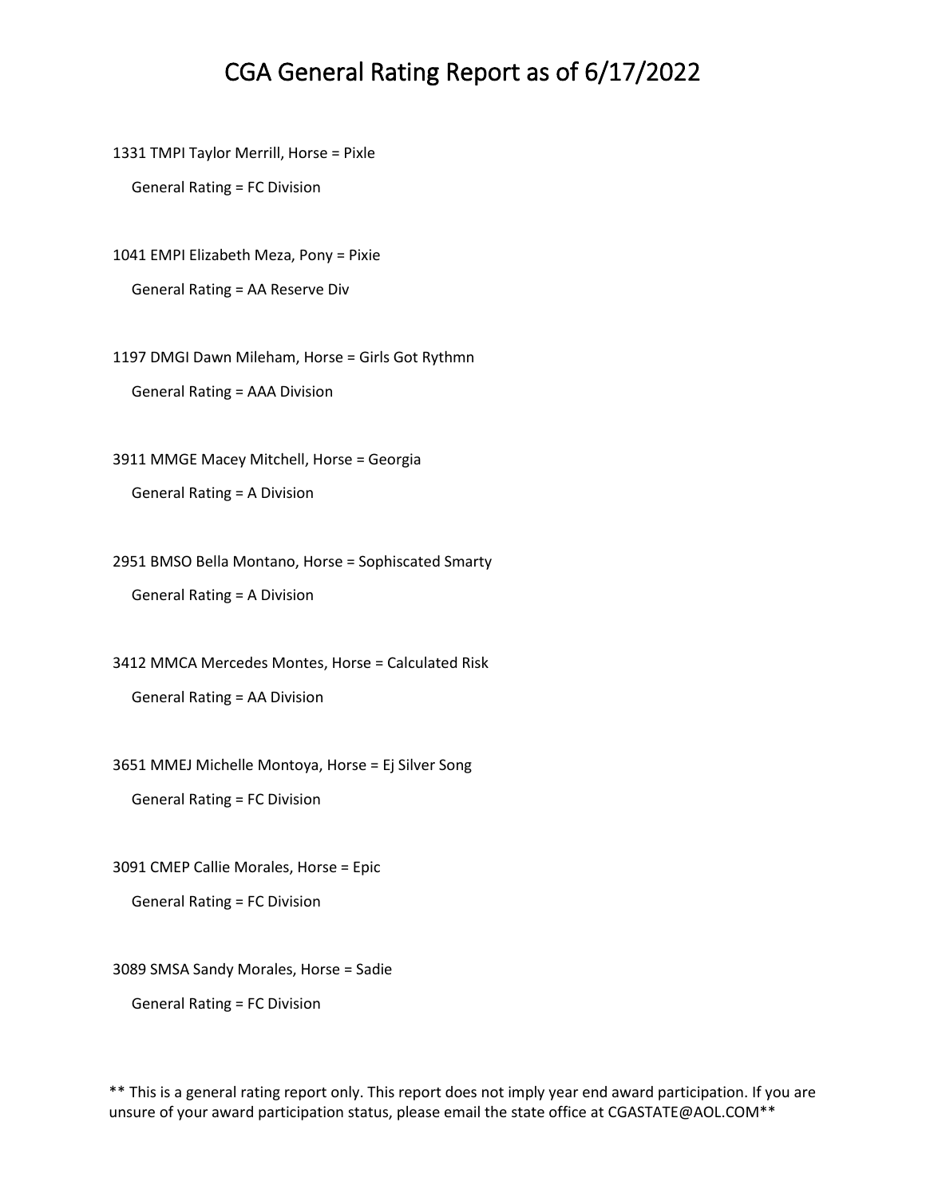# CGA General Rating Report as of 6/17/2022

1331 TMPI Taylor Merrill, Horse = Pixle

General Rating = FC Division

1041 EMPI Elizabeth Meza, Pony = Pixie

General Rating = AA Reserve Div

1197 DMGI Dawn Mileham, Horse = Girls Got Rythmn

General Rating = AAA Division

3911 MMGE Macey Mitchell, Horse = Georgia

General Rating = A Division

2951 BMSO Bella Montano, Horse = Sophiscated Smarty

General Rating = A Division

3412 MMCA Mercedes Montes, Horse = Calculated Risk

General Rating = AA Division

3651 MMEJ Michelle Montoya, Horse = Ej Silver Song

General Rating = FC Division

3091 CMEP Callie Morales, Horse = Epic

General Rating = FC Division

3089 SMSA Sandy Morales, Horse = Sadie

General Rating = FC Division

** This is a general rating report only. This report does not imply year end award participation. If you are unsure of your award participation status, please email the state office at CGASTATE@AOL.COM**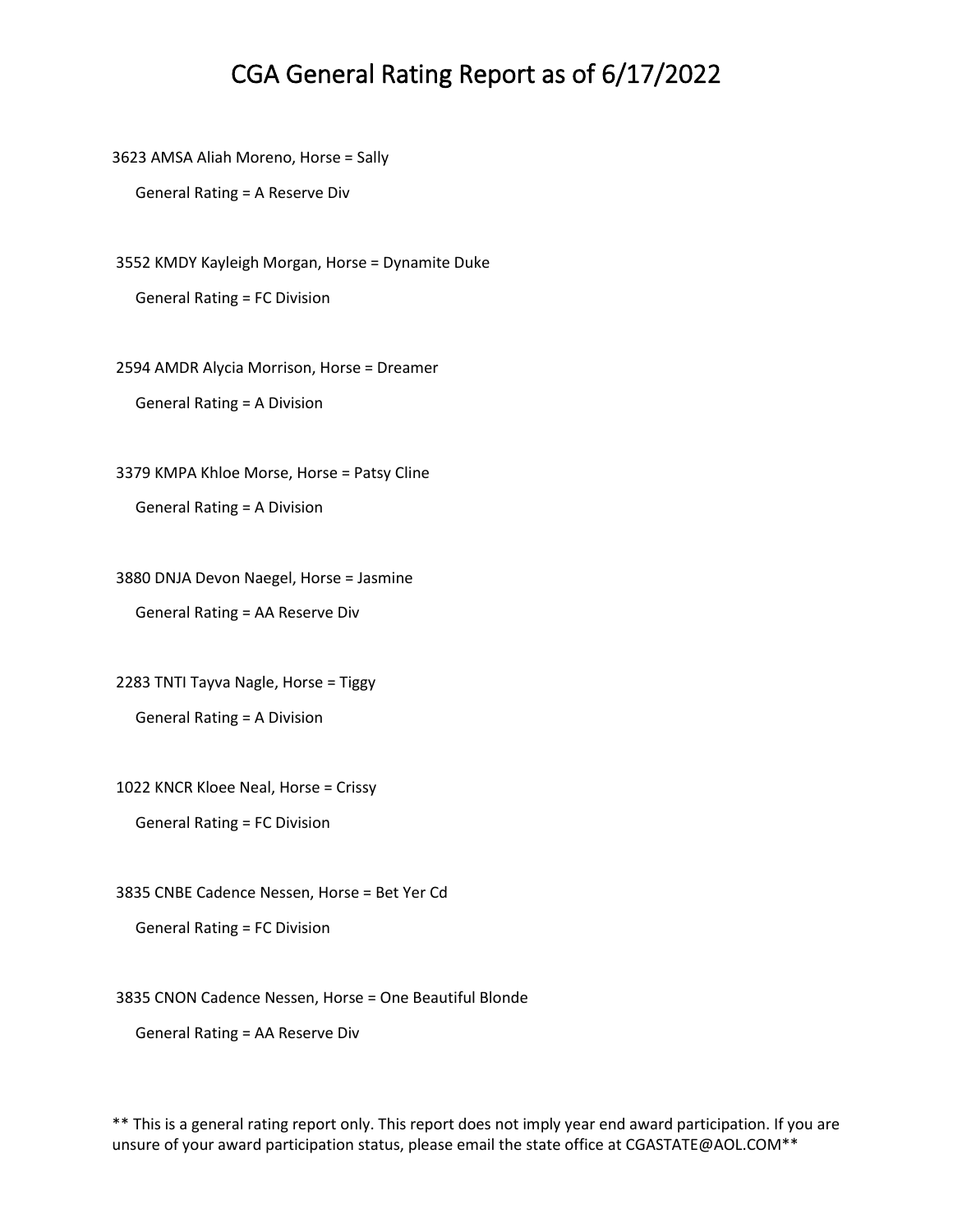# CGA General Rating Report as of 6/17/2022

3623 AMSA Aliah Moreno, Horse = Sally

General Rating = A Reserve Div

3552 KMDY Kayleigh Morgan, Horse = Dynamite Duke

General Rating = FC Division

2594 AMDR Alycia Morrison, Horse = Dreamer

General Rating = A Division

3379 KMPA Khloe Morse, Horse = Patsy Cline

General Rating = A Division

3880 DNJA Devon Naegel, Horse = Jasmine

General Rating = AA Reserve Div

2283 TNTI Tayva Nagle, Horse = Tiggy

General Rating = A Division

1022 KNCR Kloee Neal, Horse = Crissy

General Rating = FC Division

3835 CNBE Cadence Nessen, Horse = Bet Yer Cd

General Rating = FC Division

3835 CNON Cadence Nessen, Horse = One Beautiful Blonde

General Rating = AA Reserve Div

** This is a general rating report only. This report does not imply year end award participation. If you are unsure of your award participation status, please email the state office at CGASTATE@AOL.COM**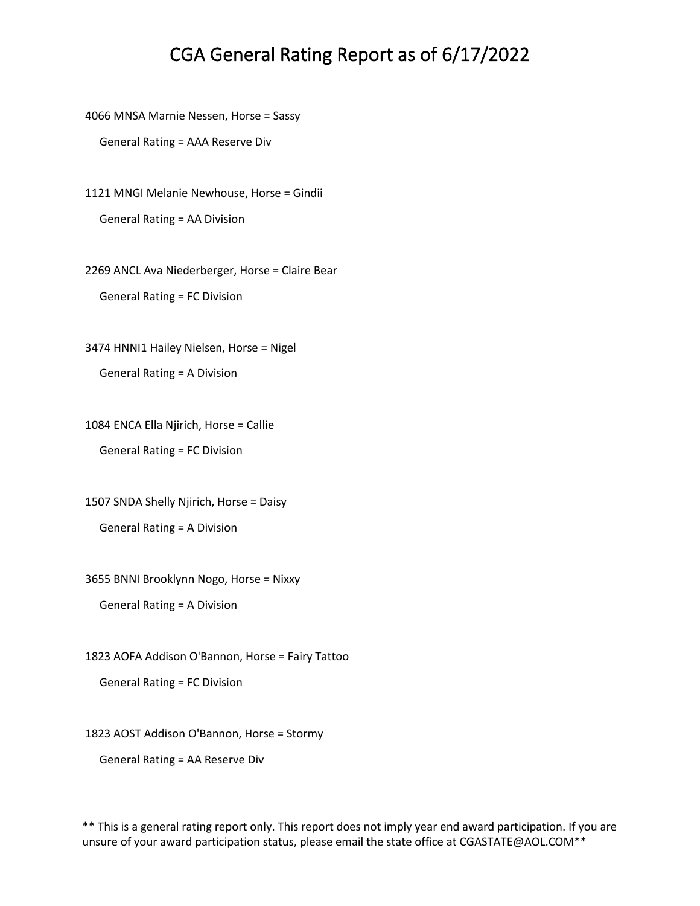# CGA General Rating Report as of 6/17/2022

4066 MNSA Marnie Nessen, Horse = Sassy

General Rating = AAA Reserve Div

1121 MNGI Melanie Newhouse, Horse = Gindii

General Rating = AA Division

2269 ANCL Ava Niederberger, Horse = Claire Bear

General Rating = FC Division

3474 HNNI1 Hailey Nielsen, Horse = Nigel

General Rating = A Division

1084 ENCA Ella Njirich, Horse = Callie

General Rating = FC Division

1507 SNDA Shelly Njirich, Horse = Daisy

General Rating = A Division

3655 BNNI Brooklynn Nogo, Horse = Nixxy

General Rating = A Division

1823 AOFA Addison O'Bannon, Horse = Fairy Tattoo

General Rating = FC Division

1823 AOST Addison O'Bannon, Horse = Stormy

General Rating = AA Reserve Div

** This is a general rating report only. This report does not imply year end award participation. If you are unsure of your award participation status, please email the state office at CGASTATE@AOL.COM**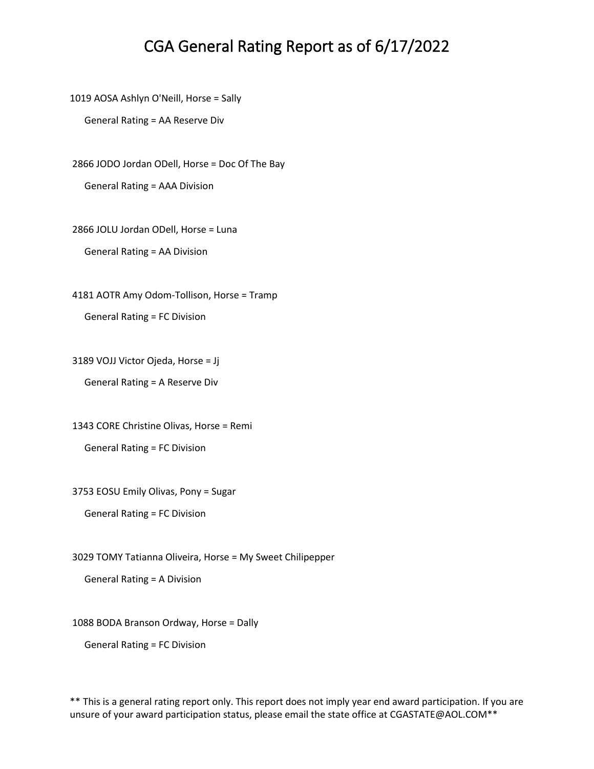# CGA General Rating Report as of 6/17/2022

1019 AOSA Ashlyn O'Neill, Horse = Sally

General Rating = AA Reserve Div

2866 JODO Jordan ODell, Horse = Doc Of The Bay

General Rating = AAA Division

2866 JOLU Jordan ODell, Horse = Luna

General Rating = AA Division

4181 AOTR Amy Odom-Tollison, Horse = Tramp

General Rating = FC Division

3189 VOJJ Victor Ojeda, Horse = Jj

General Rating = A Reserve Div

1343 CORE Christine Olivas, Horse = Remi

General Rating = FC Division

3753 EOSU Emily Olivas, Pony = Sugar

General Rating = FC Division

3029 TOMY Tatianna Oliveira, Horse = My Sweet Chilipepper

General Rating = A Division

1088 BODA Branson Ordway, Horse = Dally

General Rating = FC Division

** This is a general rating report only. This report does not imply year end award participation. If you are unsure of your award participation status, please email the state office at CGASTATE@AOL.COM**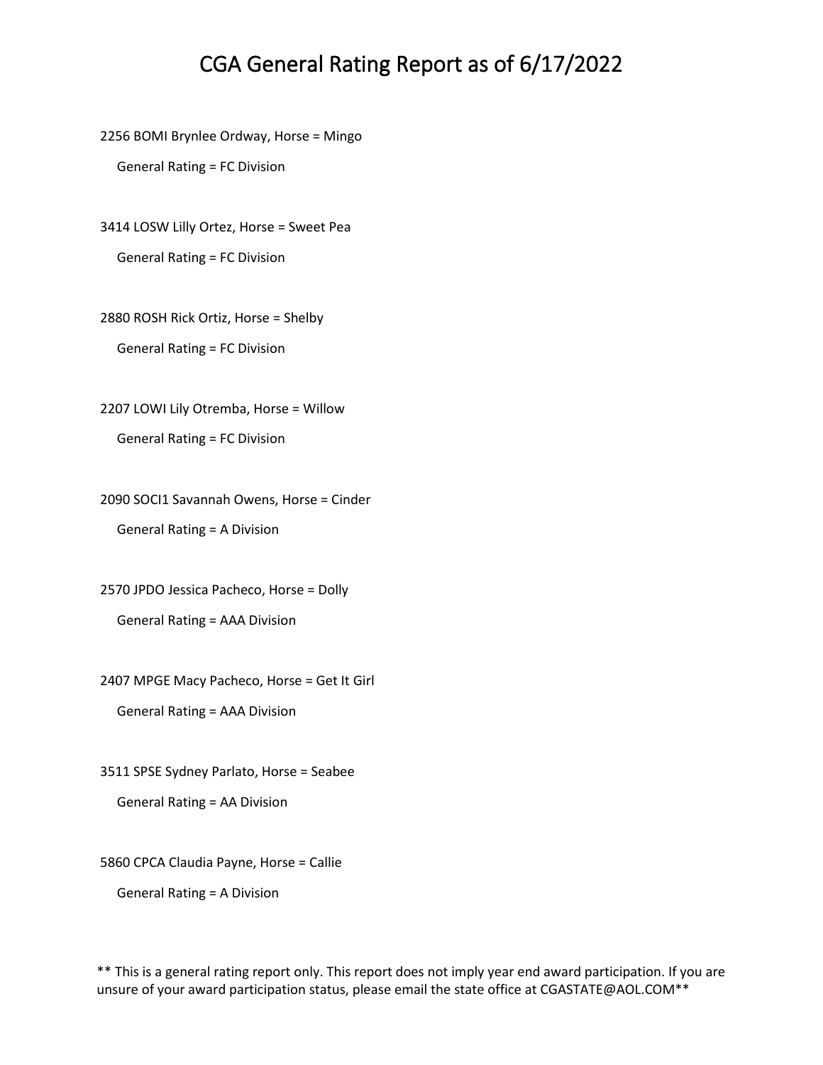# CGA General Rating Report as of 6/17/2022

2256 BOMI Brynlee Ordway, Horse = Mingo

General Rating = FC Division

3414 LOSW Lilly Ortez, Horse = Sweet Pea

General Rating = FC Division

2880 ROSH Rick Ortiz, Horse = Shelby

General Rating = FC Division

2207 LOWI Lily Otremba, Horse = Willow

General Rating = FC Division

2090 SOCI1 Savannah Owens, Horse = Cinder

General Rating = A Division

2570 JPDO Jessica Pacheco, Horse = Dolly

General Rating = AAA Division

2407 MPGE Macy Pacheco, Horse = Get It Girl

General Rating = AAA Division

3511 SPSE Sydney Parlato, Horse = Seabee

General Rating = AA Division

5860 CPCA Claudia Payne, Horse = Callie

General Rating = A Division

** This is a general rating report only. This report does not imply year end award participation. If you are unsure of your award participation status, please email the state office at CGASTATE@AOL.COM**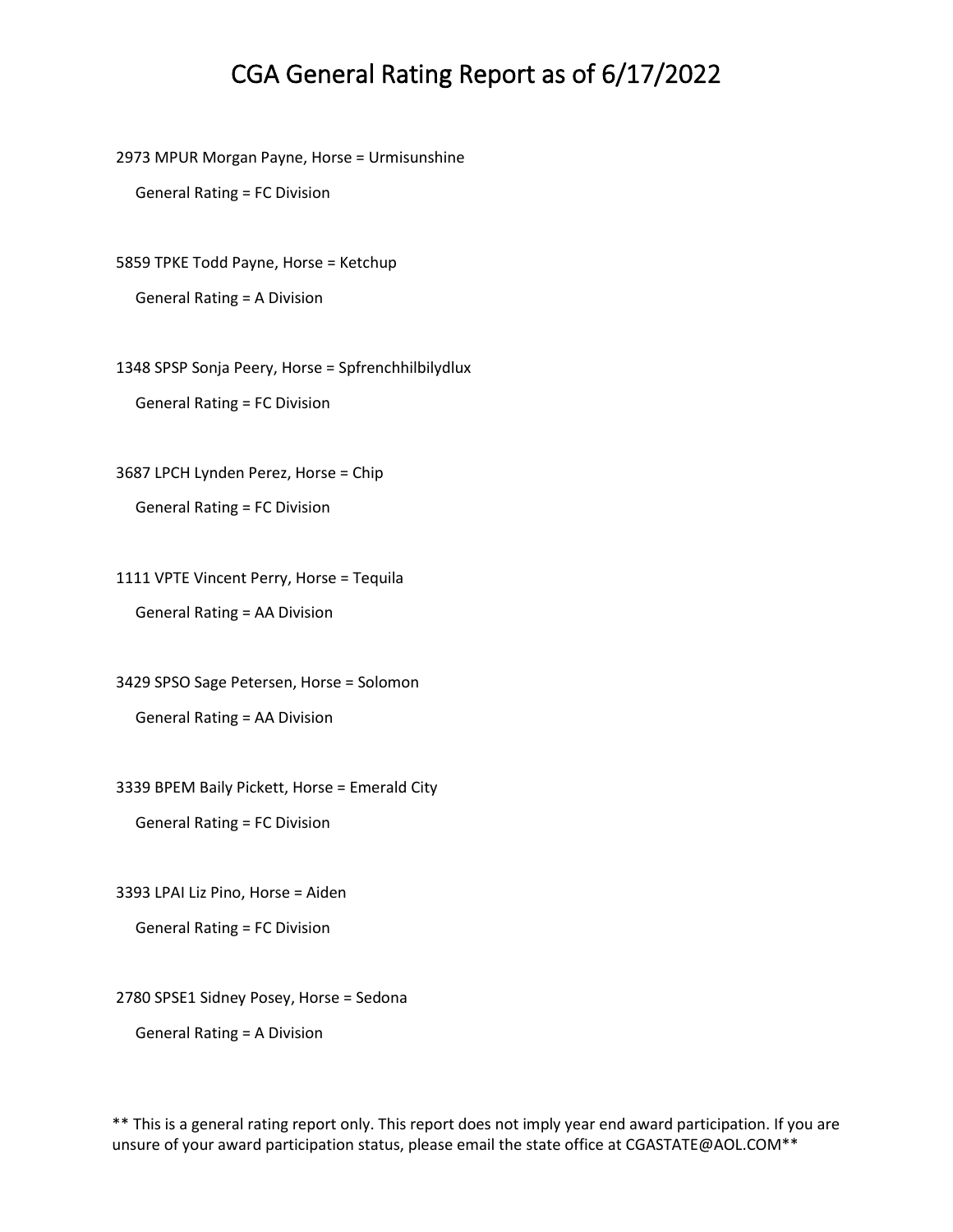# CGA General Rating Report as of 6/17/2022

2973 MPUR Morgan Payne, Horse = Urmisunshine

General Rating = FC Division

5859 TPKE Todd Payne, Horse = Ketchup

General Rating = A Division

1348 SPSP Sonja Peery, Horse = Spfrenchhilbilydlux

General Rating = FC Division

3687 LPCH Lynden Perez, Horse = Chip

General Rating = FC Division

1111 VPTE Vincent Perry, Horse = Tequila

General Rating = AA Division

3429 SPSO Sage Petersen, Horse = Solomon

General Rating = AA Division

3339 BPEM Baily Pickett, Horse = Emerald City

General Rating = FC Division

3393 LPAI Liz Pino, Horse = Aiden

General Rating = FC Division

2780 SPSE1 Sidney Posey, Horse = Sedona

General Rating = A Division

** This is a general rating report only. This report does not imply year end award participation. If you are unsure of your award participation status, please email the state office at CGASTATE@AOL.COM**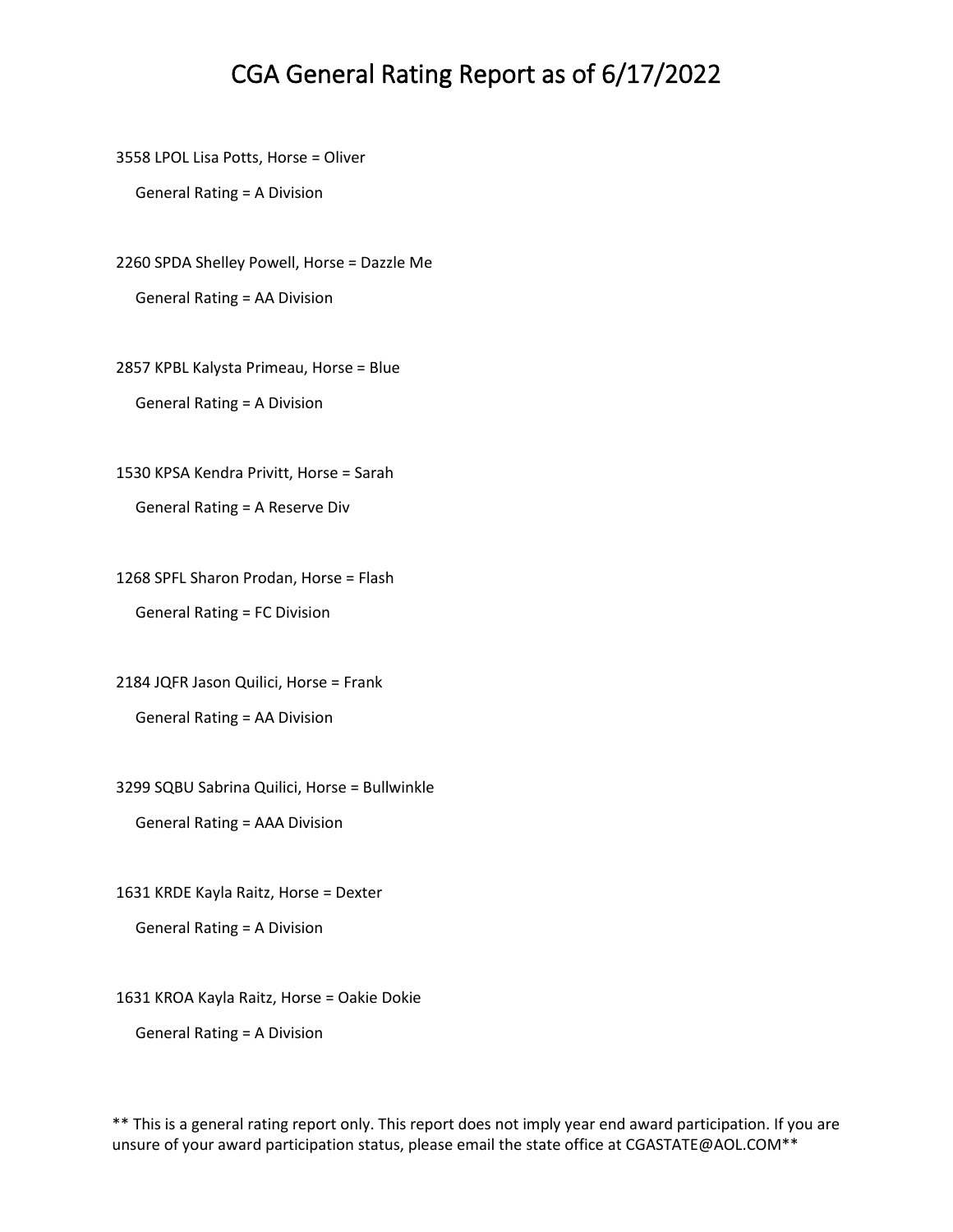# CGA General Rating Report as of 6/17/2022

3558 LPOL Lisa Potts, Horse = Oliver

General Rating = A Division

2260 SPDA Shelley Powell, Horse = Dazzle Me

General Rating = AA Division

2857 KPBL Kalysta Primeau, Horse = Blue

General Rating = A Division

1530 KPSA Kendra Privitt, Horse = Sarah

General Rating = A Reserve Div

1268 SPFL Sharon Prodan, Horse = Flash

General Rating = FC Division

2184 JQFR Jason Quilici, Horse = Frank

General Rating = AA Division

3299 SQBU Sabrina Quilici, Horse = Bullwinkle

General Rating = AAA Division

1631 KRDE Kayla Raitz, Horse = Dexter

General Rating = A Division

1631 KROA Kayla Raitz, Horse = Oakie Dokie

General Rating = A Division

** This is a general rating report only. This report does not imply year end award participation. If you are unsure of your award participation status, please email the state office at CGASTATE@AOL.COM**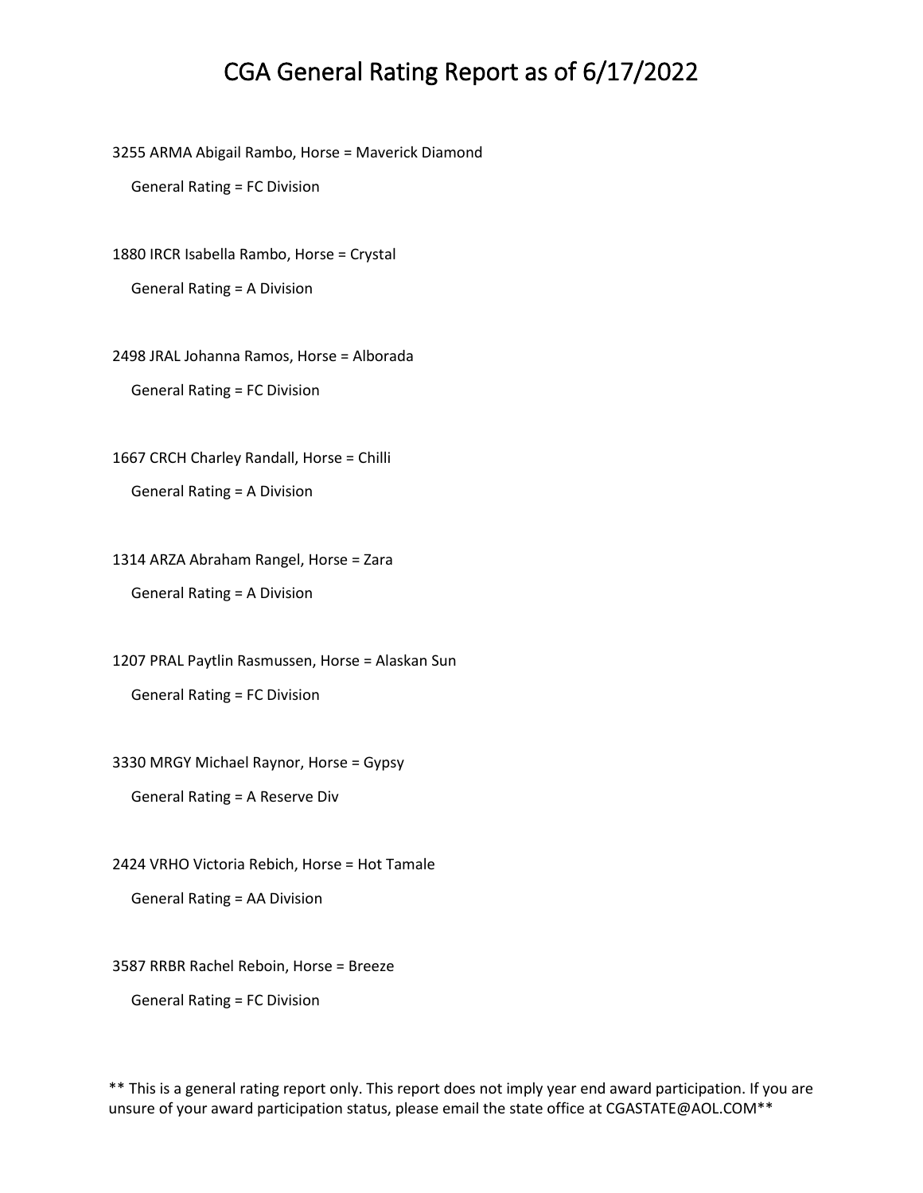# CGA General Rating Report as of 6/17/2022

3255 ARMA Abigail Rambo, Horse = Maverick Diamond

General Rating = FC Division

1880 IRCR Isabella Rambo, Horse = Crystal

General Rating = A Division

2498 JRAL Johanna Ramos, Horse = Alborada

General Rating = FC Division

1667 CRCH Charley Randall, Horse = Chilli

General Rating = A Division

1314 ARZA Abraham Rangel, Horse = Zara

General Rating = A Division

1207 PRAL Paytlin Rasmussen, Horse = Alaskan Sun

General Rating = FC Division

3330 MRGY Michael Raynor, Horse = Gypsy

General Rating = A Reserve Div

2424 VRHO Victoria Rebich, Horse = Hot Tamale

General Rating = AA Division

3587 RRBR Rachel Reboin, Horse = Breeze

General Rating = FC Division

** This is a general rating report only. This report does not imply year end award participation. If you are unsure of your award participation status, please email the state office at CGASTATE@AOL.COM**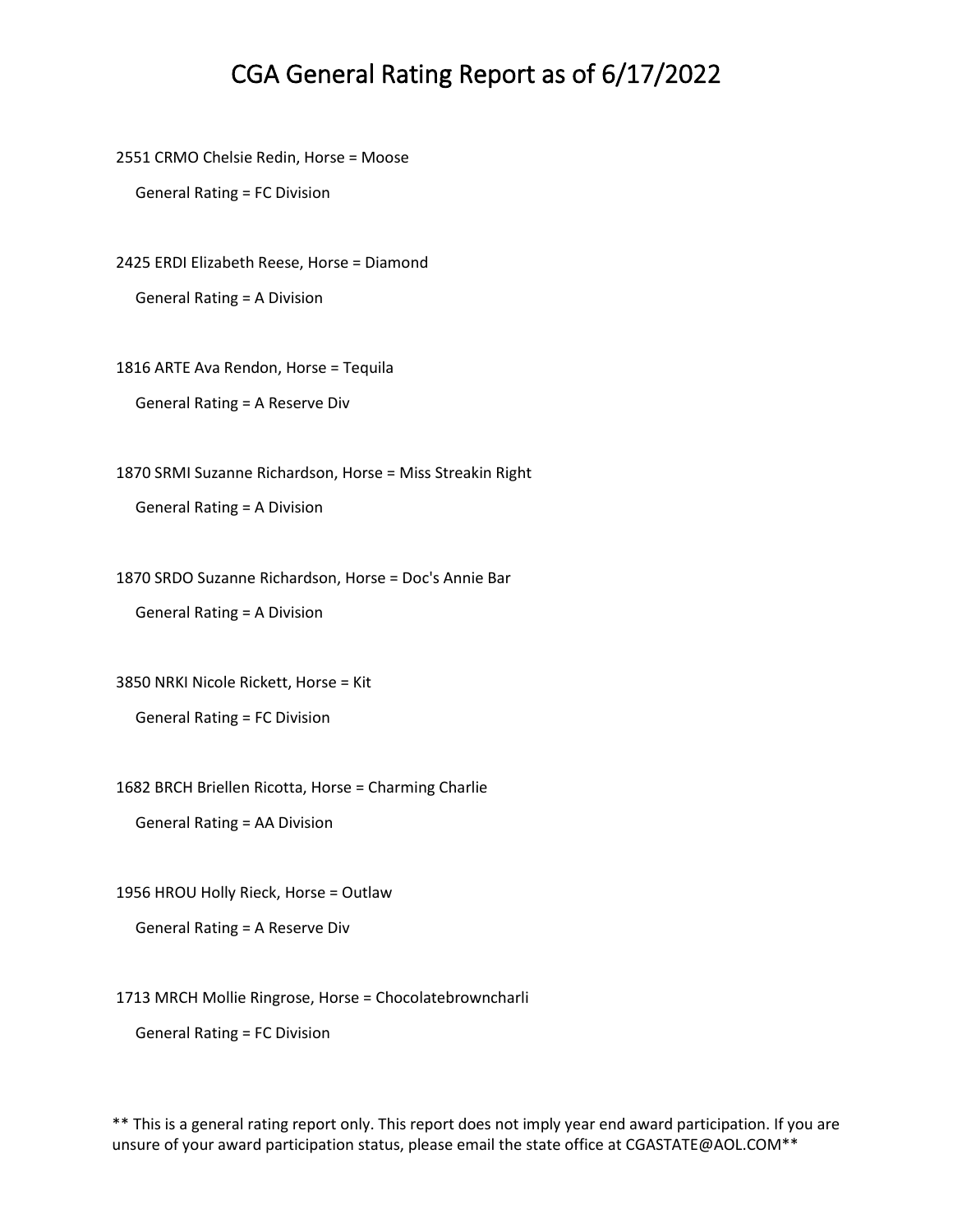# CGA General Rating Report as of 6/17/2022

2551 CRMO Chelsie Redin, Horse = Moose

General Rating = FC Division

2425 ERDI Elizabeth Reese, Horse = Diamond

General Rating = A Division

1816 ARTE Ava Rendon, Horse = Tequila

General Rating = A Reserve Div

1870 SRMI Suzanne Richardson, Horse = Miss Streakin Right

General Rating = A Division

1870 SRDO Suzanne Richardson, Horse = Doc's Annie Bar

General Rating = A Division

3850 NRKI Nicole Rickett, Horse = Kit

General Rating = FC Division

1682 BRCH Briellen Ricotta, Horse = Charming Charlie

General Rating = AA Division

1956 HROU Holly Rieck, Horse = Outlaw

General Rating = A Reserve Div

1713 MRCH Mollie Ringrose, Horse = Chocolatebrowncharli

General Rating = FC Division

** This is a general rating report only. This report does not imply year end award participation. If you are unsure of your award participation status, please email the state office at CGASTATE@AOL.COM**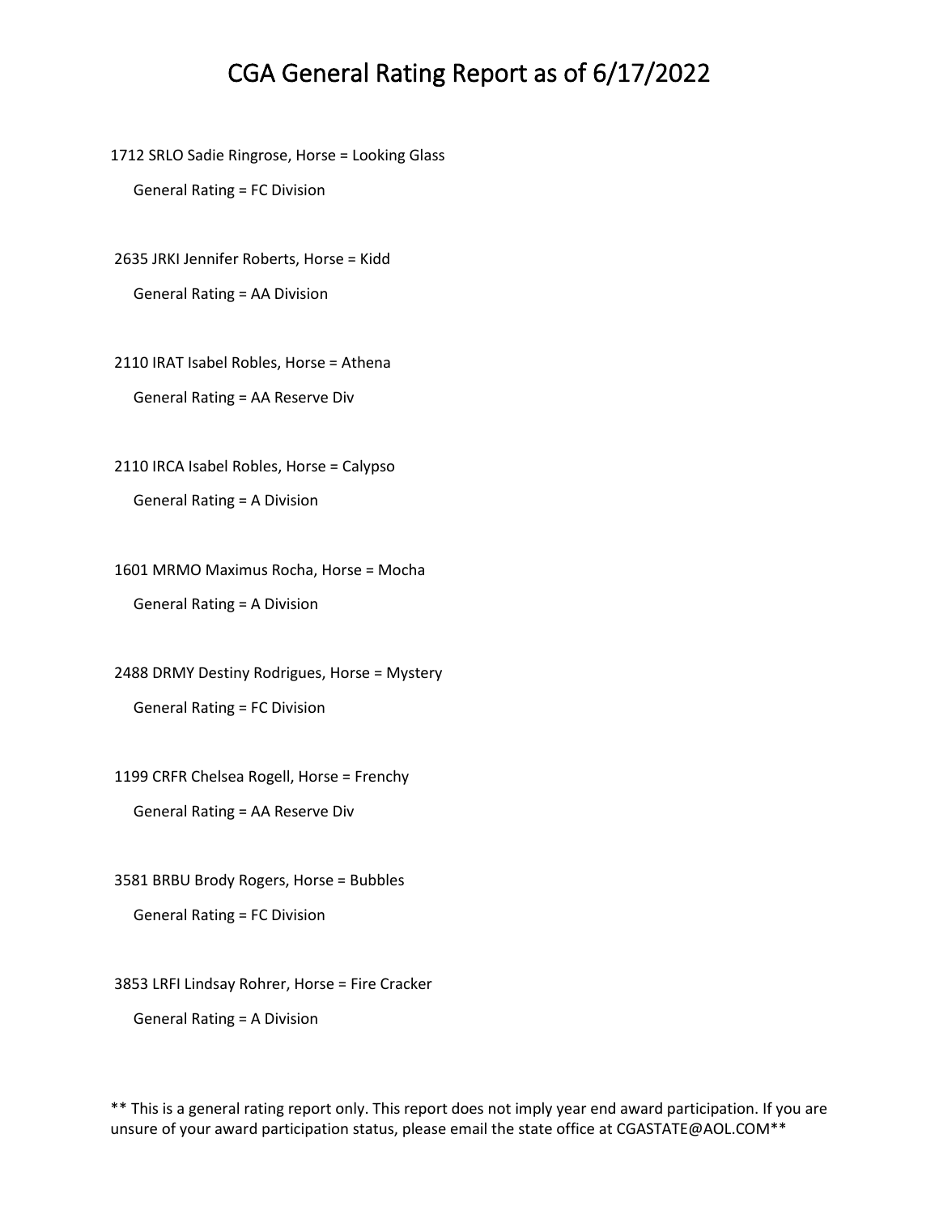# CGA General Rating Report as of 6/17/2022

1712 SRLO Sadie Ringrose, Horse = Looking Glass

General Rating = FC Division

2635 JRKI Jennifer Roberts, Horse = Kidd

General Rating = AA Division

2110 IRAT Isabel Robles, Horse = Athena

General Rating = AA Reserve Div

2110 IRCA Isabel Robles, Horse = Calypso

General Rating = A Division

1601 MRMO Maximus Rocha, Horse = Mocha

General Rating = A Division

2488 DRMY Destiny Rodrigues, Horse = Mystery

General Rating = FC Division

1199 CRFR Chelsea Rogell, Horse = Frenchy

General Rating = AA Reserve Div

3581 BRBU Brody Rogers, Horse = Bubbles

General Rating = FC Division

3853 LRFI Lindsay Rohrer, Horse = Fire Cracker

General Rating = A Division

** This is a general rating report only. This report does not imply year end award participation. If you are unsure of your award participation status, please email the state office at CGASTATE@AOL.COM**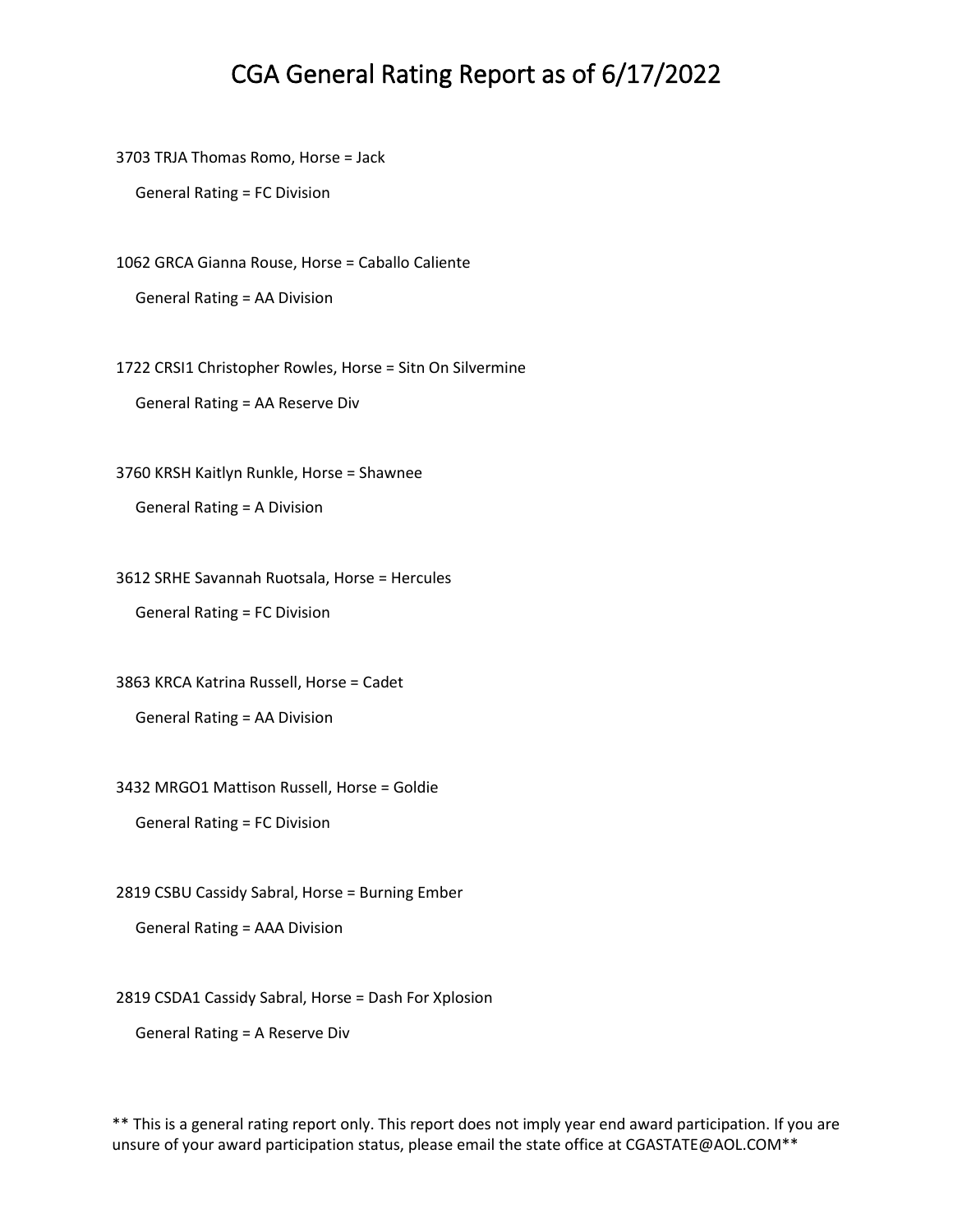# CGA General Rating Report as of 6/17/2022

3703 TRJA Thomas Romo, Horse = Jack

General Rating = FC Division

1062 GRCA Gianna Rouse, Horse = Caballo Caliente

General Rating = AA Division

1722 CRSI1 Christopher Rowles, Horse = Sitn On Silvermine

General Rating = AA Reserve Div

3760 KRSH Kaitlyn Runkle, Horse = Shawnee

General Rating = A Division

3612 SRHE Savannah Ruotsala, Horse = Hercules

General Rating = FC Division

3863 KRCA Katrina Russell, Horse = Cadet

General Rating = AA Division

3432 MRGO1 Mattison Russell, Horse = Goldie

General Rating = FC Division

2819 CSBU Cassidy Sabral, Horse = Burning Ember

General Rating = AAA Division

2819 CSDA1 Cassidy Sabral, Horse = Dash For Xplosion

General Rating = A Reserve Div

** This is a general rating report only. This report does not imply year end award participation. If you are unsure of your award participation status, please email the state office at CGASTATE@AOL.COM**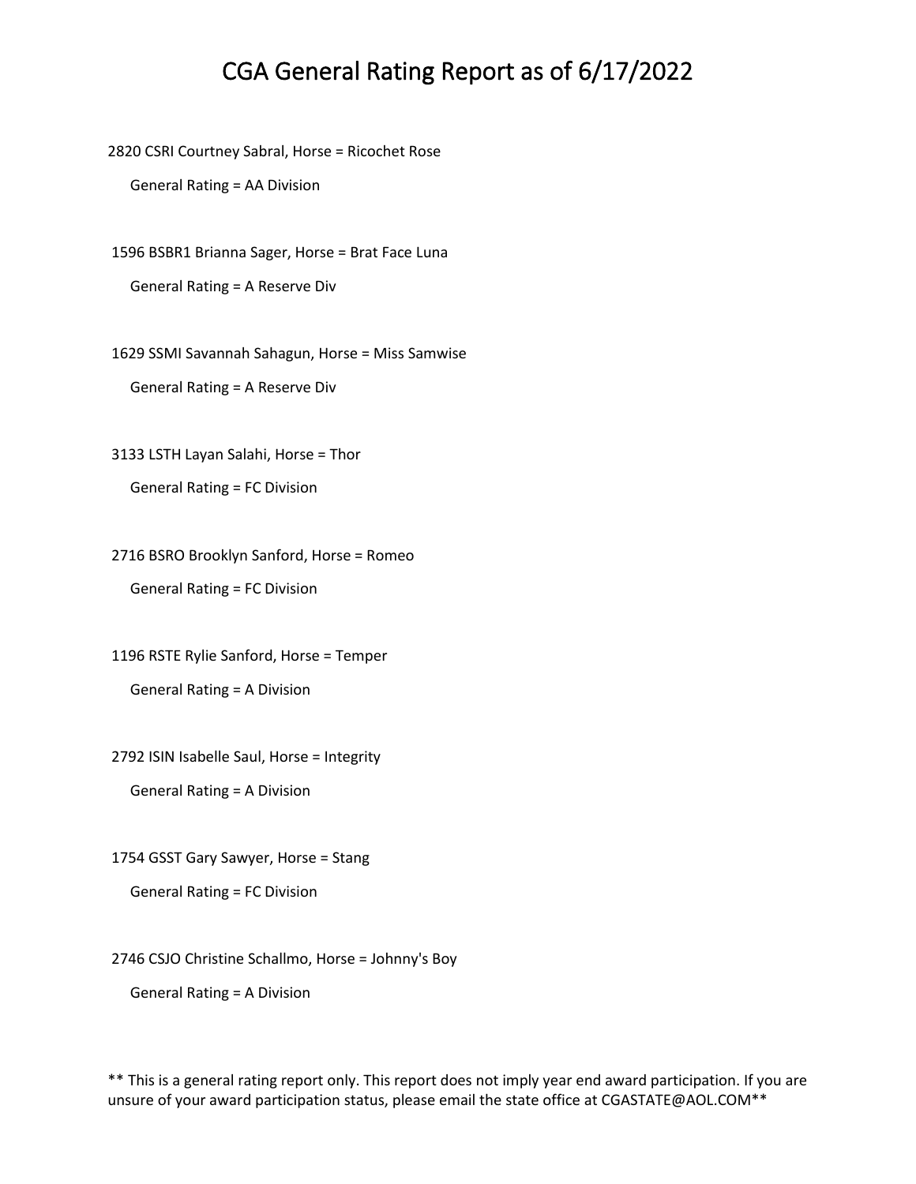# CGA General Rating Report as of 6/17/2022

2820 CSRI Courtney Sabral, Horse = Ricochet Rose

General Rating = AA Division

1596 BSBR1 Brianna Sager, Horse = Brat Face Luna

General Rating = A Reserve Div

1629 SSMI Savannah Sahagun, Horse = Miss Samwise

General Rating = A Reserve Div

3133 LSTH Layan Salahi, Horse = Thor

General Rating = FC Division

2716 BSRO Brooklyn Sanford, Horse = Romeo

General Rating = FC Division

1196 RSTE Rylie Sanford, Horse = Temper

General Rating = A Division

2792 ISIN Isabelle Saul, Horse = Integrity

General Rating = A Division

1754 GSST Gary Sawyer, Horse = Stang

General Rating = FC Division

2746 CSJO Christine Schallmo, Horse = Johnny's Boy

General Rating = A Division

** This is a general rating report only. This report does not imply year end award participation. If you are unsure of your award participation status, please email the state office at CGASTATE@AOL.COM**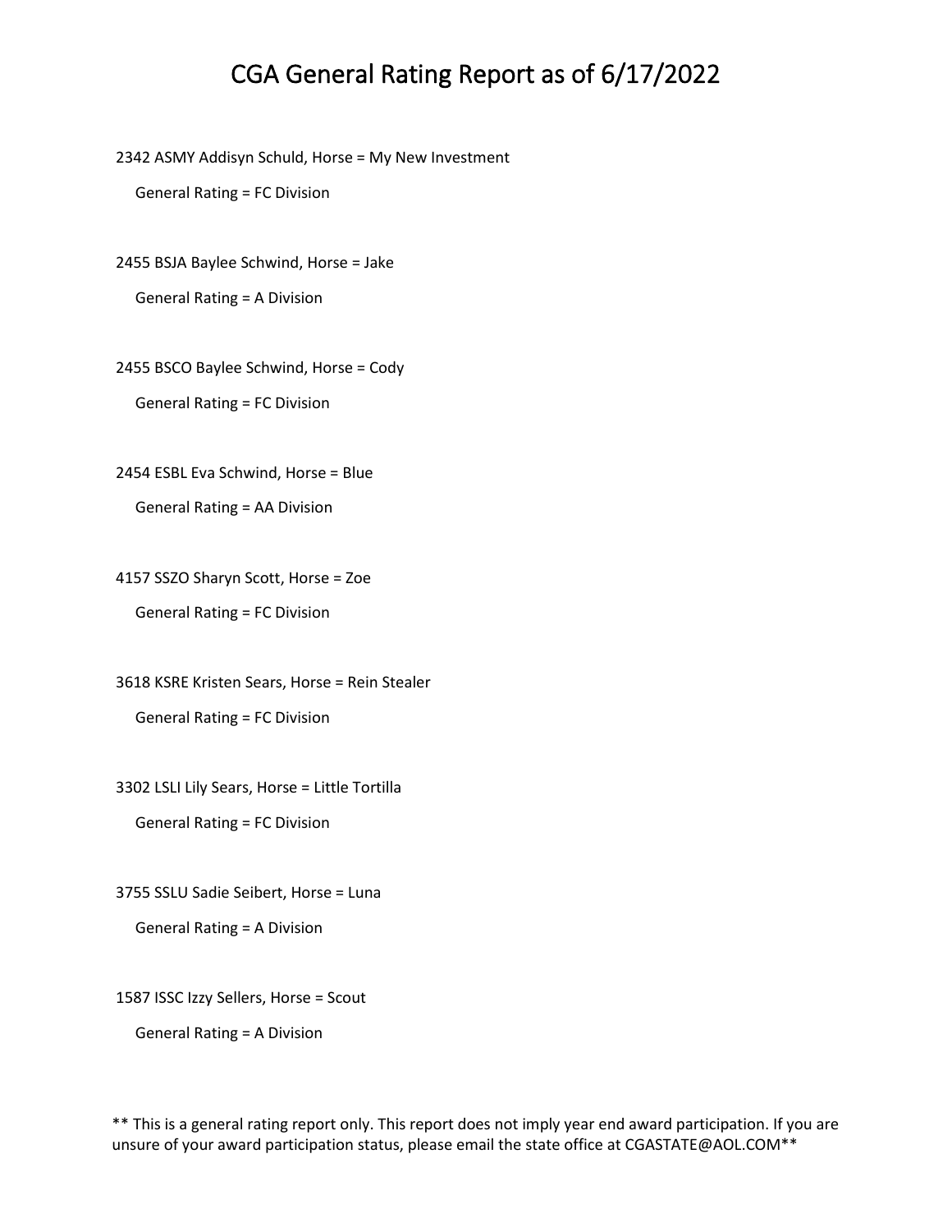# CGA General Rating Report as of 6/17/2022

2342 ASMY Addisyn Schuld, Horse = My New Investment

General Rating = FC Division

2455 BSJA Baylee Schwind, Horse = Jake

General Rating = A Division

2455 BSCO Baylee Schwind, Horse = Cody

General Rating = FC Division

2454 ESBL Eva Schwind, Horse = Blue

General Rating = AA Division

4157 SSZO Sharyn Scott, Horse = Zoe

General Rating = FC Division

3618 KSRE Kristen Sears, Horse = Rein Stealer

General Rating = FC Division

3302 LSLI Lily Sears, Horse = Little Tortilla

General Rating = FC Division

3755 SSLU Sadie Seibert, Horse = Luna

General Rating = A Division

1587 ISSC Izzy Sellers, Horse = Scout

General Rating = A Division

** This is a general rating report only. This report does not imply year end award participation. If you are unsure of your award participation status, please email the state office at CGASTATE@AOL.COM**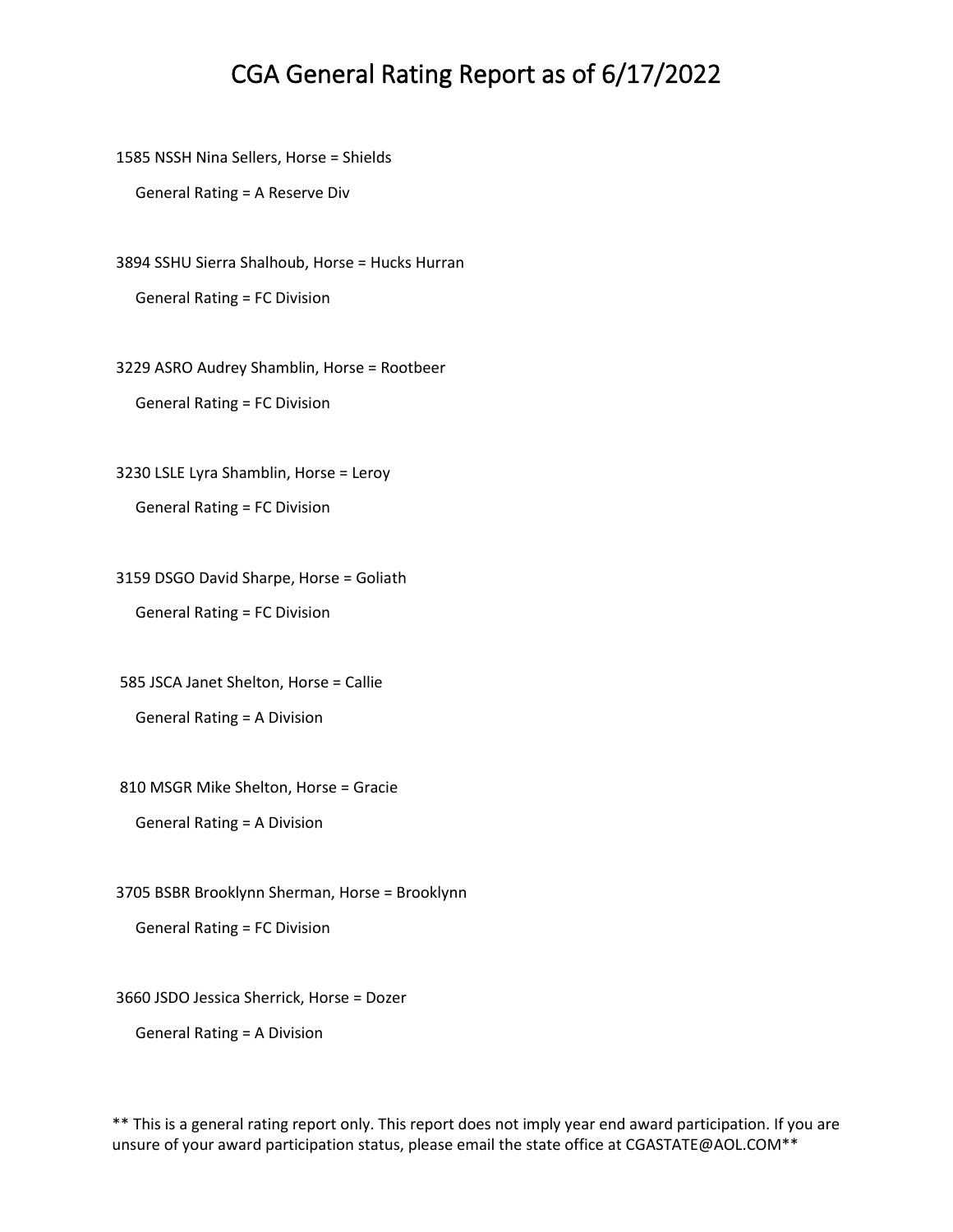# CGA General Rating Report as of 6/17/2022

1585 NSSH Nina Sellers, Horse = Shields

General Rating = A Reserve Div

3894 SSHU Sierra Shalhoub, Horse = Hucks Hurran

General Rating = FC Division

3229 ASRO Audrey Shamblin, Horse = Rootbeer

General Rating = FC Division

3230 LSLE Lyra Shamblin, Horse = Leroy

General Rating = FC Division

3159 DSGO David Sharpe, Horse = Goliath

General Rating = FC Division

585 JSCA Janet Shelton, Horse = Callie

General Rating = A Division

810 MSGR Mike Shelton, Horse = Gracie

General Rating = A Division

3705 BSBR Brooklynn Sherman, Horse = Brooklynn

General Rating = FC Division

3660 JSDO Jessica Sherrick, Horse = Dozer

General Rating = A Division

** This is a general rating report only. This report does not imply year end award participation. If you are unsure of your award participation status, please email the state office at CGASTATE@AOL.COM**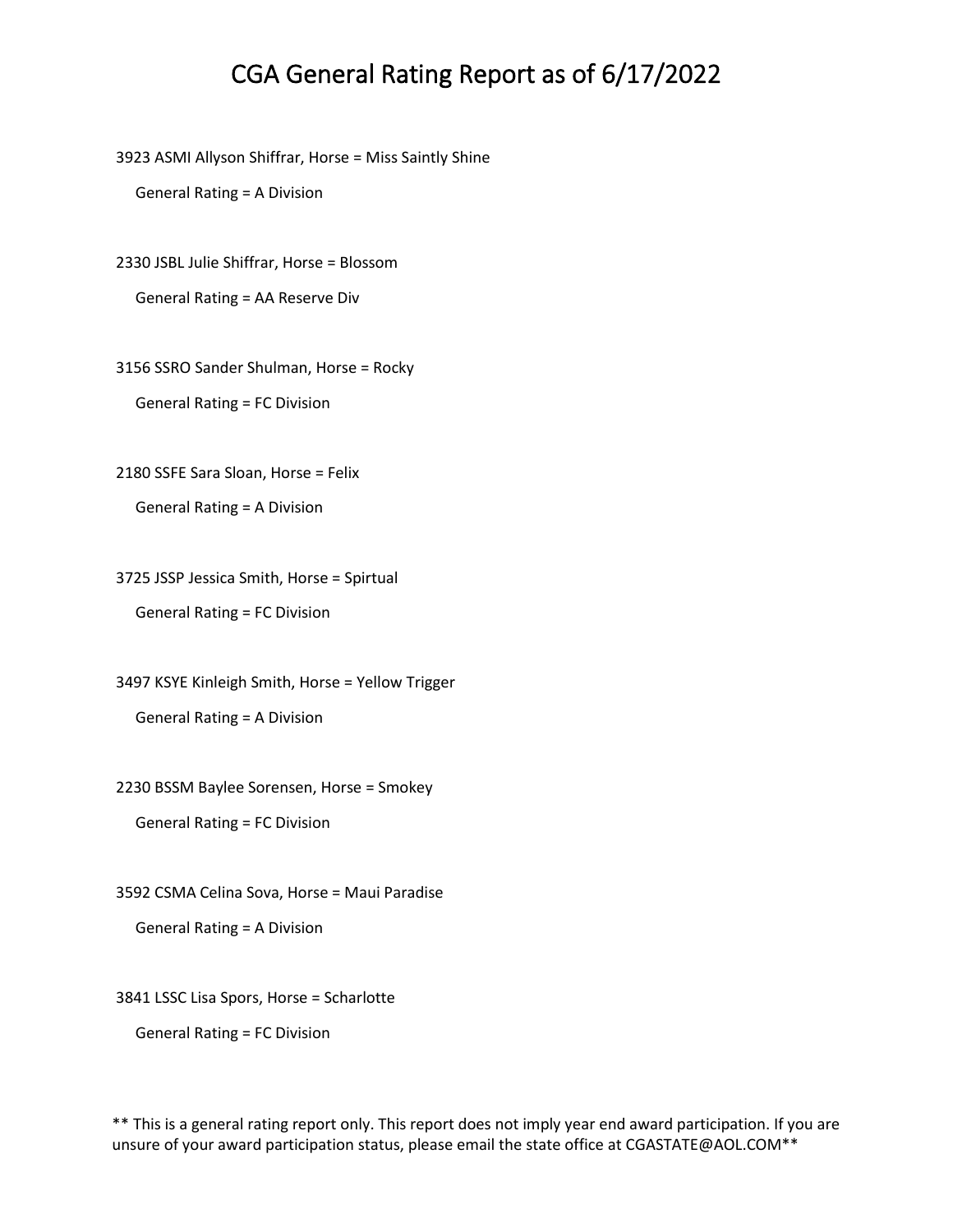# CGA General Rating Report as of 6/17/2022

3923 ASMI Allyson Shiffrar, Horse = Miss Saintly Shine

General Rating = A Division

2330 JSBL Julie Shiffrar, Horse = Blossom

General Rating = AA Reserve Div

3156 SSRO Sander Shulman, Horse = Rocky

General Rating = FC Division

2180 SSFE Sara Sloan, Horse = Felix

General Rating = A Division

3725 JSSP Jessica Smith, Horse = Spirtual

General Rating = FC Division

3497 KSYE Kinleigh Smith, Horse = Yellow Trigger

General Rating = A Division

2230 BSSM Baylee Sorensen, Horse = Smokey

General Rating = FC Division

3592 CSMA Celina Sova, Horse = Maui Paradise

General Rating = A Division

3841 LSSC Lisa Spors, Horse = Scharlotte

General Rating = FC Division

** This is a general rating report only. This report does not imply year end award participation. If you are unsure of your award participation status, please email the state office at CGASTATE@AOL.COM**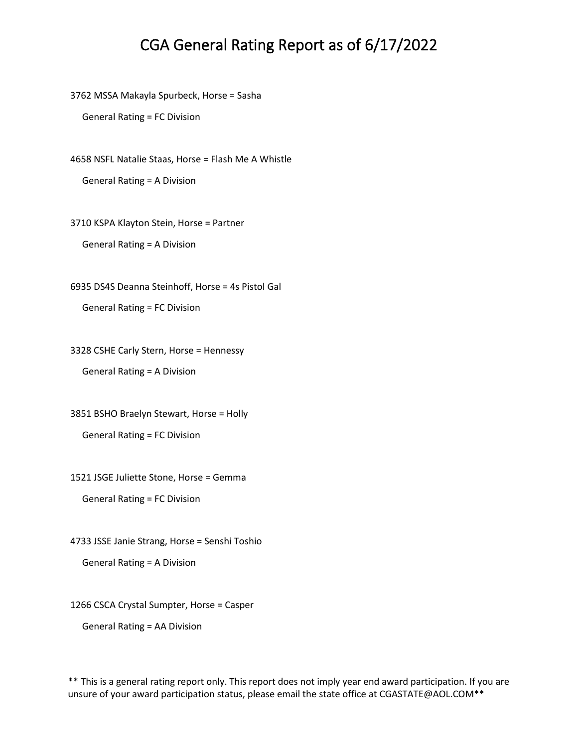# CGA General Rating Report as of 6/17/2022

3762 MSSA Makayla Spurbeck, Horse = Sasha

General Rating = FC Division

4658 NSFL Natalie Staas, Horse = Flash Me A Whistle

General Rating = A Division

3710 KSPA Klayton Stein, Horse = Partner

General Rating = A Division

6935 DS4S Deanna Steinhoff, Horse = 4s Pistol Gal

General Rating = FC Division

3328 CSHE Carly Stern, Horse = Hennessy

General Rating = A Division

3851 BSHO Braelyn Stewart, Horse = Holly

General Rating = FC Division

1521 JSGE Juliette Stone, Horse = Gemma

General Rating = FC Division

4733 JSSE Janie Strang, Horse = Senshi Toshio

General Rating = A Division

1266 CSCA Crystal Sumpter, Horse = Casper

General Rating = AA Division

** This is a general rating report only. This report does not imply year end award participation. If you are unsure of your award participation status, please email the state office at CGASTATE@AOL.COM**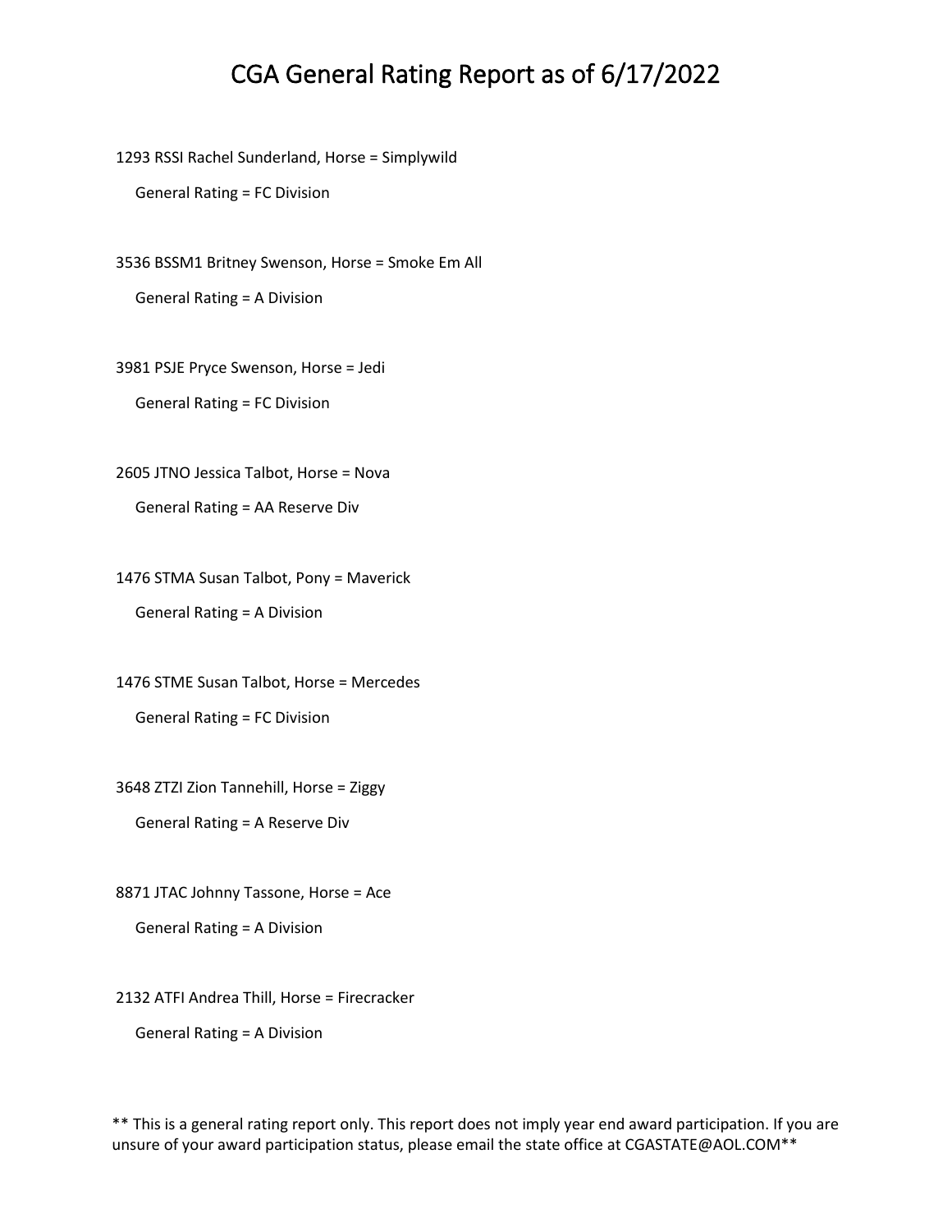# CGA General Rating Report as of 6/17/2022

1293 RSSI Rachel Sunderland, Horse = Simplywild

General Rating = FC Division

3536 BSSM1 Britney Swenson, Horse = Smoke Em All

General Rating = A Division

3981 PSJE Pryce Swenson, Horse = Jedi

General Rating = FC Division

2605 JTNO Jessica Talbot, Horse = Nova

General Rating = AA Reserve Div

1476 STMA Susan Talbot, Pony = Maverick

General Rating = A Division

1476 STME Susan Talbot, Horse = Mercedes

General Rating = FC Division

3648 ZTZI Zion Tannehill, Horse = Ziggy

General Rating = A Reserve Div

8871 JTAC Johnny Tassone, Horse = Ace

General Rating = A Division

2132 ATFI Andrea Thill, Horse = Firecracker

General Rating = A Division

** This is a general rating report only. This report does not imply year end award participation. If you are unsure of your award participation status, please email the state office at CGASTATE@AOL.COM**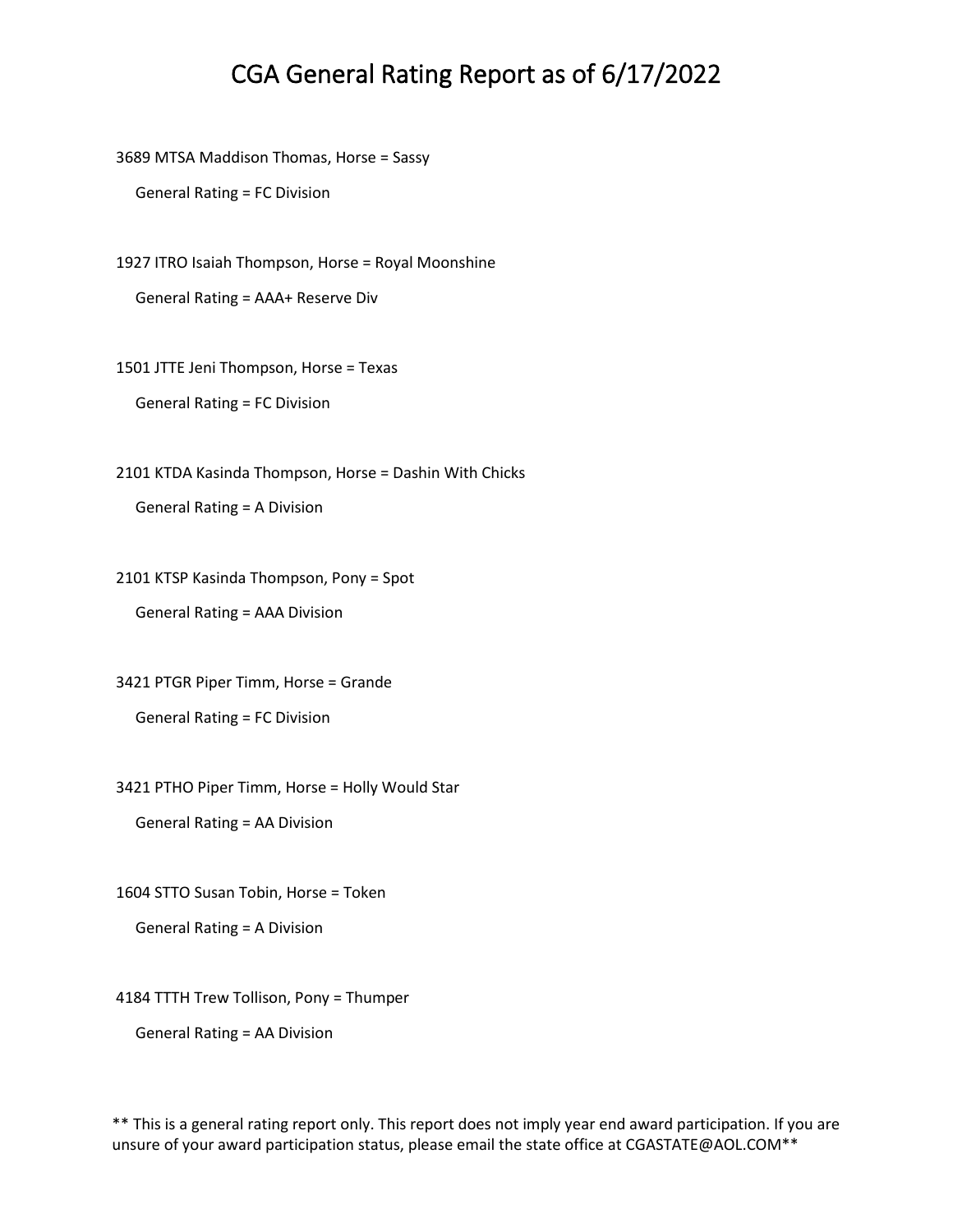# CGA General Rating Report as of 6/17/2022

3689 MTSA Maddison Thomas, Horse = Sassy

General Rating = FC Division

1927 ITRO Isaiah Thompson, Horse = Royal Moonshine

General Rating = AAA+ Reserve Div

1501 JTTE Jeni Thompson, Horse = Texas

General Rating = FC Division

2101 KTDA Kasinda Thompson, Horse = Dashin With Chicks

General Rating = A Division

2101 KTSP Kasinda Thompson, Pony = Spot

General Rating = AAA Division

3421 PTGR Piper Timm, Horse = Grande

General Rating = FC Division

3421 PTHO Piper Timm, Horse = Holly Would Star

General Rating = AA Division

1604 STTO Susan Tobin, Horse = Token

General Rating = A Division

4184 TTTH Trew Tollison, Pony = Thumper

General Rating = AA Division

** This is a general rating report only. This report does not imply year end award participation. If you are unsure of your award participation status, please email the state office at CGASTATE@AOL.COM**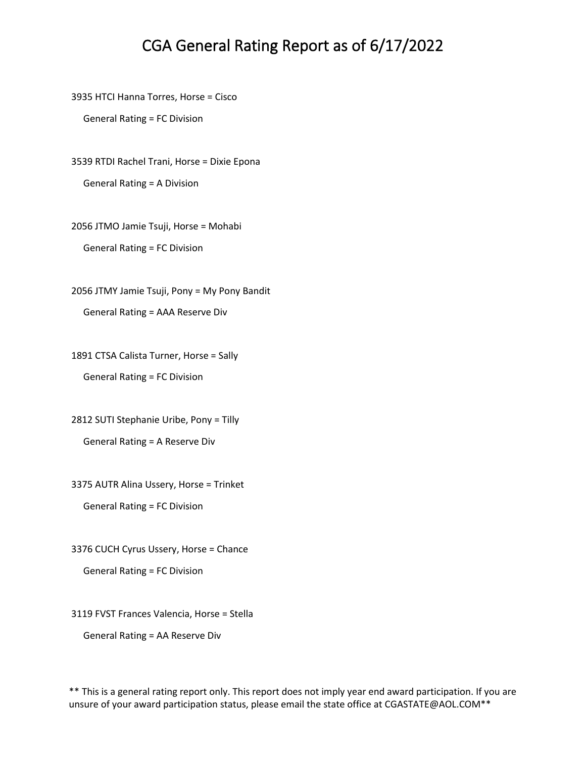# CGA General Rating Report as of 6/17/2022

3935 HTCI Hanna Torres, Horse = Cisco

General Rating = FC Division

3539 RTDI Rachel Trani, Horse = Dixie Epona

General Rating = A Division

2056 JTMO Jamie Tsuji, Horse = Mohabi

General Rating = FC Division

2056 JTMY Jamie Tsuji, Pony = My Pony Bandit

General Rating = AAA Reserve Div

1891 CTSA Calista Turner, Horse = Sally

General Rating = FC Division

2812 SUTI Stephanie Uribe, Pony = Tilly

General Rating = A Reserve Div

3375 AUTR Alina Ussery, Horse = Trinket

General Rating = FC Division

3376 CUCH Cyrus Ussery, Horse = Chance

General Rating = FC Division

3119 FVST Frances Valencia, Horse = Stella

General Rating = AA Reserve Div

** This is a general rating report only. This report does not imply year end award participation. If you are unsure of your award participation status, please email the state office at CGASTATE@AOL.COM**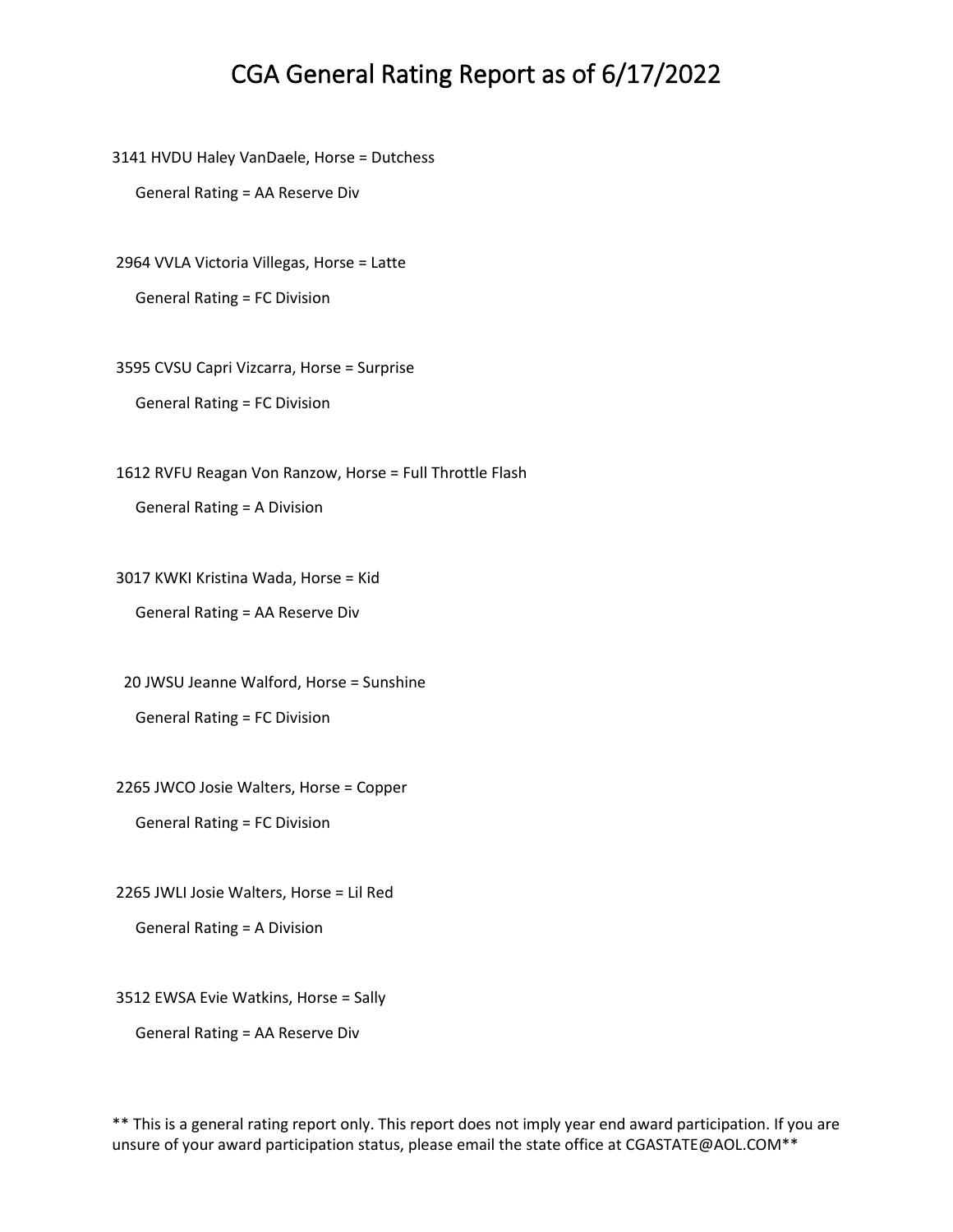# CGA General Rating Report as of 6/17/2022

3141 HVDU Haley VanDaele, Horse = Dutchess

General Rating = AA Reserve Div

2964 VVLA Victoria Villegas, Horse = Latte

General Rating = FC Division

3595 CVSU Capri Vizcarra, Horse = Surprise

General Rating = FC Division

1612 RVFU Reagan Von Ranzow, Horse = Full Throttle Flash

General Rating = A Division

3017 KWKI Kristina Wada, Horse = Kid

General Rating = AA Reserve Div

20 JWSU Jeanne Walford, Horse = Sunshine

General Rating = FC Division

2265 JWCO Josie Walters, Horse = Copper

General Rating = FC Division

2265 JWLI Josie Walters, Horse = Lil Red

General Rating = A Division

3512 EWSA Evie Watkins, Horse = Sally

General Rating = AA Reserve Div

** This is a general rating report only. This report does not imply year end award participation. If you are unsure of your award participation status, please email the state office at CGASTATE@AOL.COM**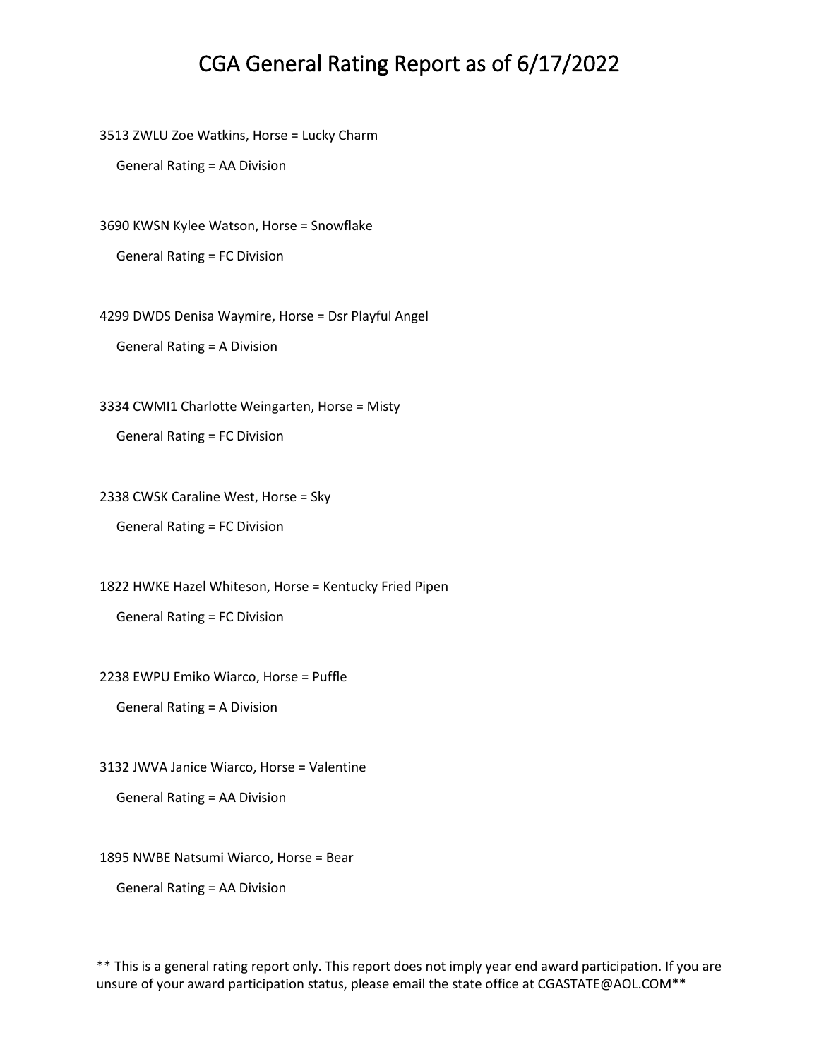# CGA General Rating Report as of 6/17/2022

3513 ZWLU Zoe Watkins, Horse = Lucky Charm

General Rating = AA Division

3690 KWSN Kylee Watson, Horse = Snowflake

General Rating = FC Division

4299 DWDS Denisa Waymire, Horse = Dsr Playful Angel

General Rating = A Division

3334 CWMI1 Charlotte Weingarten, Horse = Misty

General Rating = FC Division

2338 CWSK Caraline West, Horse = Sky

General Rating = FC Division

1822 HWKE Hazel Whiteson, Horse = Kentucky Fried Pipen

General Rating = FC Division

2238 EWPU Emiko Wiarco, Horse = Puffle

General Rating = A Division

3132 JWVA Janice Wiarco, Horse = Valentine

General Rating = AA Division

1895 NWBE Natsumi Wiarco, Horse = Bear

General Rating = AA Division

** This is a general rating report only. This report does not imply year end award participation. If you are unsure of your award participation status, please email the state office at CGASTATE@AOL.COM**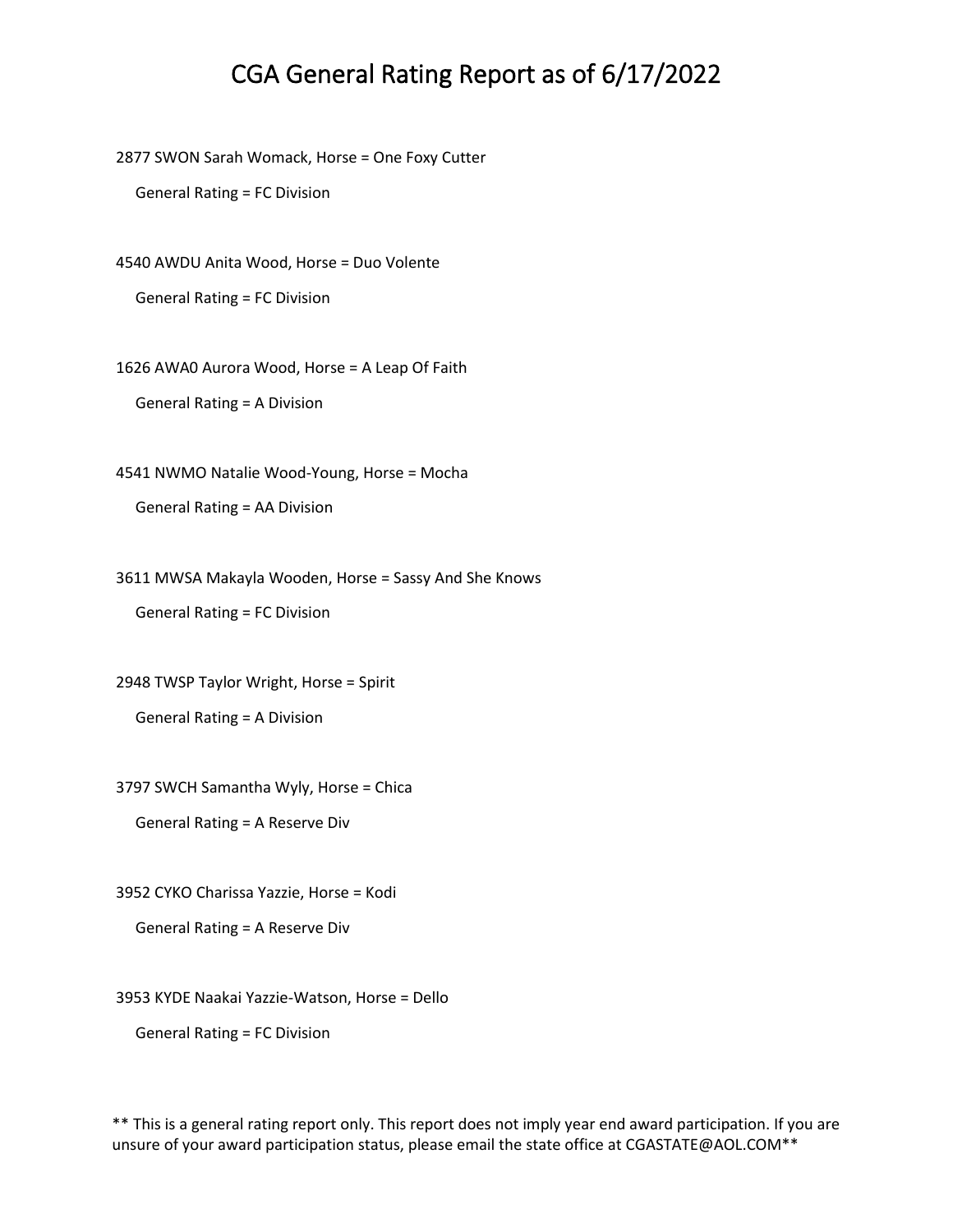# CGA General Rating Report as of 6/17/2022

2877 SWON Sarah Womack, Horse = One Foxy Cutter

General Rating = FC Division

4540 AWDU Anita Wood, Horse = Duo Volente

General Rating = FC Division

1626 AWA0 Aurora Wood, Horse = A Leap Of Faith

General Rating = A Division

4541 NWMO Natalie Wood-Young, Horse = Mocha

General Rating = AA Division

3611 MWSA Makayla Wooden, Horse = Sassy And She Knows

General Rating = FC Division

2948 TWSP Taylor Wright, Horse = Spirit

General Rating = A Division

3797 SWCH Samantha Wyly, Horse = Chica

General Rating = A Reserve Div

3952 CYKO Charissa Yazzie, Horse = Kodi

General Rating = A Reserve Div

3953 KYDE Naakai Yazzie-Watson, Horse = Dello

General Rating = FC Division

** This is a general rating report only. This report does not imply year end award participation. If you are unsure of your award participation status, please email the state office at CGASTATE@AOL.COM**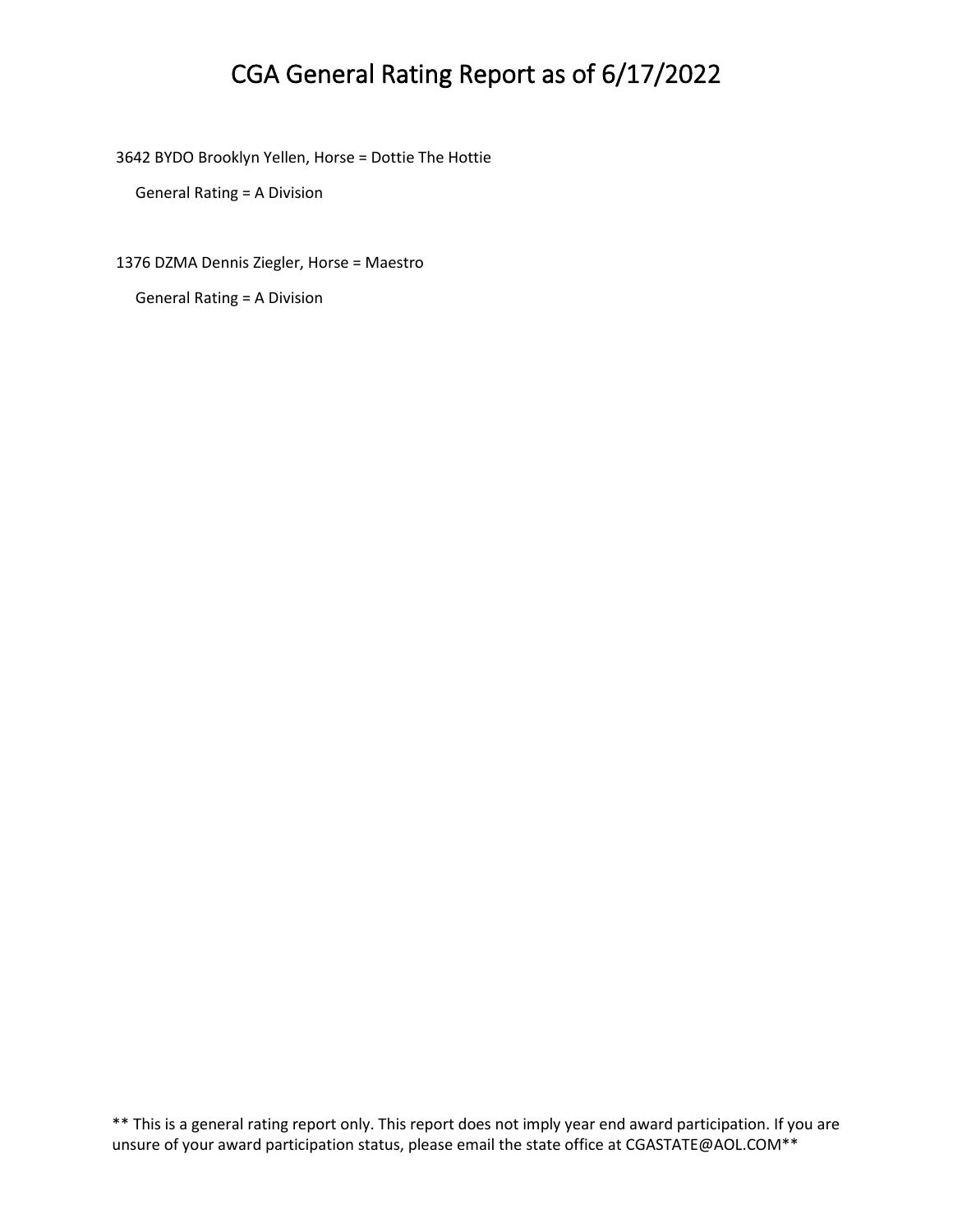# CGA General Rating Report as of 6/17/2022

3642 BYDO Brooklyn Yellen, Horse = Dottie The Hottie

General Rating = A Division

1376 DZMA Dennis Ziegler, Horse = Maestro

General Rating = A Division

** This is a general rating report only. This report does not imply year end award participation. If you are unsure of your award participation status, please email the state office at CGASTATE@AOL.COM**